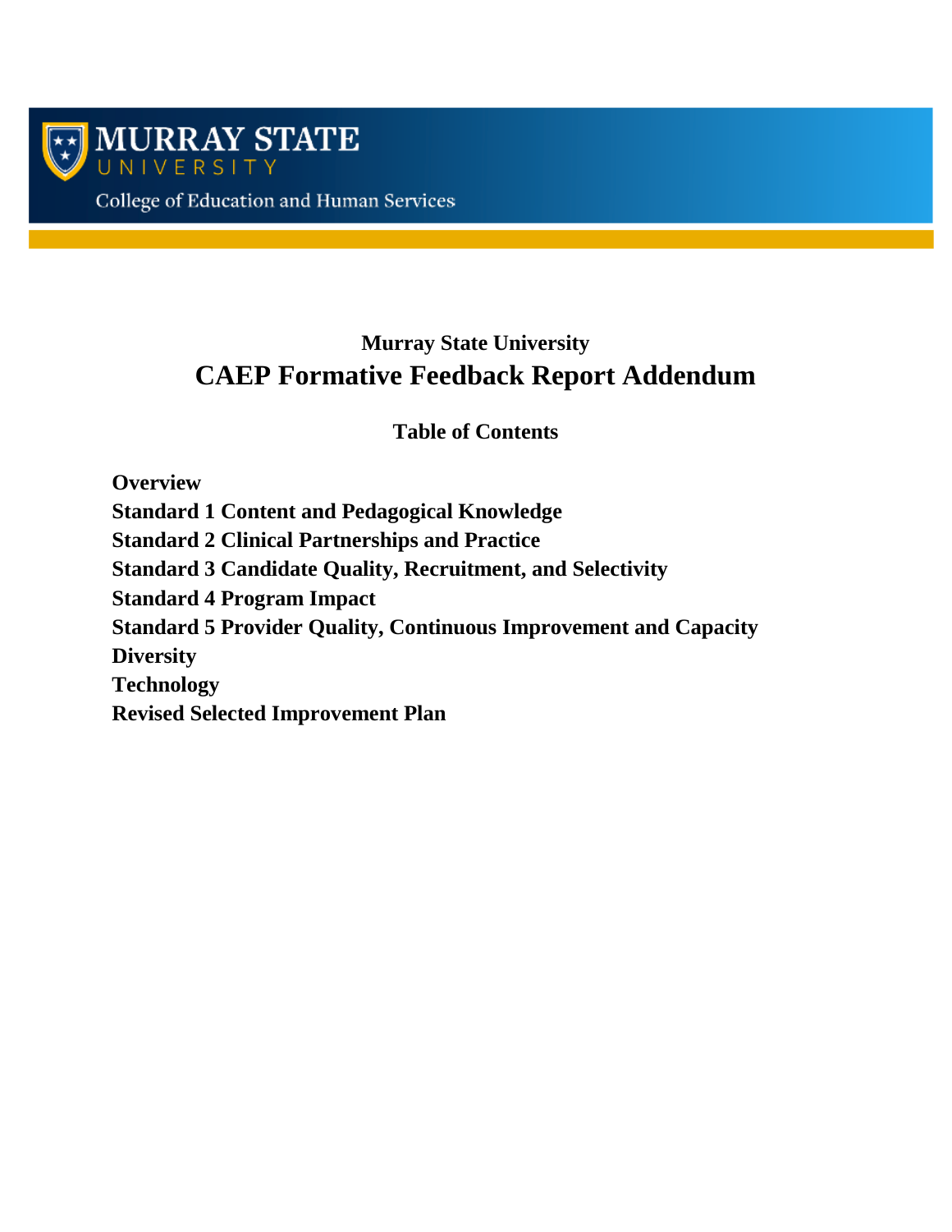MURRAY STATE UNIVERSITY

College of Education and Human Services

# Murray State University

# CAEP Formative Feedback Report Addendum

## Table of Contents

**Overview**

**Standard 1 Content and Pedagogical Knowledge**

**Standard 2 Clinical Partnerships and Practice**

**Standard 3 Candidate Quality, Recruitment, and Selectivity**

**Standard 4 Program Impact**

**Standard 5 Provider Quality, Continuous Improvement and Capacity**

**Diversity**

**Technology**

**Revised Selected Improvement Plan**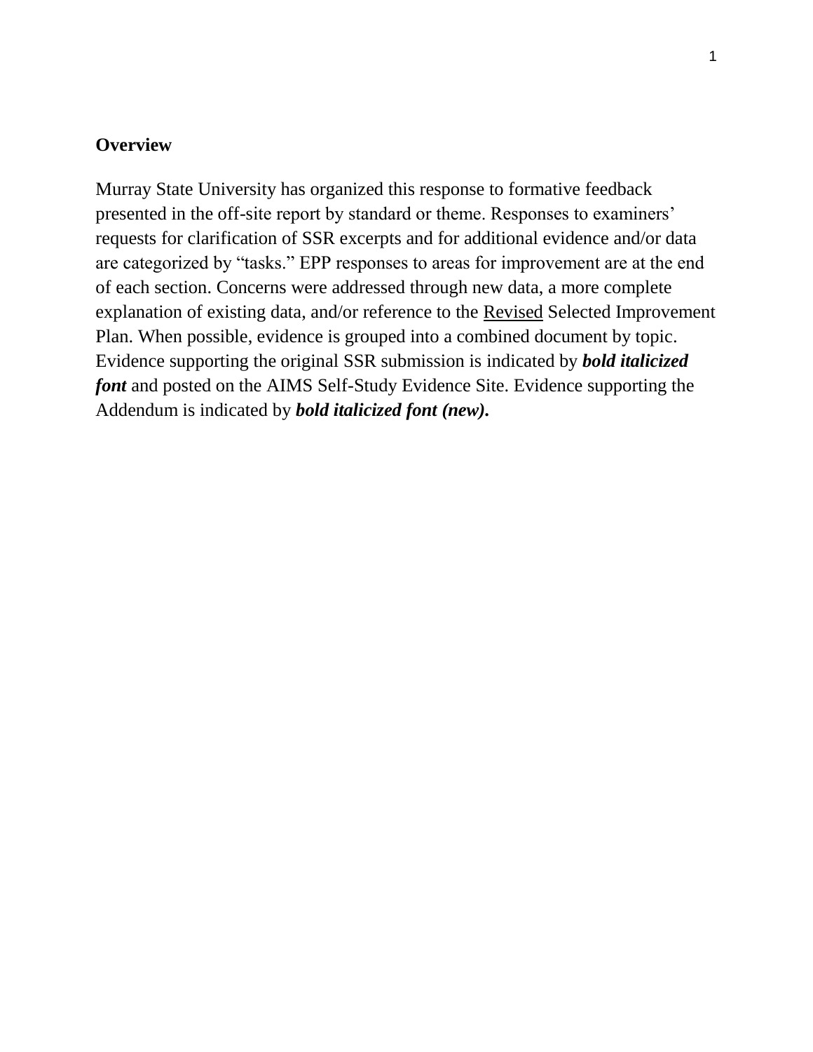## Overview

Murray State University has organized this response to formative feedback presented in the off-site report by standard or theme. Responses to examiners' requests for clarification of SSR excerpts and for additional evidence and/or data are categorized by "tasks." EPP responses to areas for improvement are at the end of each section. Concerns were addressed through new data, a more complete explanation of existing data, and/or reference to the <u>Revised</u> Selected Improvement Plan. When possible, evidence is grouped into a combined document by topic. Evidence supporting the original SSR submission is indicated by ***bold italicized font*** and posted on the AIMS Self-Study Evidence Site. Evidence supporting the Addendum is indicated by ***bold italicized font (new).***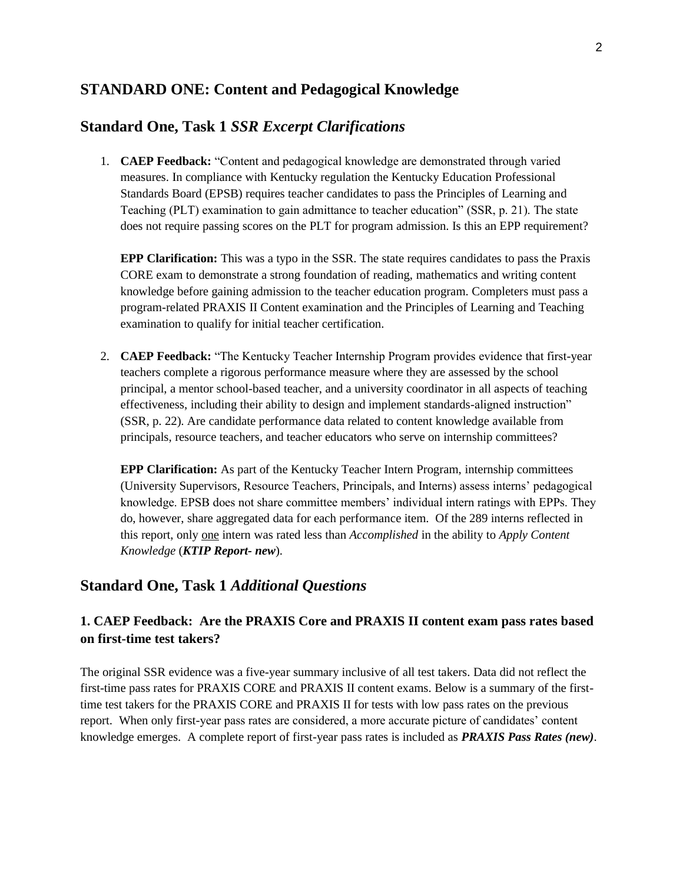## STANDARD ONE: Content and Pedagogical Knowledge

## Standard One, Task 1 *SSR Excerpt Clarifications*

1. **CAEP Feedback:** "Content and pedagogical knowledge are demonstrated through varied measures. In compliance with Kentucky regulation the Kentucky Education Professional Standards Board (EPSB) requires teacher candidates to pass the Principles of Learning and Teaching (PLT) examination to gain admittance to teacher education" (SSR, p. 21). The state does not require passing scores on the PLT for program admission. Is this an EPP requirement?

   **EPP Clarification:** This was a typo in the SSR. The state requires candidates to pass the Praxis CORE exam to demonstrate a strong foundation of reading, mathematics and writing content knowledge before gaining admission to the teacher education program. Completers must pass a program-related PRAXIS II Content examination and the Principles of Learning and Teaching examination to qualify for initial teacher certification.

2. **CAEP Feedback:** "The Kentucky Teacher Internship Program provides evidence that first-year teachers complete a rigorous performance measure where they are assessed by the school principal, a mentor school-based teacher, and a university coordinator in all aspects of teaching effectiveness, including their ability to design and implement standards-aligned instruction" (SSR, p. 22). Are candidate performance data related to content knowledge available from principals, resource teachers, and teacher educators who serve on internship committees?

   **EPP Clarification:** As part of the Kentucky Teacher Intern Program, internship committees (University Supervisors, Resource Teachers, Principals, and Interns) assess interns' pedagogical knowledge. EPSB does not share committee members' individual intern ratings with EPPs. They do, however, share aggregated data for each performance item. Of the 289 interns reflected in this report, only <u>one</u> intern was rated less than *Accomplished* in the ability to *Apply Content Knowledge* (***KTIP Report- new***).

## Standard One, Task 1 *Additional Questions*

### 1. CAEP Feedback: Are the PRAXIS Core and PRAXIS II content exam pass rates based on first-time test takers?

The original SSR evidence was a five-year summary inclusive of all test takers. Data did not reflect the first-time pass rates for PRAXIS CORE and PRAXIS II content exams. Below is a summary of the first-time test takers for the PRAXIS CORE and PRAXIS II for tests with low pass rates on the previous report. When only first-year pass rates are considered, a more accurate picture of candidates' content knowledge emerges. A complete report of first-year pass rates is included as ***PRAXIS Pass Rates (new)***.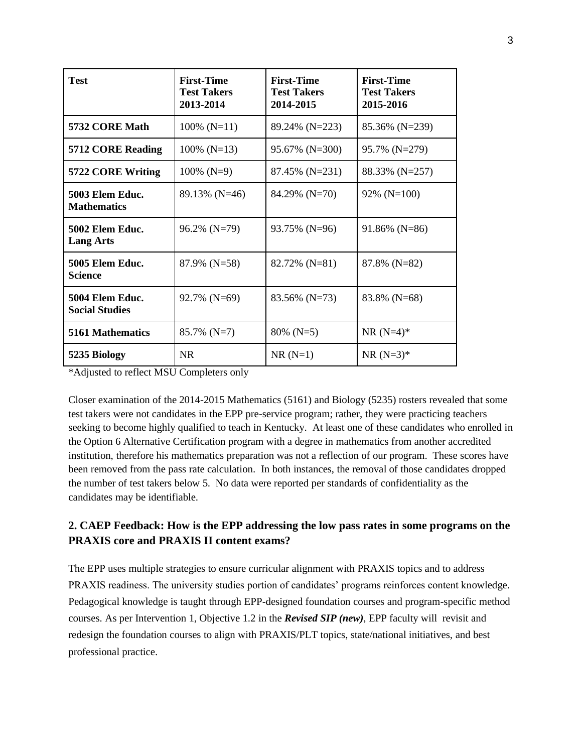| Test | First-Time Test Takers 2013-2014 | First-Time Test Takers 2014-2015 | First-Time Test Takers 2015-2016 |
|---|---|---|---|
| **5732 CORE Math** | 100% (N=11) | 89.24% (N=223) | 85.36% (N=239) |
| **5712 CORE Reading** | 100% (N=13) | 95.67% (N=300) | 95.7% (N=279) |
| **5722 CORE Writing** | 100% (N=9) | 87.45% (N=231) | 88.33% (N=257) |
| **5003 Elem Educ. Mathematics** | 89.13% (N=46) | 84.29% (N=70) | 92% (N=100) |
| **5002 Elem Educ. Lang Arts** | 96.2% (N=79) | 93.75% (N=96) | 91.86% (N=86) |
| **5005 Elem Educ. Science** | 87.9% (N=58) | 82.72% (N=81) | 87.8% (N=82) |
| **5004 Elem Educ. Social Studies** | 92.7% (N=69) | 83.56% (N=73) | 83.8% (N=68) |
| **5161 Mathematics** | 85.7% (N=7) | 80% (N=5) | NR (N=4)* |
| **5235 Biology** | NR | NR (N=1) | NR (N=3)* |

*Adjusted to reflect MSU Completers only

Closer examination of the 2014-2015 Mathematics (5161) and Biology (5235) rosters revealed that some test takers were not candidates in the EPP pre-service program; rather, they were practicing teachers seeking to become highly qualified to teach in Kentucky. At least one of these candidates who enrolled in the Option 6 Alternative Certification program with a degree in mathematics from another accredited institution, therefore his mathematics preparation was not a reflection of our program. These scores have been removed from the pass rate calculation. In both instances, the removal of those candidates dropped the number of test takers below 5. No data were reported per standards of confidentiality as the candidates may be identifiable.

## 2. CAEP Feedback: How is the EPP addressing the low pass rates in some programs on the PRAXIS core and PRAXIS II content exams?

The EPP uses multiple strategies to ensure curricular alignment with PRAXIS topics and to address PRAXIS readiness. The university studies portion of candidates' programs reinforces content knowledge. Pedagogical knowledge is taught through EPP-designed foundation courses and program-specific method courses. As per Intervention 1, Objective 1.2 in the ***Revised SIP (new)***, EPP faculty will revisit and redesign the foundation courses to align with PRAXIS/PLT topics, state/national initiatives, and best professional practice.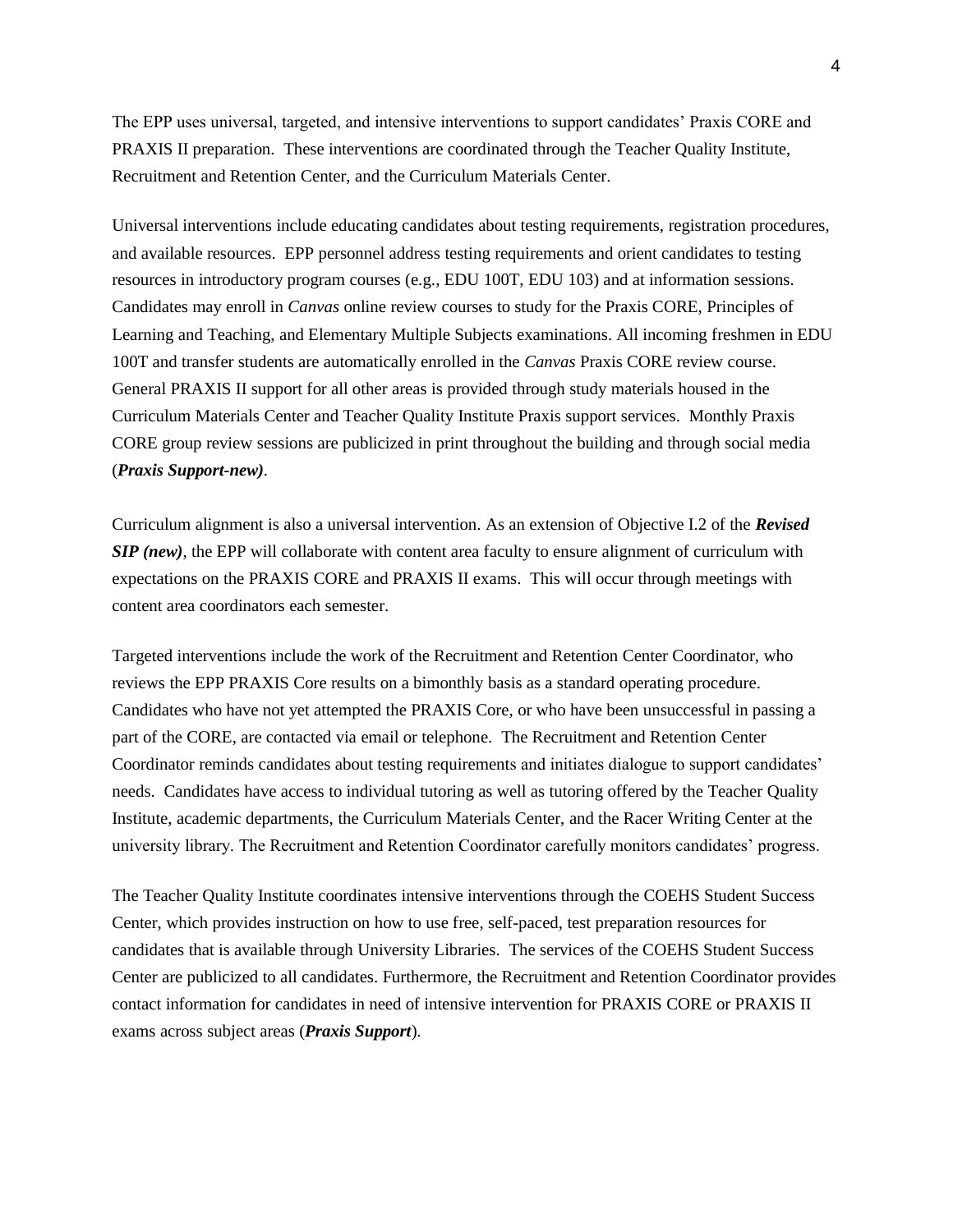The EPP uses universal, targeted, and intensive interventions to support candidates' Praxis CORE and PRAXIS II preparation. These interventions are coordinated through the Teacher Quality Institute, Recruitment and Retention Center, and the Curriculum Materials Center.

Universal interventions include educating candidates about testing requirements, registration procedures, and available resources. EPP personnel address testing requirements and orient candidates to testing resources in introductory program courses (e.g., EDU 100T, EDU 103) and at information sessions. Candidates may enroll in *Canvas* online review courses to study for the Praxis CORE, Principles of Learning and Teaching, and Elementary Multiple Subjects examinations. All incoming freshmen in EDU 100T and transfer students are automatically enrolled in the *Canvas* Praxis CORE review course. General PRAXIS II support for all other areas is provided through study materials housed in the Curriculum Materials Center and Teacher Quality Institute Praxis support services. Monthly Praxis CORE group review sessions are publicized in print throughout the building and through social media (***Praxis Support-new)***.

Curriculum alignment is also a universal intervention. As an extension of Objective I.2 of the ***Revised SIP (new)***, the EPP will collaborate with content area faculty to ensure alignment of curriculum with expectations on the PRAXIS CORE and PRAXIS II exams. This will occur through meetings with content area coordinators each semester.

Targeted interventions include the work of the Recruitment and Retention Center Coordinator, who reviews the EPP PRAXIS Core results on a bimonthly basis as a standard operating procedure. Candidates who have not yet attempted the PRAXIS Core, or who have been unsuccessful in passing a part of the CORE, are contacted via email or telephone. The Recruitment and Retention Center Coordinator reminds candidates about testing requirements and initiates dialogue to support candidates' needs. Candidates have access to individual tutoring as well as tutoring offered by the Teacher Quality Institute, academic departments, the Curriculum Materials Center, and the Racer Writing Center at the university library. The Recruitment and Retention Coordinator carefully monitors candidates' progress.

The Teacher Quality Institute coordinates intensive interventions through the COEHS Student Success Center, which provides instruction on how to use free, self-paced, test preparation resources for candidates that is available through University Libraries. The services of the COEHS Student Success Center are publicized to all candidates. Furthermore, the Recruitment and Retention Coordinator provides contact information for candidates in need of intensive intervention for PRAXIS CORE or PRAXIS II exams across subject areas (***Praxis Support***).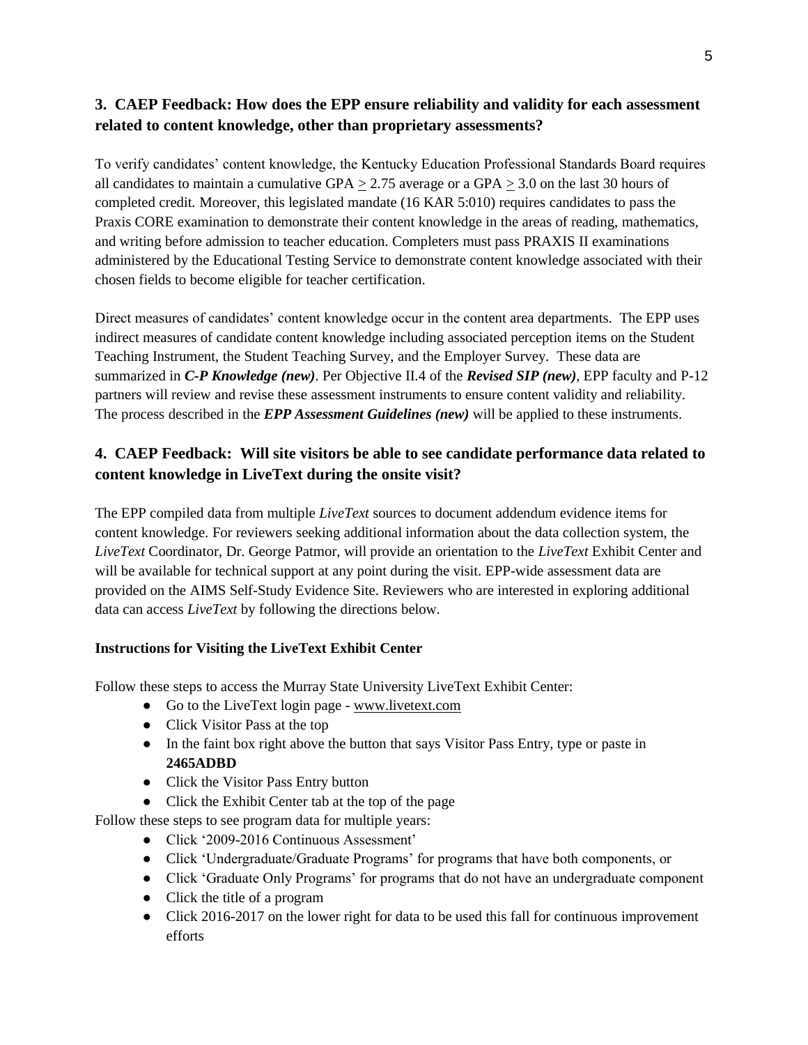### 3. CAEP Feedback: How does the EPP ensure reliability and validity for each assessment related to content knowledge, other than proprietary assessments?

To verify candidates' content knowledge, the Kentucky Education Professional Standards Board requires all candidates to maintain a cumulative GPA ≥ 2.75 average or a GPA ≥ 3.0 on the last 30 hours of completed credit. Moreover, this legislated mandate (16 KAR 5:010) requires candidates to pass the Praxis CORE examination to demonstrate their content knowledge in the areas of reading, mathematics, and writing before admission to teacher education. Completers must pass PRAXIS II examinations administered by the Educational Testing Service to demonstrate content knowledge associated with their chosen fields to become eligible for teacher certification.

Direct measures of candidates' content knowledge occur in the content area departments. The EPP uses indirect measures of candidate content knowledge including associated perception items on the Student Teaching Instrument, the Student Teaching Survey, and the Employer Survey. These data are summarized in ***C-P Knowledge (new)***. Per Objective II.4 of the ***Revised SIP (new)***, EPP faculty and P-12 partners will review and revise these assessment instruments to ensure content validity and reliability. The process described in the ***EPP Assessment Guidelines (new)*** will be applied to these instruments.

### 4. CAEP Feedback: Will site visitors be able to see candidate performance data related to content knowledge in LiveText during the onsite visit?

The EPP compiled data from multiple *LiveText* sources to document addendum evidence items for content knowledge. For reviewers seeking additional information about the data collection system, the *LiveText* Coordinator, Dr. George Patmor, will provide an orientation to the *LiveText* Exhibit Center and will be available for technical support at any point during the visit. EPP-wide assessment data are provided on the AIMS Self-Study Evidence Site. Reviewers who are interested in exploring additional data can access *LiveText* by following the directions below.

**Instructions for Visiting the LiveText Exhibit Center**

Follow these steps to access the Murray State University LiveText Exhibit Center:

- Go to the LiveText login page - www.livetext.com
- Click Visitor Pass at the top
- In the faint box right above the button that says Visitor Pass Entry, type or paste in **2465ADBD**
- Click the Visitor Pass Entry button
- Click the Exhibit Center tab at the top of the page

Follow these steps to see program data for multiple years:

- Click '2009-2016 Continuous Assessment'
- Click 'Undergraduate/Graduate Programs' for programs that have both components, or
- Click 'Graduate Only Programs' for programs that do not have an undergraduate component
- Click the title of a program
- Click 2016-2017 on the lower right for data to be used this fall for continuous improvement efforts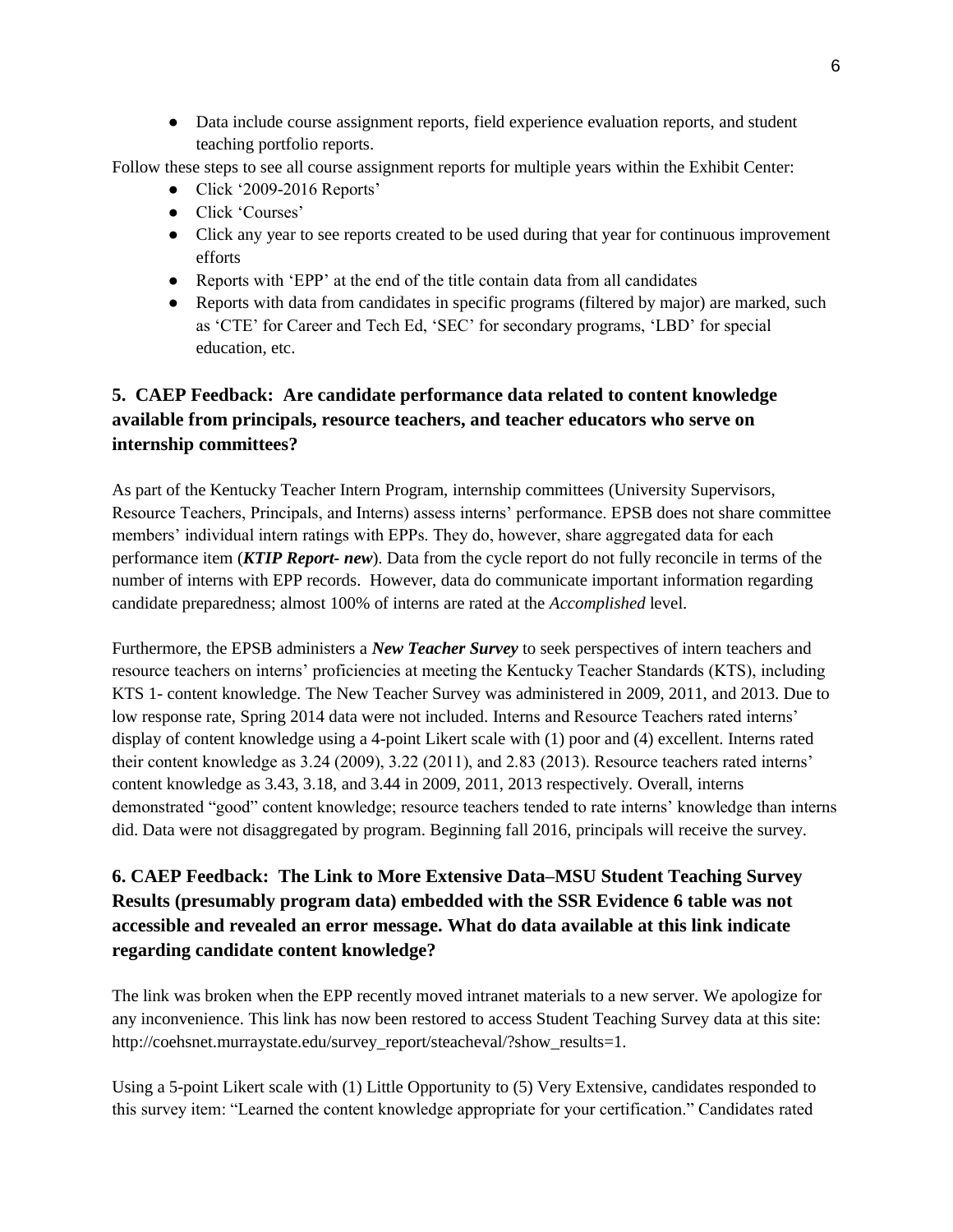- Data include course assignment reports, field experience evaluation reports, and student teaching portfolio reports.

Follow these steps to see all course assignment reports for multiple years within the Exhibit Center:

- Click '2009-2016 Reports'
- Click 'Courses'
- Click any year to see reports created to be used during that year for continuous improvement efforts
- Reports with 'EPP' at the end of the title contain data from all candidates
- Reports with data from candidates in specific programs (filtered by major) are marked, such as 'CTE' for Career and Tech Ed, 'SEC' for secondary programs, 'LBD' for special education, etc.

### 5. CAEP Feedback: Are candidate performance data related to content knowledge available from principals, resource teachers, and teacher educators who serve on internship committees?

As part of the Kentucky Teacher Intern Program, internship committees (University Supervisors, Resource Teachers, Principals, and Interns) assess interns' performance. EPSB does not share committee members' individual intern ratings with EPPs. They do, however, share aggregated data for each performance item (***KTIP Report- new***). Data from the cycle report do not fully reconcile in terms of the number of interns with EPP records. However, data do communicate important information regarding candidate preparedness; almost 100% of interns are rated at the *Accomplished* level.

Furthermore, the EPSB administers a ***New Teacher Survey*** to seek perspectives of intern teachers and resource teachers on interns' proficiencies at meeting the Kentucky Teacher Standards (KTS), including KTS 1- content knowledge. The New Teacher Survey was administered in 2009, 2011, and 2013. Due to low response rate, Spring 2014 data were not included. Interns and Resource Teachers rated interns' display of content knowledge using a 4-point Likert scale with (1) poor and (4) excellent. Interns rated their content knowledge as 3.24 (2009), 3.22 (2011), and 2.83 (2013). Resource teachers rated interns' content knowledge as 3.43, 3.18, and 3.44 in 2009, 2011, 2013 respectively. Overall, interns demonstrated "good" content knowledge; resource teachers tended to rate interns' knowledge than interns did. Data were not disaggregated by program. Beginning fall 2016, principals will receive the survey.

### 6. CAEP Feedback: The Link to More Extensive Data–MSU Student Teaching Survey Results (presumably program data) embedded with the SSR Evidence 6 table was not accessible and revealed an error message. What do data available at this link indicate regarding candidate content knowledge?

The link was broken when the EPP recently moved intranet materials to a new server. We apologize for any inconvenience. This link has now been restored to access Student Teaching Survey data at this site: http://coehsnet.murraystate.edu/survey_report/steacheval/?show_results=1.

Using a 5-point Likert scale with (1) Little Opportunity to (5) Very Extensive, candidates responded to this survey item: "Learned the content knowledge appropriate for your certification." Candidates rated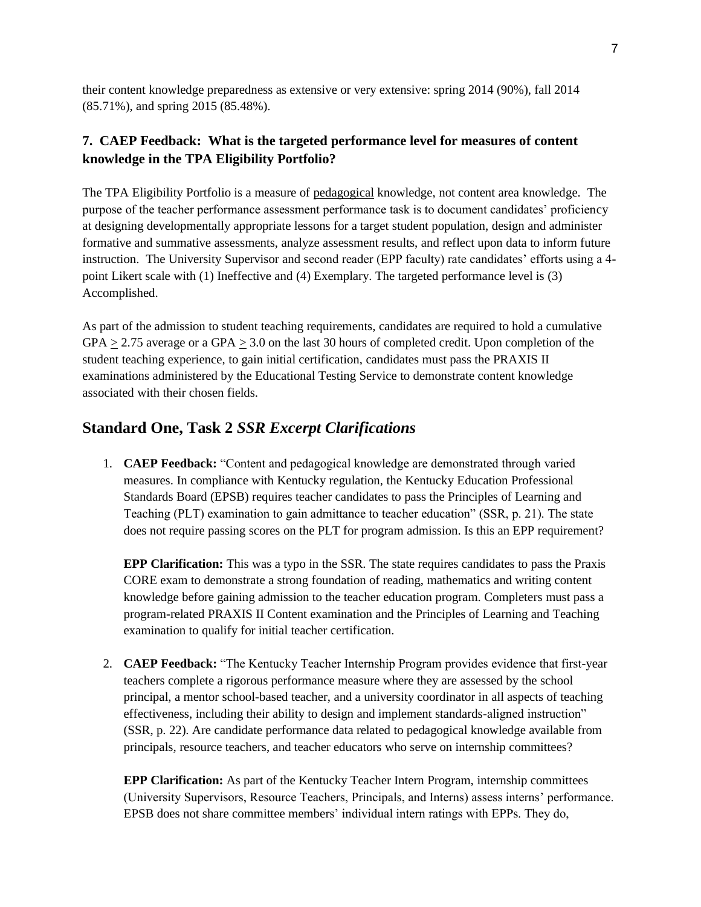their content knowledge preparedness as extensive or very extensive: spring 2014 (90%), fall 2014 (85.71%), and spring 2015 (85.48%).

### 7. CAEP Feedback: What is the targeted performance level for measures of content knowledge in the TPA Eligibility Portfolio?

The TPA Eligibility Portfolio is a measure of pedagogical knowledge, not content area knowledge. The purpose of the teacher performance assessment performance task is to document candidates' proficiency at designing developmentally appropriate lessons for a target student population, design and administer formative and summative assessments, analyze assessment results, and reflect upon data to inform future instruction. The University Supervisor and second reader (EPP faculty) rate candidates' efforts using a 4-point Likert scale with (1) Ineffective and (4) Exemplary. The targeted performance level is (3) Accomplished.

As part of the admission to student teaching requirements, candidates are required to hold a cumulative GPA $\geq$ 2.75 average or a GPA $\geq$ 3.0 on the last 30 hours of completed credit. Upon completion of the student teaching experience, to gain initial certification, candidates must pass the PRAXIS II examinations administered by the Educational Testing Service to demonstrate content knowledge associated with their chosen fields.

## Standard One, Task 2 *SSR Excerpt Clarifications*

1. **CAEP Feedback:** "Content and pedagogical knowledge are demonstrated through varied measures. In compliance with Kentucky regulation, the Kentucky Education Professional Standards Board (EPSB) requires teacher candidates to pass the Principles of Learning and Teaching (PLT) examination to gain admittance to teacher education" (SSR, p. 21). The state does not require passing scores on the PLT for program admission. Is this an EPP requirement?

   **EPP Clarification:** This was a typo in the SSR. The state requires candidates to pass the Praxis CORE exam to demonstrate a strong foundation of reading, mathematics and writing content knowledge before gaining admission to the teacher education program. Completers must pass a program-related PRAXIS II Content examination and the Principles of Learning and Teaching examination to qualify for initial teacher certification.

2. **CAEP Feedback:** "The Kentucky Teacher Internship Program provides evidence that first-year teachers complete a rigorous performance measure where they are assessed by the school principal, a mentor school-based teacher, and a university coordinator in all aspects of teaching effectiveness, including their ability to design and implement standards-aligned instruction" (SSR, p. 22). Are candidate performance data related to pedagogical knowledge available from principals, resource teachers, and teacher educators who serve on internship committees?

   **EPP Clarification:** As part of the Kentucky Teacher Intern Program, internship committees (University Supervisors, Resource Teachers, Principals, and Interns) assess interns' performance. EPSB does not share committee members' individual intern ratings with EPPs. They do,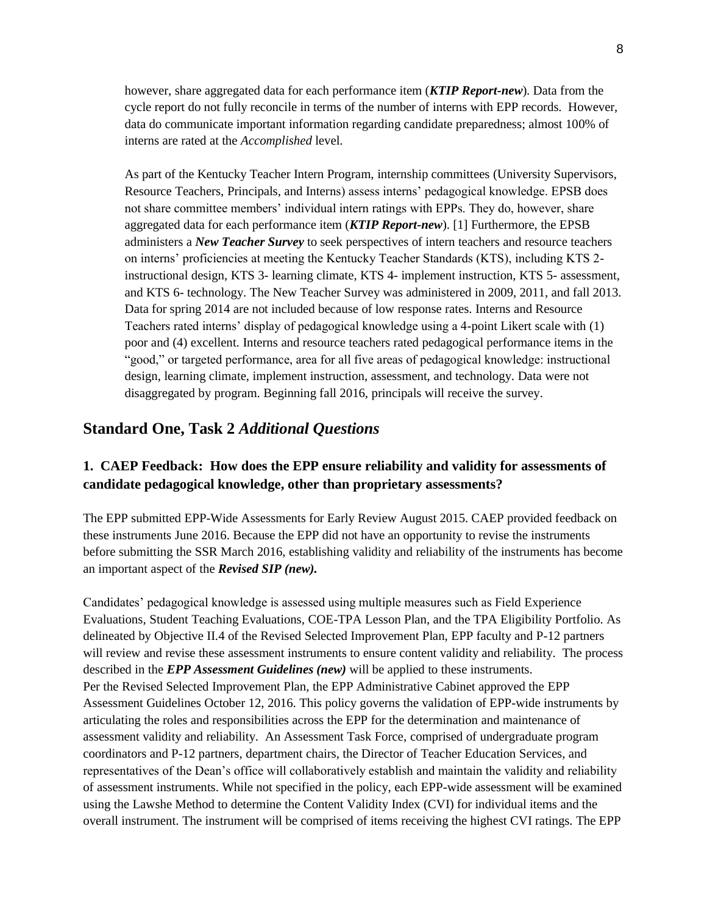however, share aggregated data for each performance item (***KTIP Report-new***). Data from the cycle report do not fully reconcile in terms of the number of interns with EPP records. However, data do communicate important information regarding candidate preparedness; almost 100% of interns are rated at the *Accomplished* level.

As part of the Kentucky Teacher Intern Program, internship committees (University Supervisors, Resource Teachers, Principals, and Interns) assess interns' pedagogical knowledge. EPSB does not share committee members' individual intern ratings with EPPs. They do, however, share aggregated data for each performance item (***KTIP Report-new***). [1] Furthermore, the EPSB administers a ***New Teacher Survey*** to seek perspectives of intern teachers and resource teachers on interns' proficiencies at meeting the Kentucky Teacher Standards (KTS), including KTS 2- instructional design, KTS 3- learning climate, KTS 4- implement instruction, KTS 5- assessment, and KTS 6- technology. The New Teacher Survey was administered in 2009, 2011, and fall 2013. Data for spring 2014 are not included because of low response rates. Interns and Resource Teachers rated interns' display of pedagogical knowledge using a 4-point Likert scale with (1) poor and (4) excellent. Interns and resource teachers rated pedagogical performance items in the "good," or targeted performance, area for all five areas of pedagogical knowledge: instructional design, learning climate, implement instruction, assessment, and technology. Data were not disaggregated by program. Beginning fall 2016, principals will receive the survey.

## Standard One, Task 2 *Additional Questions*

### 1. CAEP Feedback: How does the EPP ensure reliability and validity for assessments of candidate pedagogical knowledge, other than proprietary assessments?

The EPP submitted EPP-Wide Assessments for Early Review August 2015. CAEP provided feedback on these instruments June 2016. Because the EPP did not have an opportunity to revise the instruments before submitting the SSR March 2016, establishing validity and reliability of the instruments has become an important aspect of the ***Revised SIP (new).***

Candidates' pedagogical knowledge is assessed using multiple measures such as Field Experience Evaluations, Student Teaching Evaluations, COE-TPA Lesson Plan, and the TPA Eligibility Portfolio. As delineated by Objective II.4 of the Revised Selected Improvement Plan, EPP faculty and P-12 partners will review and revise these assessment instruments to ensure content validity and reliability. The process described in the ***EPP Assessment Guidelines (new)*** will be applied to these instruments.
Per the Revised Selected Improvement Plan, the EPP Administrative Cabinet approved the EPP Assessment Guidelines October 12, 2016. This policy governs the validation of EPP-wide instruments by articulating the roles and responsibilities across the EPP for the determination and maintenance of assessment validity and reliability. An Assessment Task Force, comprised of undergraduate program coordinators and P-12 partners, department chairs, the Director of Teacher Education Services, and representatives of the Dean's office will collaboratively establish and maintain the validity and reliability of assessment instruments. While not specified in the policy, each EPP-wide assessment will be examined using the Lawshe Method to determine the Content Validity Index (CVI) for individual items and the overall instrument. The instrument will be comprised of items receiving the highest CVI ratings. The EPP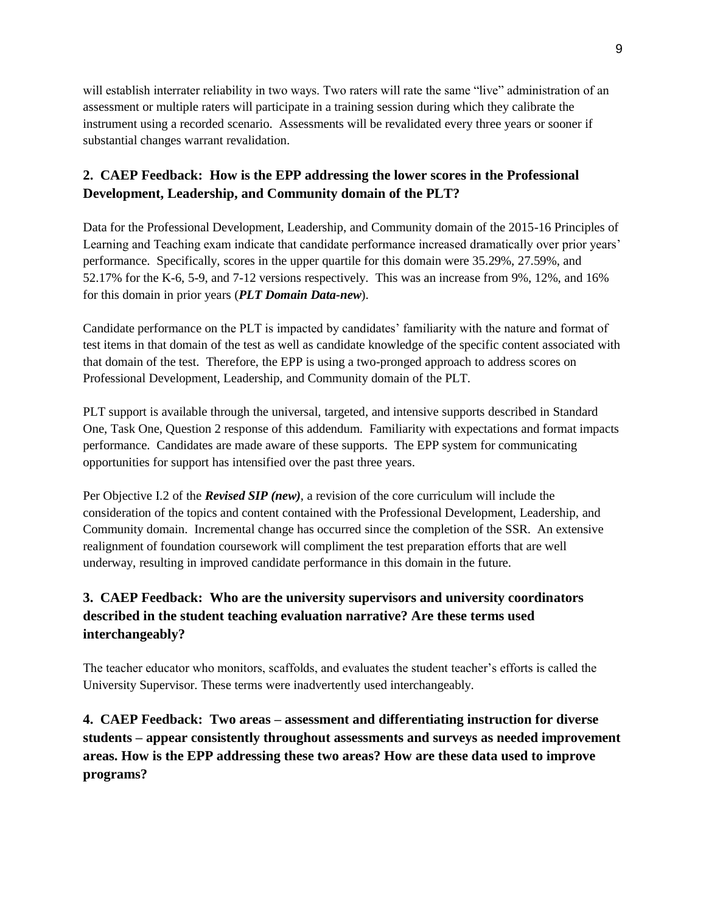will establish interrater reliability in two ways. Two raters will rate the same "live" administration of an assessment or multiple raters will participate in a training session during which they calibrate the instrument using a recorded scenario. Assessments will be revalidated every three years or sooner if substantial changes warrant revalidation.

### 2. CAEP Feedback: How is the EPP addressing the lower scores in the Professional Development, Leadership, and Community domain of the PLT?

Data for the Professional Development, Leadership, and Community domain of the 2015-16 Principles of Learning and Teaching exam indicate that candidate performance increased dramatically over prior years' performance. Specifically, scores in the upper quartile for this domain were 35.29%, 27.59%, and 52.17% for the K-6, 5-9, and 7-12 versions respectively. This was an increase from 9%, 12%, and 16% for this domain in prior years (***PLT Domain Data-new***).

Candidate performance on the PLT is impacted by candidates' familiarity with the nature and format of test items in that domain of the test as well as candidate knowledge of the specific content associated with that domain of the test. Therefore, the EPP is using a two-pronged approach to address scores on Professional Development, Leadership, and Community domain of the PLT.

PLT support is available through the universal, targeted, and intensive supports described in Standard One, Task One, Question 2 response of this addendum. Familiarity with expectations and format impacts performance. Candidates are made aware of these supports. The EPP system for communicating opportunities for support has intensified over the past three years.

Per Objective I.2 of the ***Revised SIP (new)***, a revision of the core curriculum will include the consideration of the topics and content contained with the Professional Development, Leadership, and Community domain. Incremental change has occurred since the completion of the SSR. An extensive realignment of foundation coursework will compliment the test preparation efforts that are well underway, resulting in improved candidate performance in this domain in the future.

### 3. CAEP Feedback: Who are the university supervisors and university coordinators described in the student teaching evaluation narrative? Are these terms used interchangeably?

The teacher educator who monitors, scaffolds, and evaluates the student teacher's efforts is called the University Supervisor. These terms were inadvertently used interchangeably.

### 4. CAEP Feedback: Two areas – assessment and differentiating instruction for diverse students – appear consistently throughout assessments and surveys as needed improvement areas. How is the EPP addressing these two areas? How are these data used to improve programs?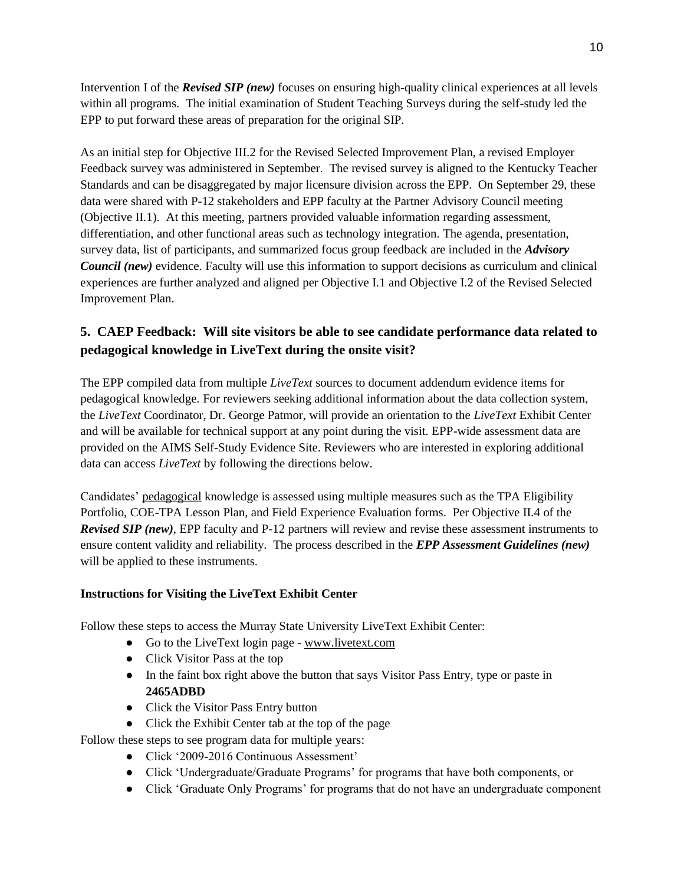Intervention I of the ***Revised SIP (new)*** focuses on ensuring high-quality clinical experiences at all levels within all programs. The initial examination of Student Teaching Surveys during the self-study led the EPP to put forward these areas of preparation for the original SIP.

As an initial step for Objective III.2 for the Revised Selected Improvement Plan, a revised Employer Feedback survey was administered in September. The revised survey is aligned to the Kentucky Teacher Standards and can be disaggregated by major licensure division across the EPP. On September 29, these data were shared with P-12 stakeholders and EPP faculty at the Partner Advisory Council meeting (Objective II.1). At this meeting, partners provided valuable information regarding assessment, differentiation, and other functional areas such as technology integration. The agenda, presentation, survey data, list of participants, and summarized focus group feedback are included in the ***Advisory Council (new)*** evidence. Faculty will use this information to support decisions as curriculum and clinical experiences are further analyzed and aligned per Objective I.1 and Objective I.2 of the Revised Selected Improvement Plan.

## 5. CAEP Feedback: Will site visitors be able to see candidate performance data related to pedagogical knowledge in LiveText during the onsite visit?

The EPP compiled data from multiple *LiveText* sources to document addendum evidence items for pedagogical knowledge. For reviewers seeking additional information about the data collection system, the *LiveText* Coordinator, Dr. George Patmor, will provide an orientation to the *LiveText* Exhibit Center and will be available for technical support at any point during the visit. EPP-wide assessment data are provided on the AIMS Self-Study Evidence Site. Reviewers who are interested in exploring additional data can access *LiveText* by following the directions below.

Candidates' pedagogical knowledge is assessed using multiple measures such as the TPA Eligibility Portfolio, COE-TPA Lesson Plan, and Field Experience Evaluation forms. Per Objective II.4 of the ***Revised SIP (new)***, EPP faculty and P-12 partners will review and revise these assessment instruments to ensure content validity and reliability. The process described in the ***EPP Assessment Guidelines (new)*** will be applied to these instruments.

**Instructions for Visiting the LiveText Exhibit Center**

Follow these steps to access the Murray State University LiveText Exhibit Center:

- Go to the LiveText login page - www.livetext.com
- Click Visitor Pass at the top
- In the faint box right above the button that says Visitor Pass Entry, type or paste in **2465ADBD**
- Click the Visitor Pass Entry button
- Click the Exhibit Center tab at the top of the page

Follow these steps to see program data for multiple years:

- Click '2009-2016 Continuous Assessment'
- Click 'Undergraduate/Graduate Programs' for programs that have both components, or
- Click 'Graduate Only Programs' for programs that do not have an undergraduate component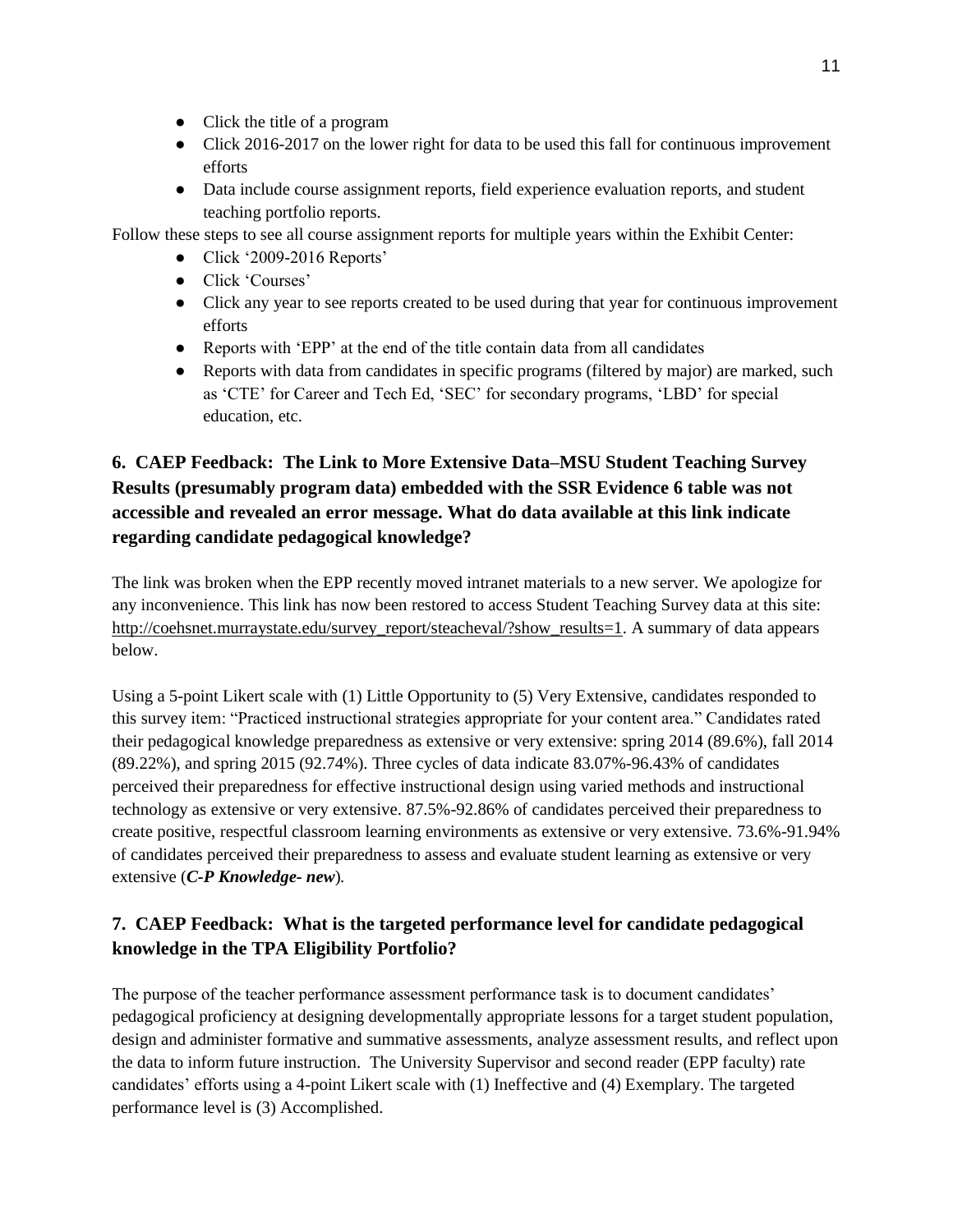- Click the title of a program
- Click 2016-2017 on the lower right for data to be used this fall for continuous improvement efforts
- Data include course assignment reports, field experience evaluation reports, and student teaching portfolio reports.

Follow these steps to see all course assignment reports for multiple years within the Exhibit Center:

- Click '2009-2016 Reports'
- Click 'Courses'
- Click any year to see reports created to be used during that year for continuous improvement efforts
- Reports with 'EPP' at the end of the title contain data from all candidates
- Reports with data from candidates in specific programs (filtered by major) are marked, such as 'CTE' for Career and Tech Ed, 'SEC' for secondary programs, 'LBD' for special education, etc.

### 6. CAEP Feedback: The Link to More Extensive Data–MSU Student Teaching Survey Results (presumably program data) embedded with the SSR Evidence 6 table was not accessible and revealed an error message. What do data available at this link indicate regarding candidate pedagogical knowledge?

The link was broken when the EPP recently moved intranet materials to a new server. We apologize for any inconvenience. This link has now been restored to access Student Teaching Survey data at this site: http://coehsnet.murraystate.edu/survey_report/steacheval/?show_results=1. A summary of data appears below.

Using a 5-point Likert scale with (1) Little Opportunity to (5) Very Extensive, candidates responded to this survey item: "Practiced instructional strategies appropriate for your content area." Candidates rated their pedagogical knowledge preparedness as extensive or very extensive: spring 2014 (89.6%), fall 2014 (89.22%), and spring 2015 (92.74%). Three cycles of data indicate 83.07%-96.43% of candidates perceived their preparedness for effective instructional design using varied methods and instructional technology as extensive or very extensive. 87.5%-92.86% of candidates perceived their preparedness to create positive, respectful classroom learning environments as extensive or very extensive. 73.6%-91.94% of candidates perceived their preparedness to assess and evaluate student learning as extensive or very extensive (***C-P Knowledge- new***).

### 7. CAEP Feedback: What is the targeted performance level for candidate pedagogical knowledge in the TPA Eligibility Portfolio?

The purpose of the teacher performance assessment performance task is to document candidates' pedagogical proficiency at designing developmentally appropriate lessons for a target student population, design and administer formative and summative assessments, analyze assessment results, and reflect upon the data to inform future instruction. The University Supervisor and second reader (EPP faculty) rate candidates' efforts using a 4-point Likert scale with (1) Ineffective and (4) Exemplary. The targeted performance level is (3) Accomplished.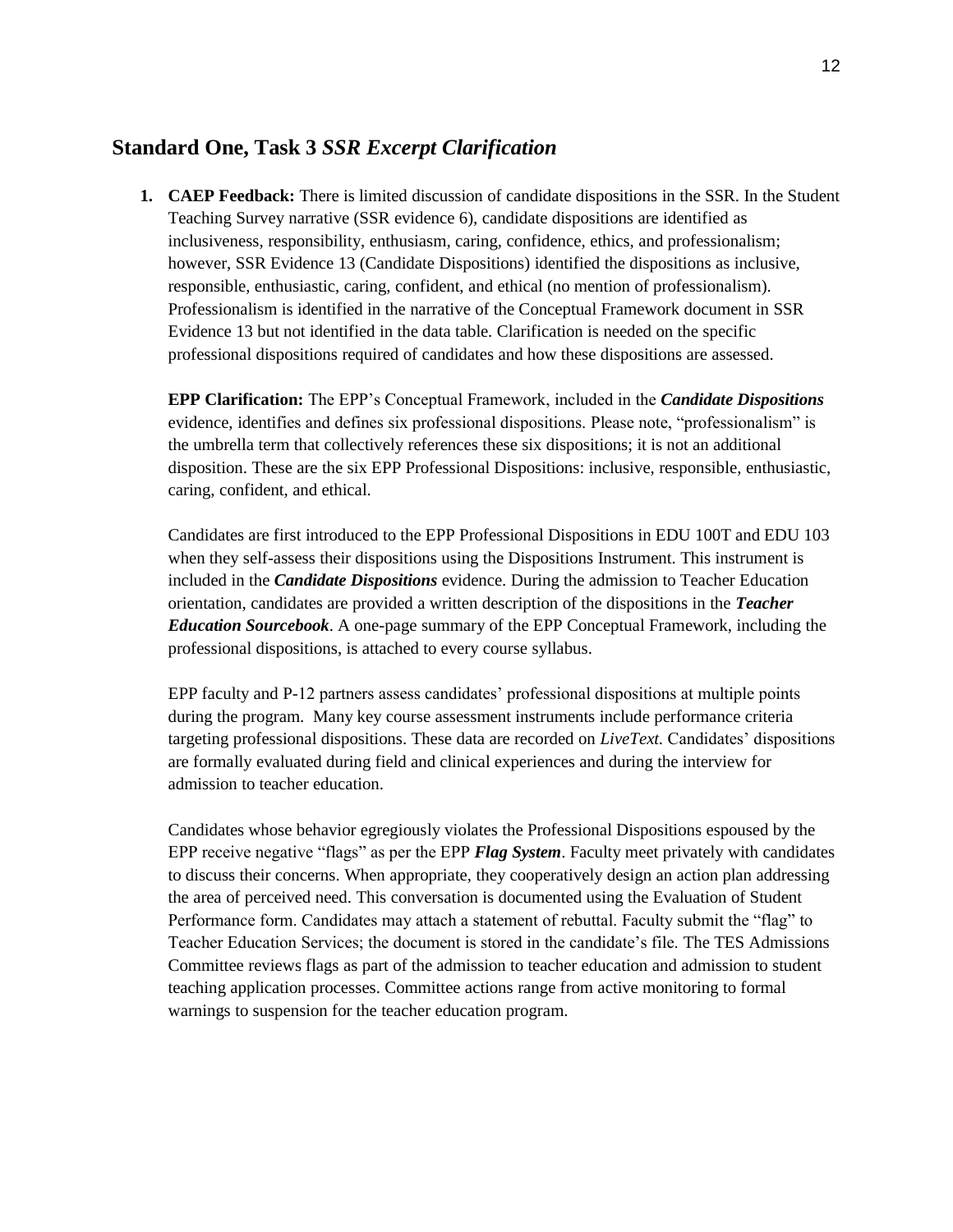## Standard One, Task 3 *SSR Excerpt Clarification*

1. **CAEP Feedback:** There is limited discussion of candidate dispositions in the SSR. In the Student Teaching Survey narrative (SSR evidence 6), candidate dispositions are identified as inclusiveness, responsibility, enthusiasm, caring, confidence, ethics, and professionalism; however, SSR Evidence 13 (Candidate Dispositions) identified the dispositions as inclusive, responsible, enthusiastic, caring, confident, and ethical (no mention of professionalism). Professionalism is identified in the narrative of the Conceptual Framework document in SSR Evidence 13 but not identified in the data table. Clarification is needed on the specific professional dispositions required of candidates and how these dispositions are assessed.

   **EPP Clarification:** The EPP's Conceptual Framework, included in the ***Candidate Dispositions*** evidence, identifies and defines six professional dispositions. Please note, "professionalism" is the umbrella term that collectively references these six dispositions; it is not an additional disposition. These are the six EPP Professional Dispositions: inclusive, responsible, enthusiastic, caring, confident, and ethical.

   Candidates are first introduced to the EPP Professional Dispositions in EDU 100T and EDU 103 when they self-assess their dispositions using the Dispositions Instrument. This instrument is included in the ***Candidate Dispositions*** evidence. During the admission to Teacher Education orientation, candidates are provided a written description of the dispositions in the ***Teacher Education Sourcebook***. A one-page summary of the EPP Conceptual Framework, including the professional dispositions, is attached to every course syllabus.

   EPP faculty and P-12 partners assess candidates' professional dispositions at multiple points during the program. Many key course assessment instruments include performance criteria targeting professional dispositions. These data are recorded on *LiveText.* Candidates' dispositions are formally evaluated during field and clinical experiences and during the interview for admission to teacher education.

   Candidates whose behavior egregiously violates the Professional Dispositions espoused by the EPP receive negative "flags" as per the EPP ***Flag System***. Faculty meet privately with candidates to discuss their concerns. When appropriate, they cooperatively design an action plan addressing the area of perceived need. This conversation is documented using the Evaluation of Student Performance form. Candidates may attach a statement of rebuttal. Faculty submit the "flag" to Teacher Education Services; the document is stored in the candidate's file. The TES Admissions Committee reviews flags as part of the admission to teacher education and admission to student teaching application processes. Committee actions range from active monitoring to formal warnings to suspension for the teacher education program.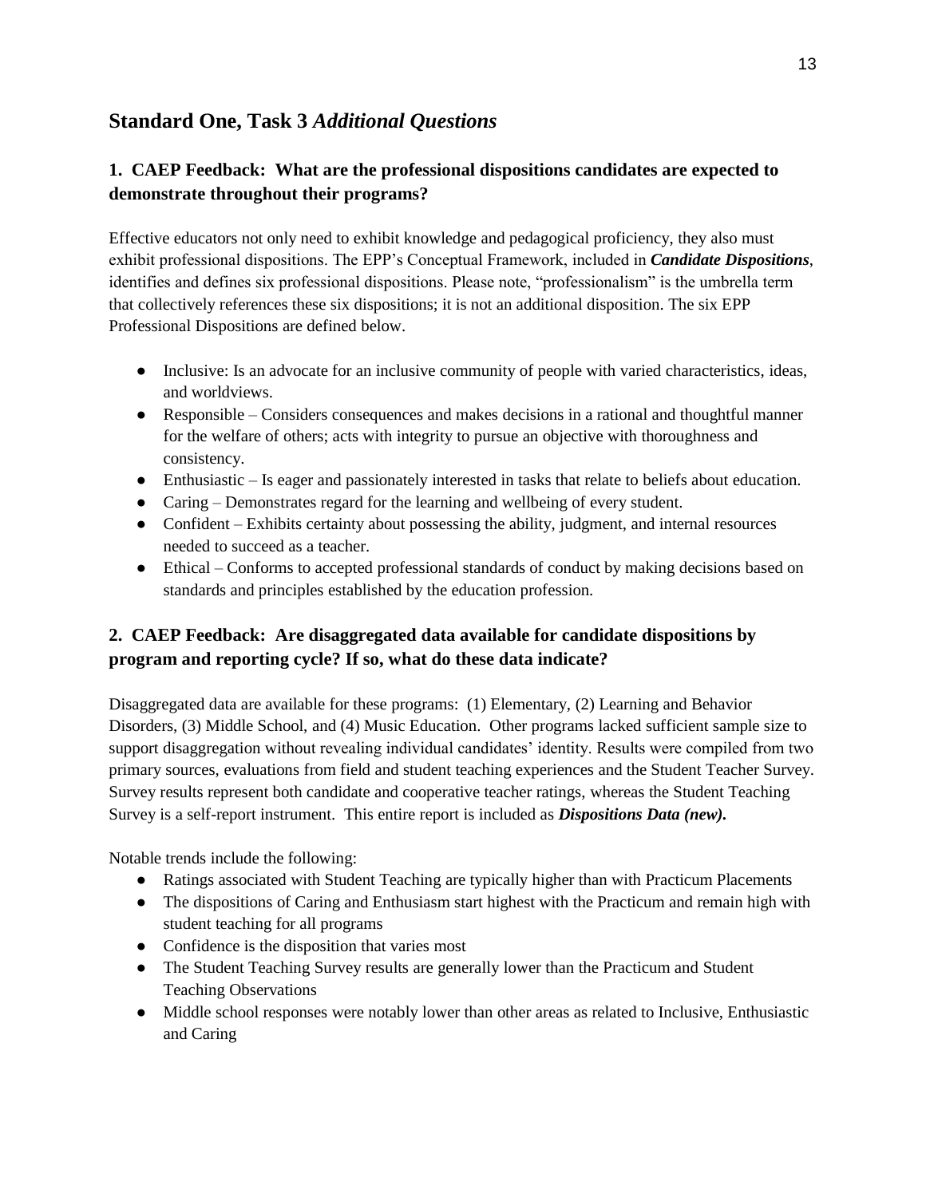## Standard One, Task 3 *Additional Questions*

### 1. CAEP Feedback: What are the professional dispositions candidates are expected to demonstrate throughout their programs?

Effective educators not only need to exhibit knowledge and pedagogical proficiency, they also must exhibit professional dispositions. The EPP's Conceptual Framework, included in ***Candidate Dispositions***, identifies and defines six professional dispositions. Please note, "professionalism" is the umbrella term that collectively references these six dispositions; it is not an additional disposition. The six EPP Professional Dispositions are defined below.

- Inclusive: Is an advocate for an inclusive community of people with varied characteristics, ideas, and worldviews.
- Responsible – Considers consequences and makes decisions in a rational and thoughtful manner for the welfare of others; acts with integrity to pursue an objective with thoroughness and consistency.
- Enthusiastic – Is eager and passionately interested in tasks that relate to beliefs about education.
- Caring – Demonstrates regard for the learning and wellbeing of every student.
- Confident – Exhibits certainty about possessing the ability, judgment, and internal resources needed to succeed as a teacher.
- Ethical – Conforms to accepted professional standards of conduct by making decisions based on standards and principles established by the education profession.

### 2. CAEP Feedback: Are disaggregated data available for candidate dispositions by program and reporting cycle? If so, what do these data indicate?

Disaggregated data are available for these programs: (1) Elementary, (2) Learning and Behavior Disorders, (3) Middle School, and (4) Music Education. Other programs lacked sufficient sample size to support disaggregation without revealing individual candidates' identity. Results were compiled from two primary sources, evaluations from field and student teaching experiences and the Student Teacher Survey. Survey results represent both candidate and cooperative teacher ratings, whereas the Student Teaching Survey is a self-report instrument. This entire report is included as ***Dispositions Data (new).***

Notable trends include the following:

- Ratings associated with Student Teaching are typically higher than with Practicum Placements
- The dispositions of Caring and Enthusiasm start highest with the Practicum and remain high with student teaching for all programs
- Confidence is the disposition that varies most
- The Student Teaching Survey results are generally lower than the Practicum and Student Teaching Observations
- Middle school responses were notably lower than other areas as related to Inclusive, Enthusiastic and Caring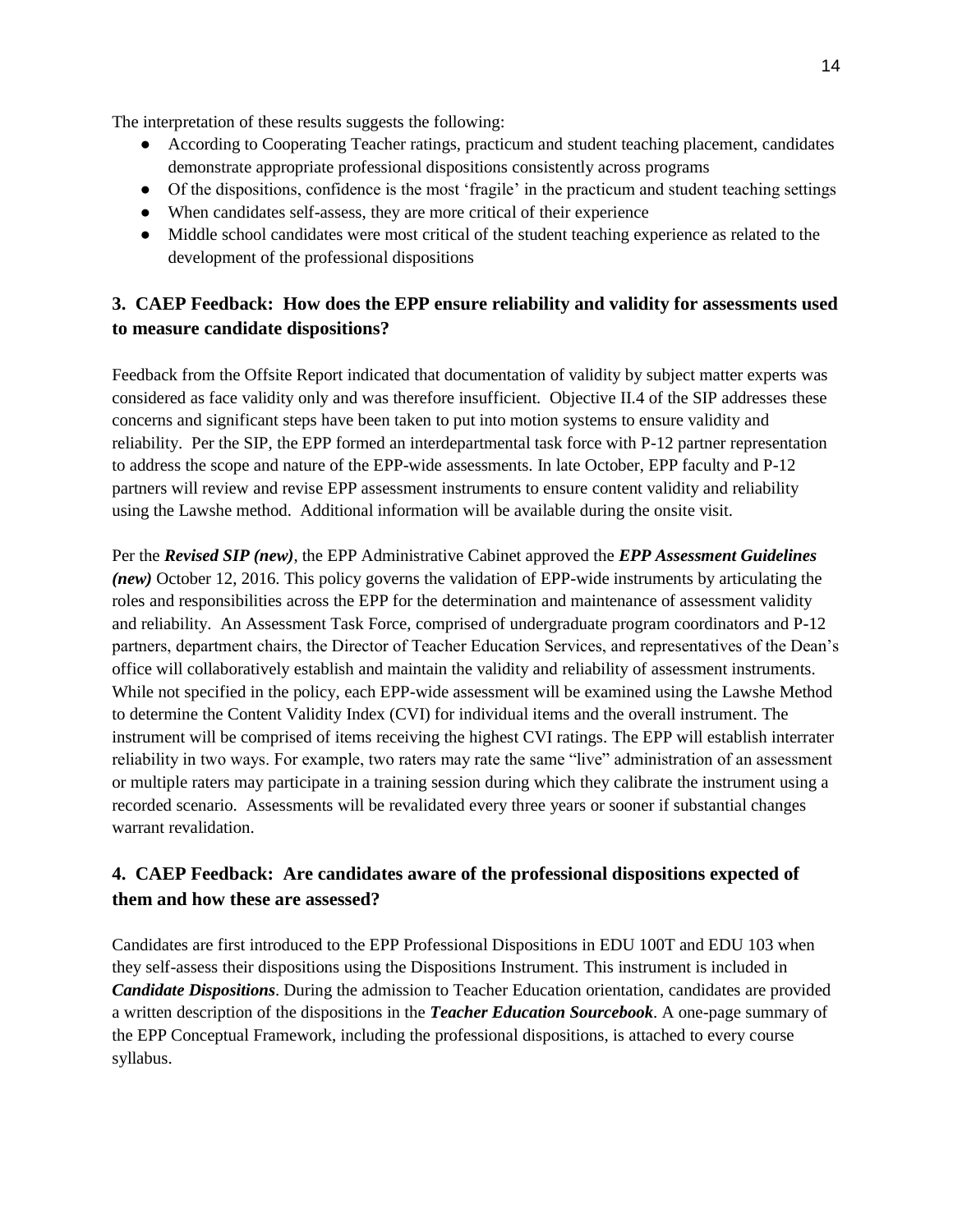The interpretation of these results suggests the following:

- According to Cooperating Teacher ratings, practicum and student teaching placement, candidates demonstrate appropriate professional dispositions consistently across programs
- Of the dispositions, confidence is the most 'fragile' in the practicum and student teaching settings
- When candidates self-assess, they are more critical of their experience
- Middle school candidates were most critical of the student teaching experience as related to the development of the professional dispositions

## 3. CAEP Feedback: How does the EPP ensure reliability and validity for assessments used to measure candidate dispositions?

Feedback from the Offsite Report indicated that documentation of validity by subject matter experts was considered as face validity only and was therefore insufficient. Objective II.4 of the SIP addresses these concerns and significant steps have been taken to put into motion systems to ensure validity and reliability. Per the SIP, the EPP formed an interdepartmental task force with P-12 partner representation to address the scope and nature of the EPP-wide assessments. In late October, EPP faculty and P-12 partners will review and revise EPP assessment instruments to ensure content validity and reliability using the Lawshe method. Additional information will be available during the onsite visit.

Per the ***Revised SIP (new)***, the EPP Administrative Cabinet approved the ***EPP Assessment Guidelines (new)*** October 12, 2016. This policy governs the validation of EPP-wide instruments by articulating the roles and responsibilities across the EPP for the determination and maintenance of assessment validity and reliability. An Assessment Task Force, comprised of undergraduate program coordinators and P-12 partners, department chairs, the Director of Teacher Education Services, and representatives of the Dean's office will collaboratively establish and maintain the validity and reliability of assessment instruments. While not specified in the policy, each EPP-wide assessment will be examined using the Lawshe Method to determine the Content Validity Index (CVI) for individual items and the overall instrument. The instrument will be comprised of items receiving the highest CVI ratings. The EPP will establish interrater reliability in two ways. For example, two raters may rate the same "live" administration of an assessment or multiple raters may participate in a training session during which they calibrate the instrument using a recorded scenario. Assessments will be revalidated every three years or sooner if substantial changes warrant revalidation.

## 4. CAEP Feedback: Are candidates aware of the professional dispositions expected of them and how these are assessed?

Candidates are first introduced to the EPP Professional Dispositions in EDU 100T and EDU 103 when they self-assess their dispositions using the Dispositions Instrument. This instrument is included in ***Candidate Dispositions***. During the admission to Teacher Education orientation, candidates are provided a written description of the dispositions in the ***Teacher Education Sourcebook***. A one-page summary of the EPP Conceptual Framework, including the professional dispositions, is attached to every course syllabus.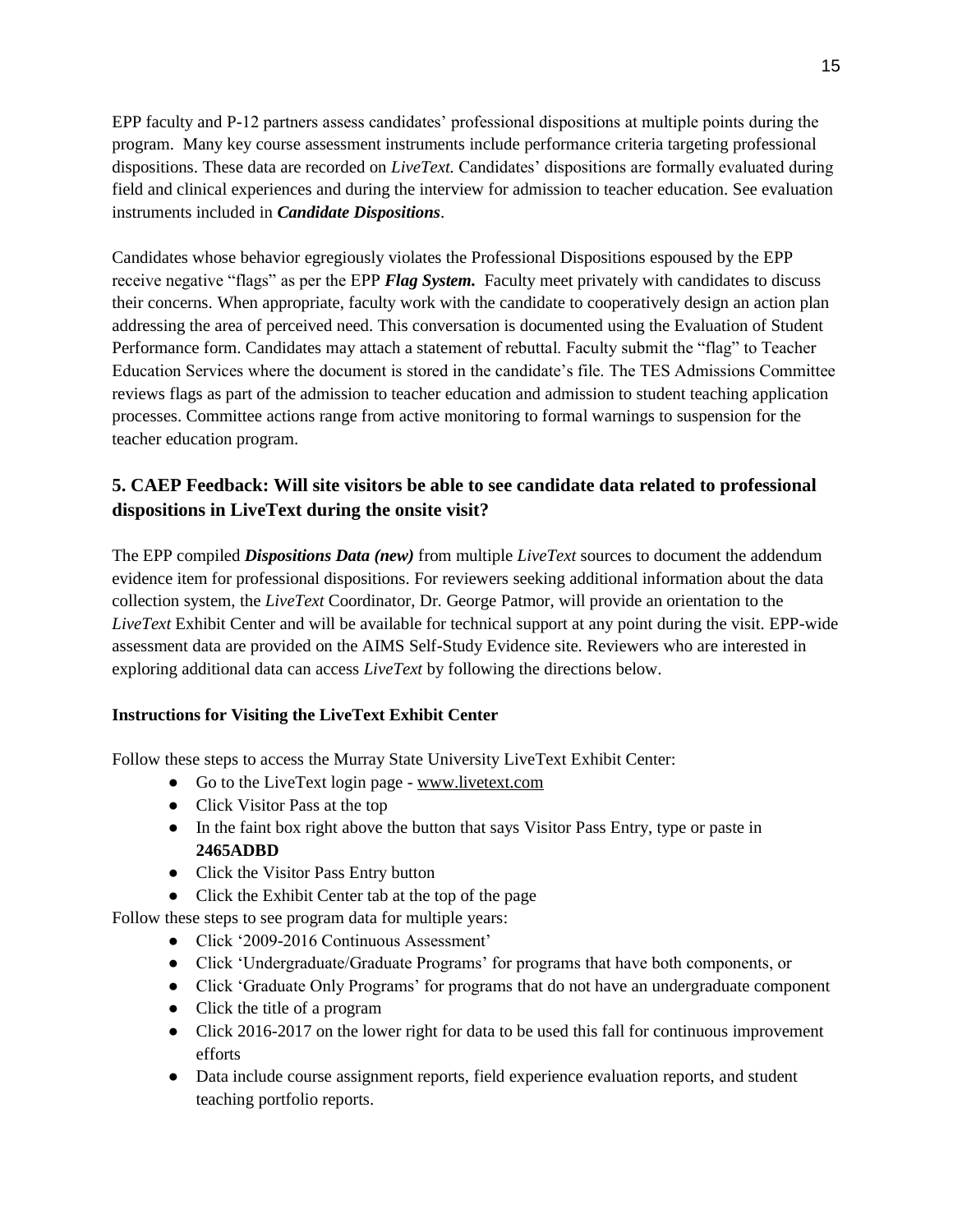EPP faculty and P-12 partners assess candidates' professional dispositions at multiple points during the program. Many key course assessment instruments include performance criteria targeting professional dispositions. These data are recorded on *LiveText.* Candidates' dispositions are formally evaluated during field and clinical experiences and during the interview for admission to teacher education. See evaluation instruments included in ***Candidate Dispositions***.

Candidates whose behavior egregiously violates the Professional Dispositions espoused by the EPP receive negative "flags" as per the EPP ***Flag System.*** Faculty meet privately with candidates to discuss their concerns. When appropriate, faculty work with the candidate to cooperatively design an action plan addressing the area of perceived need. This conversation is documented using the Evaluation of Student Performance form. Candidates may attach a statement of rebuttal. Faculty submit the "flag" to Teacher Education Services where the document is stored in the candidate's file. The TES Admissions Committee reviews flags as part of the admission to teacher education and admission to student teaching application processes. Committee actions range from active monitoring to formal warnings to suspension for the teacher education program.

## 5. CAEP Feedback: Will site visitors be able to see candidate data related to professional dispositions in LiveText during the onsite visit?

The EPP compiled ***Dispositions Data (new)*** from multiple *LiveText* sources to document the addendum evidence item for professional dispositions. For reviewers seeking additional information about the data collection system, the *LiveText* Coordinator, Dr. George Patmor, will provide an orientation to the *LiveText* Exhibit Center and will be available for technical support at any point during the visit. EPP-wide assessment data are provided on the AIMS Self-Study Evidence site. Reviewers who are interested in exploring additional data can access *LiveText* by following the directions below.

**Instructions for Visiting the LiveText Exhibit Center**

Follow these steps to access the Murray State University LiveText Exhibit Center:

- Go to the LiveText login page - www.livetext.com
- Click Visitor Pass at the top
- In the faint box right above the button that says Visitor Pass Entry, type or paste in **2465ADBD**
- Click the Visitor Pass Entry button
- Click the Exhibit Center tab at the top of the page

Follow these steps to see program data for multiple years:

- Click '2009-2016 Continuous Assessment'
- Click 'Undergraduate/Graduate Programs' for programs that have both components, or
- Click 'Graduate Only Programs' for programs that do not have an undergraduate component
- Click the title of a program
- Click 2016-2017 on the lower right for data to be used this fall for continuous improvement efforts
- Data include course assignment reports, field experience evaluation reports, and student teaching portfolio reports.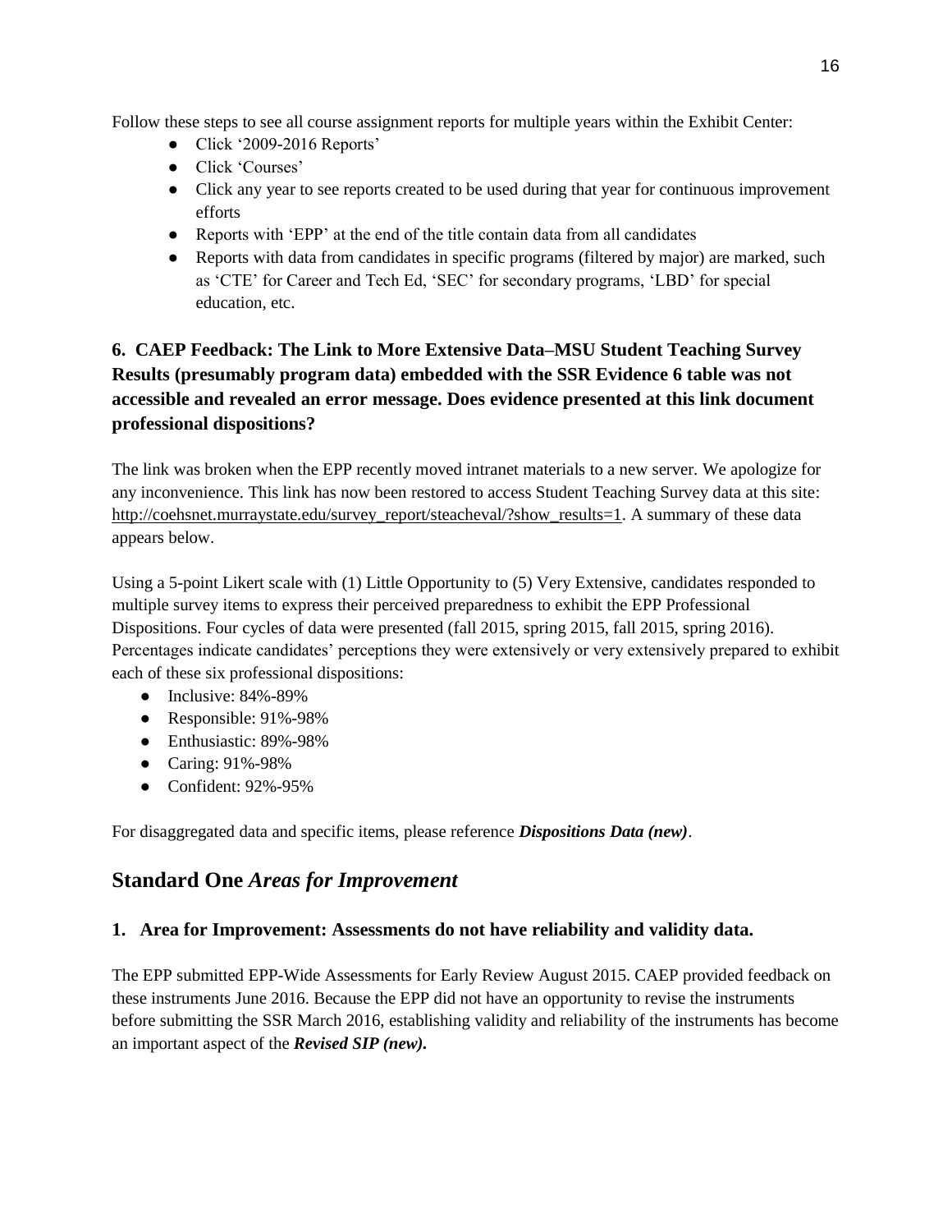Follow these steps to see all course assignment reports for multiple years within the Exhibit Center:

- Click '2009-2016 Reports'
- Click 'Courses'
- Click any year to see reports created to be used during that year for continuous improvement efforts
- Reports with 'EPP' at the end of the title contain data from all candidates
- Reports with data from candidates in specific programs (filtered by major) are marked, such as 'CTE' for Career and Tech Ed, 'SEC' for secondary programs, 'LBD' for special education, etc.

### 6. CAEP Feedback: The Link to More Extensive Data–MSU Student Teaching Survey Results (presumably program data) embedded with the SSR Evidence 6 table was not accessible and revealed an error message. Does evidence presented at this link document professional dispositions?

The link was broken when the EPP recently moved intranet materials to a new server. We apologize for any inconvenience. This link has now been restored to access Student Teaching Survey data at this site: http://coehsnet.murraystate.edu/survey_report/steacheval/?show_results=1. A summary of these data appears below.

Using a 5-point Likert scale with (1) Little Opportunity to (5) Very Extensive, candidates responded to multiple survey items to express their perceived preparedness to exhibit the EPP Professional Dispositions. Four cycles of data were presented (fall 2015, spring 2015, fall 2015, spring 2016). Percentages indicate candidates' perceptions they were extensively or very extensively prepared to exhibit each of these six professional dispositions:

- Inclusive: 84%-89%
- Responsible: 91%-98%
- Enthusiastic: 89%-98%
- Caring: 91%-98%
- Confident: 92%-95%

For disaggregated data and specific items, please reference ***Dispositions Data (new)***.

## Standard One *Areas for Improvement*

### 1. Area for Improvement: Assessments do not have reliability and validity data.

The EPP submitted EPP-Wide Assessments for Early Review August 2015. CAEP provided feedback on these instruments June 2016. Because the EPP did not have an opportunity to revise the instruments before submitting the SSR March 2016, establishing validity and reliability of the instruments has become an important aspect of the ***Revised SIP (new).***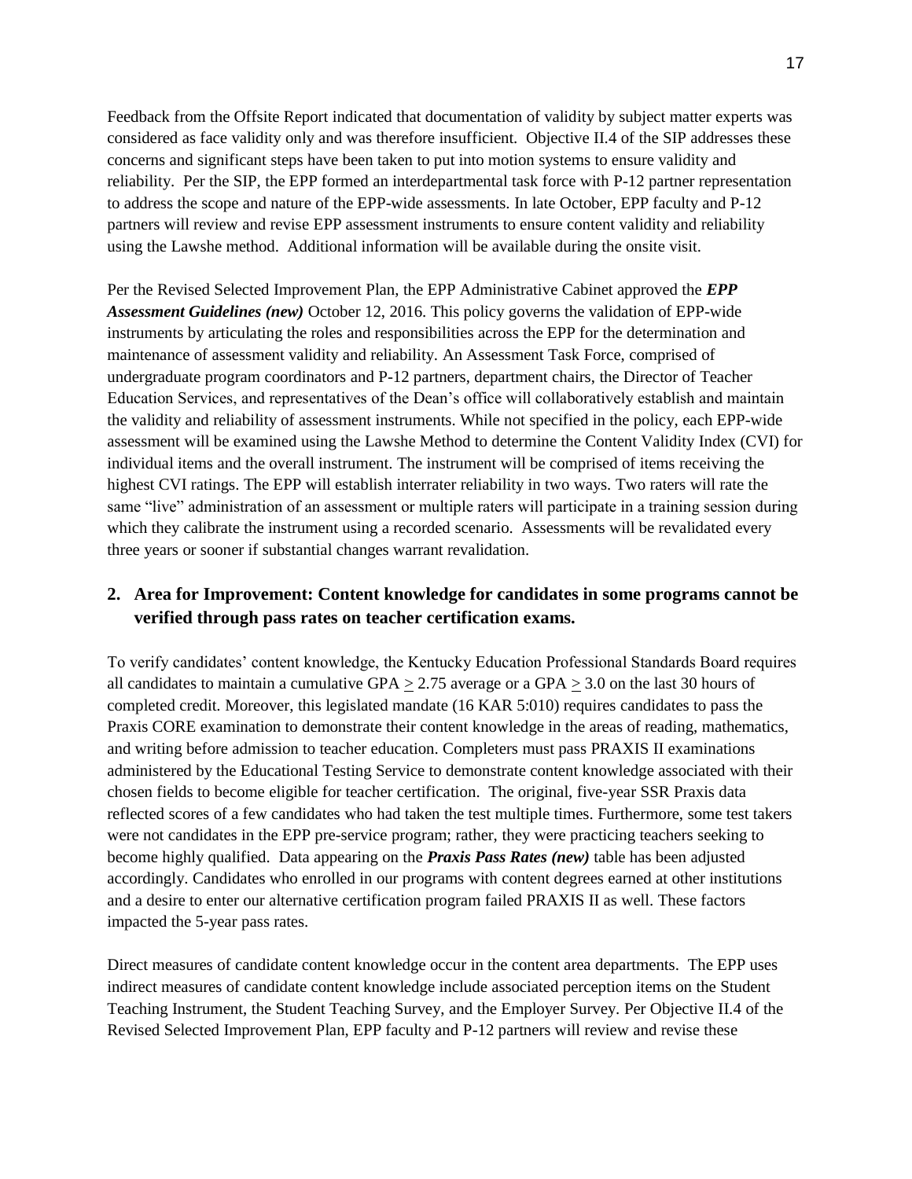Feedback from the Offsite Report indicated that documentation of validity by subject matter experts was considered as face validity only and was therefore insufficient. Objective II.4 of the SIP addresses these concerns and significant steps have been taken to put into motion systems to ensure validity and reliability. Per the SIP, the EPP formed an interdepartmental task force with P-12 partner representation to address the scope and nature of the EPP-wide assessments. In late October, EPP faculty and P-12 partners will review and revise EPP assessment instruments to ensure content validity and reliability using the Lawshe method. Additional information will be available during the onsite visit.

Per the Revised Selected Improvement Plan, the EPP Administrative Cabinet approved the ***EPP Assessment Guidelines (new)*** October 12, 2016. This policy governs the validation of EPP-wide instruments by articulating the roles and responsibilities across the EPP for the determination and maintenance of assessment validity and reliability. An Assessment Task Force, comprised of undergraduate program coordinators and P-12 partners, department chairs, the Director of Teacher Education Services, and representatives of the Dean's office will collaboratively establish and maintain the validity and reliability of assessment instruments. While not specified in the policy, each EPP-wide assessment will be examined using the Lawshe Method to determine the Content Validity Index (CVI) for individual items and the overall instrument. The instrument will be comprised of items receiving the highest CVI ratings. The EPP will establish interrater reliability in two ways. Two raters will rate the same "live" administration of an assessment or multiple raters will participate in a training session during which they calibrate the instrument using a recorded scenario. Assessments will be revalidated every three years or sooner if substantial changes warrant revalidation.

## 2. Area for Improvement: Content knowledge for candidates in some programs cannot be verified through pass rates on teacher certification exams.

To verify candidates' content knowledge, the Kentucky Education Professional Standards Board requires all candidates to maintain a cumulative GPA $\geq$ 2.75 average or a GPA $\geq$ 3.0 on the last 30 hours of completed credit. Moreover, this legislated mandate (16 KAR 5:010) requires candidates to pass the Praxis CORE examination to demonstrate their content knowledge in the areas of reading, mathematics, and writing before admission to teacher education. Completers must pass PRAXIS II examinations administered by the Educational Testing Service to demonstrate content knowledge associated with their chosen fields to become eligible for teacher certification. The original, five-year SSR Praxis data reflected scores of a few candidates who had taken the test multiple times. Furthermore, some test takers were not candidates in the EPP pre-service program; rather, they were practicing teachers seeking to become highly qualified. Data appearing on the ***Praxis Pass Rates (new)*** table has been adjusted accordingly. Candidates who enrolled in our programs with content degrees earned at other institutions and a desire to enter our alternative certification program failed PRAXIS II as well. These factors impacted the 5-year pass rates.

Direct measures of candidate content knowledge occur in the content area departments. The EPP uses indirect measures of candidate content knowledge include associated perception items on the Student Teaching Instrument, the Student Teaching Survey, and the Employer Survey. Per Objective II.4 of the Revised Selected Improvement Plan, EPP faculty and P-12 partners will review and revise these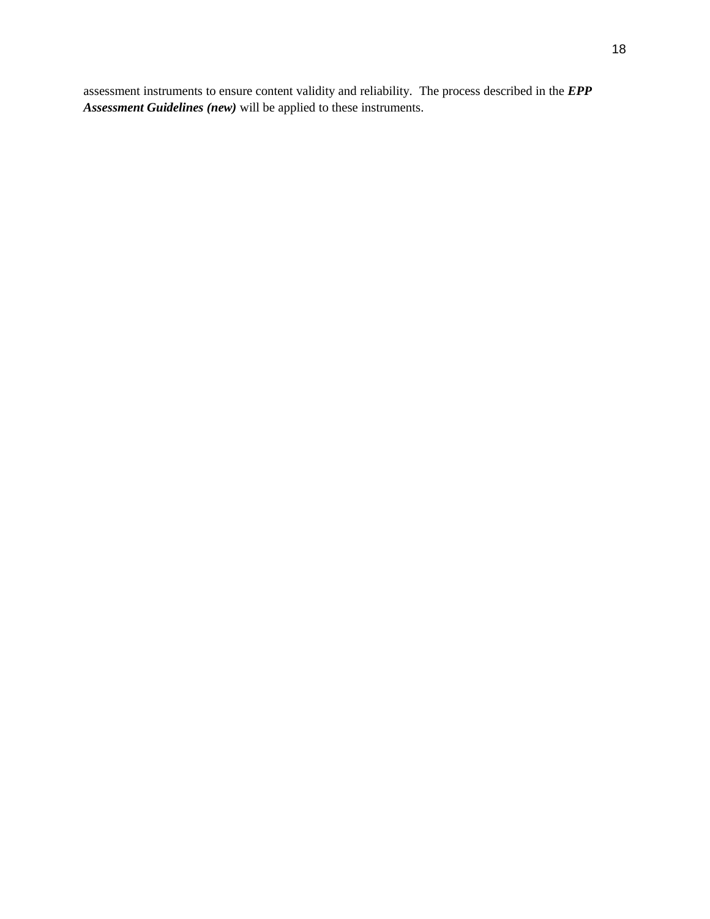assessment instruments to ensure content validity and reliability. The process described in the ***EPP Assessment Guidelines (new)*** will be applied to these instruments.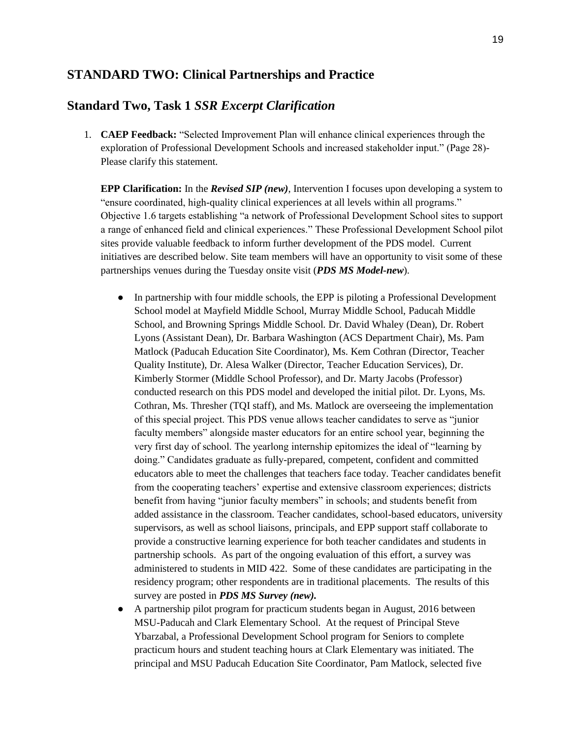## STANDARD TWO: Clinical Partnerships and Practice

## Standard Two, Task 1 *SSR Excerpt Clarification*

1. **CAEP Feedback:** "Selected Improvement Plan will enhance clinical experiences through the exploration of Professional Development Schools and increased stakeholder input." (Page 28)- Please clarify this statement.

   **EPP Clarification:** In the ***Revised SIP (new)***, Intervention I focuses upon developing a system to "ensure coordinated, high-quality clinical experiences at all levels within all programs." Objective 1.6 targets establishing "a network of Professional Development School sites to support a range of enhanced field and clinical experiences." These Professional Development School pilot sites provide valuable feedback to inform further development of the PDS model. Current initiatives are described below. Site team members will have an opportunity to visit some of these partnerships venues during the Tuesday onsite visit (***PDS MS Model-new***).

   - In partnership with four middle schools, the EPP is piloting a Professional Development School model at Mayfield Middle School, Murray Middle School, Paducah Middle School, and Browning Springs Middle School. Dr. David Whaley (Dean), Dr. Robert Lyons (Assistant Dean), Dr. Barbara Washington (ACS Department Chair), Ms. Pam Matlock (Paducah Education Site Coordinator), Ms. Kem Cothran (Director, Teacher Quality Institute), Dr. Alesa Walker (Director, Teacher Education Services), Dr. Kimberly Stormer (Middle School Professor), and Dr. Marty Jacobs (Professor) conducted research on this PDS model and developed the initial pilot. Dr. Lyons, Ms. Cothran, Ms. Thresher (TQI staff), and Ms. Matlock are overseeing the implementation of this special project. This PDS venue allows teacher candidates to serve as "junior faculty members" alongside master educators for an entire school year, beginning the very first day of school. The yearlong internship epitomizes the ideal of "learning by doing." Candidates graduate as fully-prepared, competent, confident and committed educators able to meet the challenges that teachers face today. Teacher candidates benefit from the cooperating teachers' expertise and extensive classroom experiences; districts benefit from having "junior faculty members" in schools; and students benefit from added assistance in the classroom. Teacher candidates, school-based educators, university supervisors, as well as school liaisons, principals, and EPP support staff collaborate to provide a constructive learning experience for both teacher candidates and students in partnership schools. As part of the ongoing evaluation of this effort, a survey was administered to students in MID 422. Some of these candidates are participating in the residency program; other respondents are in traditional placements. The results of this survey are posted in ***PDS MS Survey (new).***
   - A partnership pilot program for practicum students began in August, 2016 between MSU-Paducah and Clark Elementary School. At the request of Principal Steve Ybarzabal, a Professional Development School program for Seniors to complete practicum hours and student teaching hours at Clark Elementary was initiated. The principal and MSU Paducah Education Site Coordinator, Pam Matlock, selected five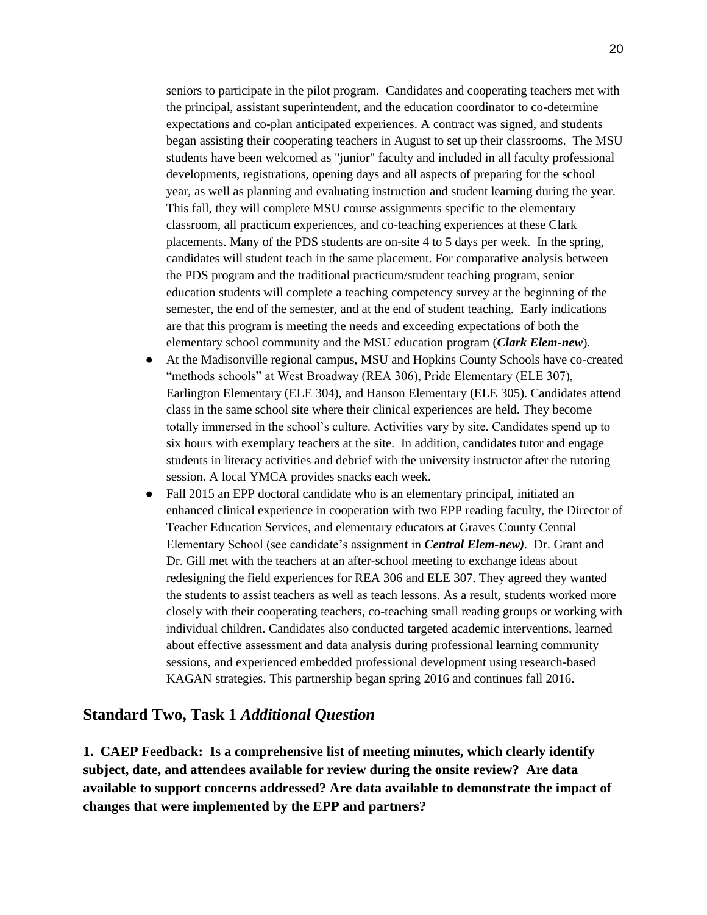seniors to participate in the pilot program. Candidates and cooperating teachers met with the principal, assistant superintendent, and the education coordinator to co-determine expectations and co-plan anticipated experiences. A contract was signed, and students began assisting their cooperating teachers in August to set up their classrooms. The MSU students have been welcomed as "junior" faculty and included in all faculty professional developments, registrations, opening days and all aspects of preparing for the school year, as well as planning and evaluating instruction and student learning during the year. This fall, they will complete MSU course assignments specific to the elementary classroom, all practicum experiences, and co-teaching experiences at these Clark placements. Many of the PDS students are on-site 4 to 5 days per week. In the spring, candidates will student teach in the same placement. For comparative analysis between the PDS program and the traditional practicum/student teaching program, senior education students will complete a teaching competency survey at the beginning of the semester, the end of the semester, and at the end of student teaching. Early indications are that this program is meeting the needs and exceeding expectations of both the elementary school community and the MSU education program (***Clark Elem-new***).

- At the Madisonville regional campus, MSU and Hopkins County Schools have co-created "methods schools" at West Broadway (REA 306), Pride Elementary (ELE 307), Earlington Elementary (ELE 304), and Hanson Elementary (ELE 305). Candidates attend class in the same school site where their clinical experiences are held. They become totally immersed in the school's culture. Activities vary by site. Candidates spend up to six hours with exemplary teachers at the site. In addition, candidates tutor and engage students in literacy activities and debrief with the university instructor after the tutoring session. A local YMCA provides snacks each week.
- Fall 2015 an EPP doctoral candidate who is an elementary principal, initiated an enhanced clinical experience in cooperation with two EPP reading faculty, the Director of Teacher Education Services, and elementary educators at Graves County Central Elementary School (see candidate's assignment in ***Central Elem-new)***. Dr. Grant and Dr. Gill met with the teachers at an after-school meeting to exchange ideas about redesigning the field experiences for REA 306 and ELE 307. They agreed they wanted the students to assist teachers as well as teach lessons. As a result, students worked more closely with their cooperating teachers, co-teaching small reading groups or working with individual children. Candidates also conducted targeted academic interventions, learned about effective assessment and data analysis during professional learning community sessions, and experienced embedded professional development using research-based KAGAN strategies. This partnership began spring 2016 and continues fall 2016.

## Standard Two, Task 1 *Additional Question*

**1. CAEP Feedback: Is a comprehensive list of meeting minutes, which clearly identify subject, date, and attendees available for review during the onsite review? Are data available to support concerns addressed? Are data available to demonstrate the impact of changes that were implemented by the EPP and partners?**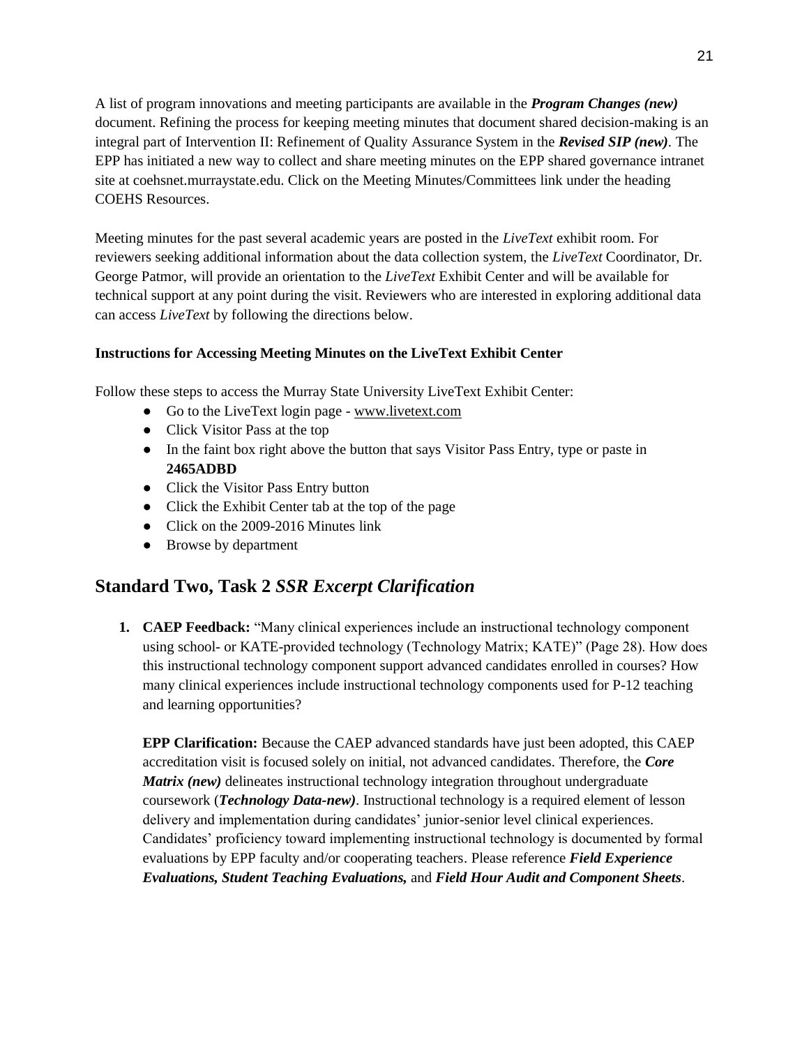A list of program innovations and meeting participants are available in the ***Program Changes (new)*** document. Refining the process for keeping meeting minutes that document shared decision-making is an integral part of Intervention II: Refinement of Quality Assurance System in the ***Revised SIP (new)***. The EPP has initiated a new way to collect and share meeting minutes on the EPP shared governance intranet site at coehsnet.murraystate.edu. Click on the Meeting Minutes/Committees link under the heading COEHS Resources.

Meeting minutes for the past several academic years are posted in the *LiveText* exhibit room. For reviewers seeking additional information about the data collection system, the *LiveText* Coordinator, Dr. George Patmor, will provide an orientation to the *LiveText* Exhibit Center and will be available for technical support at any point during the visit. Reviewers who are interested in exploring additional data can access *LiveText* by following the directions below.

**Instructions for Accessing Meeting Minutes on the LiveText Exhibit Center**

Follow these steps to access the Murray State University LiveText Exhibit Center:

- Go to the LiveText login page - www.livetext.com
- Click Visitor Pass at the top
- In the faint box right above the button that says Visitor Pass Entry, type or paste in **2465ADBD**
- Click the Visitor Pass Entry button
- Click the Exhibit Center tab at the top of the page
- Click on the 2009-2016 Minutes link
- Browse by department

## Standard Two, Task 2 *SSR Excerpt Clarification*

1. **CAEP Feedback:** "Many clinical experiences include an instructional technology component using school- or KATE-provided technology (Technology Matrix; KATE)" (Page 28). How does this instructional technology component support advanced candidates enrolled in courses? How many clinical experiences include instructional technology components used for P-12 teaching and learning opportunities?

   **EPP Clarification:** Because the CAEP advanced standards have just been adopted, this CAEP accreditation visit is focused solely on initial, not advanced candidates. Therefore, the ***Core Matrix (new)*** delineates instructional technology integration throughout undergraduate coursework (***Technology Data-new)***. Instructional technology is a required element of lesson delivery and implementation during candidates' junior-senior level clinical experiences. Candidates' proficiency toward implementing instructional technology is documented by formal evaluations by EPP faculty and/or cooperating teachers. Please reference ***Field Experience Evaluations, Student Teaching Evaluations,*** and ***Field Hour Audit and Component Sheets***.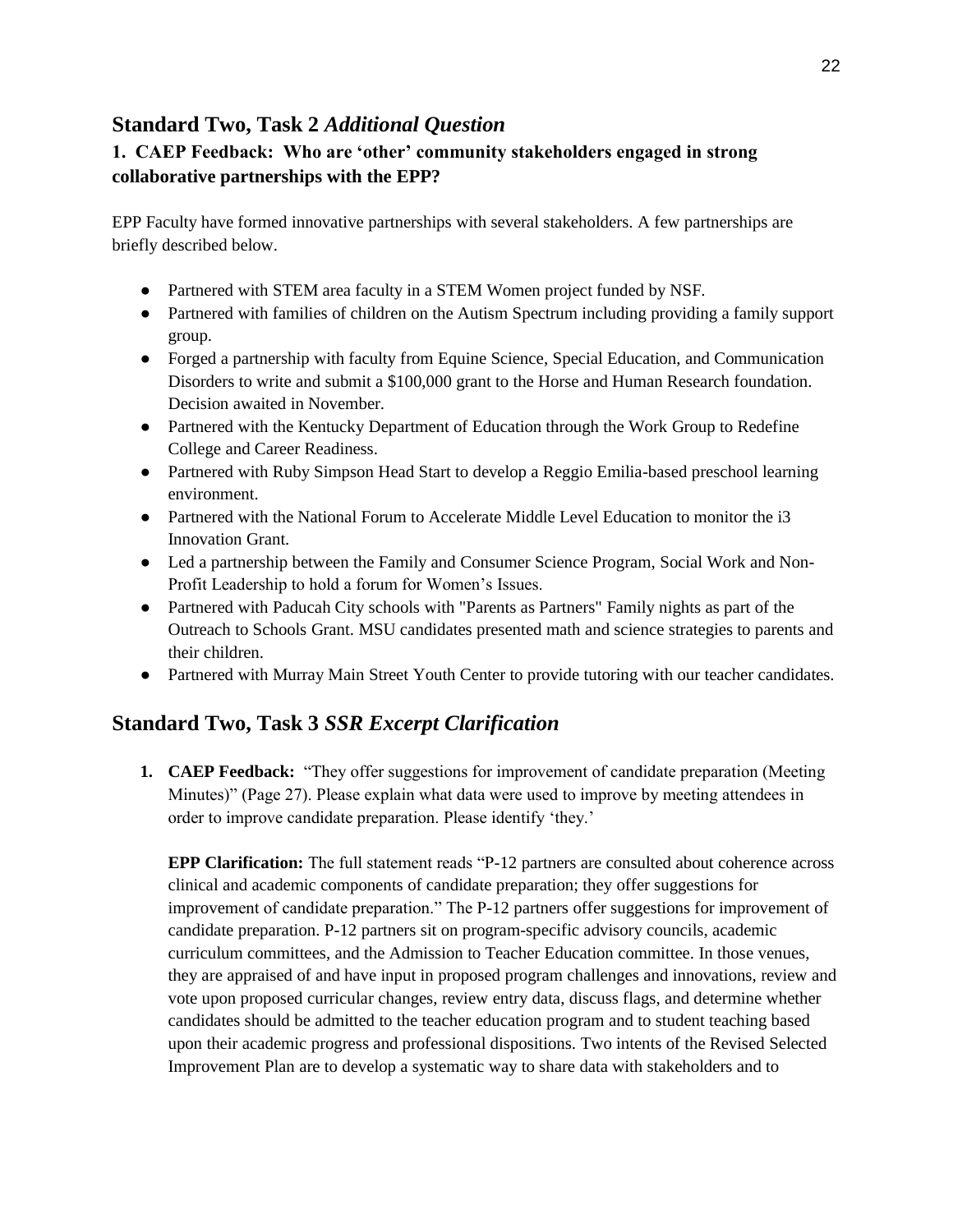## Standard Two, Task 2 *Additional Question*

### 1. CAEP Feedback: Who are 'other' community stakeholders engaged in strong collaborative partnerships with the EPP?

EPP Faculty have formed innovative partnerships with several stakeholders. A few partnerships are briefly described below.

- Partnered with STEM area faculty in a STEM Women project funded by NSF.
- Partnered with families of children on the Autism Spectrum including providing a family support group.
- Forged a partnership with faculty from Equine Science, Special Education, and Communication Disorders to write and submit a $100,000 grant to the Horse and Human Research foundation. Decision awaited in November.
- Partnered with the Kentucky Department of Education through the Work Group to Redefine College and Career Readiness.
- Partnered with Ruby Simpson Head Start to develop a Reggio Emilia-based preschool learning environment.
- Partnered with the National Forum to Accelerate Middle Level Education to monitor the i3 Innovation Grant.
- Led a partnership between the Family and Consumer Science Program, Social Work and Non-Profit Leadership to hold a forum for Women's Issues.
- Partnered with Paducah City schools with "Parents as Partners" Family nights as part of the Outreach to Schools Grant. MSU candidates presented math and science strategies to parents and their children.
- Partnered with Murray Main Street Youth Center to provide tutoring with our teacher candidates.

## Standard Two, Task 3 *SSR Excerpt Clarification*

1. **CAEP Feedback:** "They offer suggestions for improvement of candidate preparation (Meeting Minutes)" (Page 27). Please explain what data were used to improve by meeting attendees in order to improve candidate preparation. Please identify 'they.'

   **EPP Clarification:** The full statement reads "P-12 partners are consulted about coherence across clinical and academic components of candidate preparation; they offer suggestions for improvement of candidate preparation." The P-12 partners offer suggestions for improvement of candidate preparation. P-12 partners sit on program-specific advisory councils, academic curriculum committees, and the Admission to Teacher Education committee. In those venues, they are appraised of and have input in proposed program challenges and innovations, review and vote upon proposed curricular changes, review entry data, discuss flags, and determine whether candidates should be admitted to the teacher education program and to student teaching based upon their academic progress and professional dispositions. Two intents of the Revised Selected Improvement Plan are to develop a systematic way to share data with stakeholders and to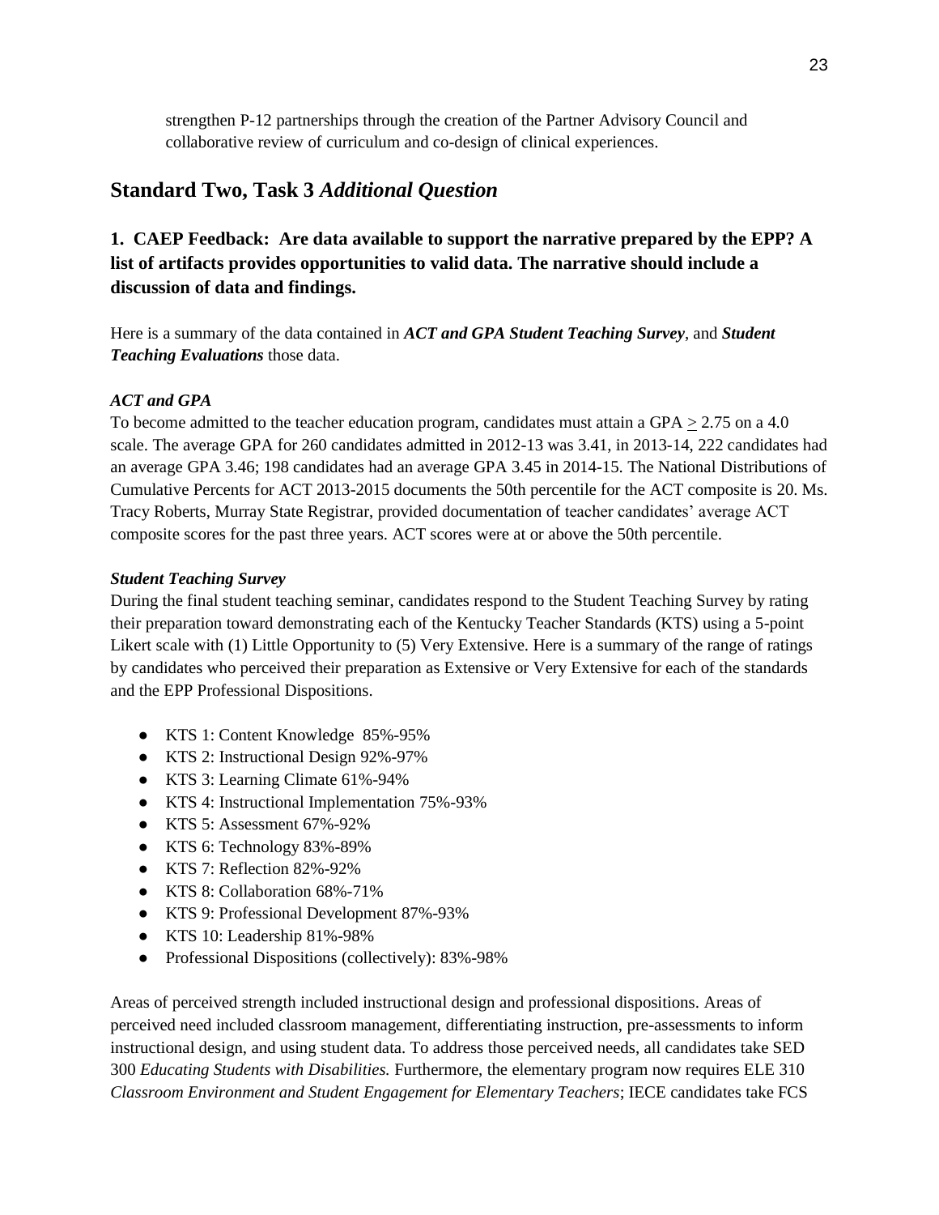strengthen P-12 partnerships through the creation of the Partner Advisory Council and collaborative review of curriculum and co-design of clinical experiences.

## Standard Two, Task 3 *Additional Question*

### 1. CAEP Feedback: Are data available to support the narrative prepared by the EPP? A list of artifacts provides opportunities to valid data. The narrative should include a discussion of data and findings.

Here is a summary of the data contained in ***ACT and GPA Student Teaching Survey***, and ***Student Teaching Evaluations*** those data.

#### *ACT and GPA*

To become admitted to the teacher education program, candidates must attain a GPA ≥ 2.75 on a 4.0 scale. The average GPA for 260 candidates admitted in 2012-13 was 3.41, in 2013-14, 222 candidates had an average GPA 3.46; 198 candidates had an average GPA 3.45 in 2014-15. The National Distributions of Cumulative Percents for ACT 2013-2015 documents the 50th percentile for the ACT composite is 20. Ms. Tracy Roberts, Murray State Registrar, provided documentation of teacher candidates' average ACT composite scores for the past three years. ACT scores were at or above the 50th percentile.

#### *Student Teaching Survey*

During the final student teaching seminar, candidates respond to the Student Teaching Survey by rating their preparation toward demonstrating each of the Kentucky Teacher Standards (KTS) using a 5-point Likert scale with (1) Little Opportunity to (5) Very Extensive. Here is a summary of the range of ratings by candidates who perceived their preparation as Extensive or Very Extensive for each of the standards and the EPP Professional Dispositions.

- KTS 1: Content Knowledge 85%-95%
- KTS 2: Instructional Design 92%-97%
- KTS 3: Learning Climate 61%-94%
- KTS 4: Instructional Implementation 75%-93%
- KTS 5: Assessment 67%-92%
- KTS 6: Technology 83%-89%
- KTS 7: Reflection 82%-92%
- KTS 8: Collaboration 68%-71%
- KTS 9: Professional Development 87%-93%
- KTS 10: Leadership 81%-98%
- Professional Dispositions (collectively): 83%-98%

Areas of perceived strength included instructional design and professional dispositions. Areas of perceived need included classroom management, differentiating instruction, pre-assessments to inform instructional design, and using student data. To address those perceived needs, all candidates take SED 300 *Educating Students with Disabilities.* Furthermore, the elementary program now requires ELE 310 *Classroom Environment and Student Engagement for Elementary Teachers*; IECE candidates take FCS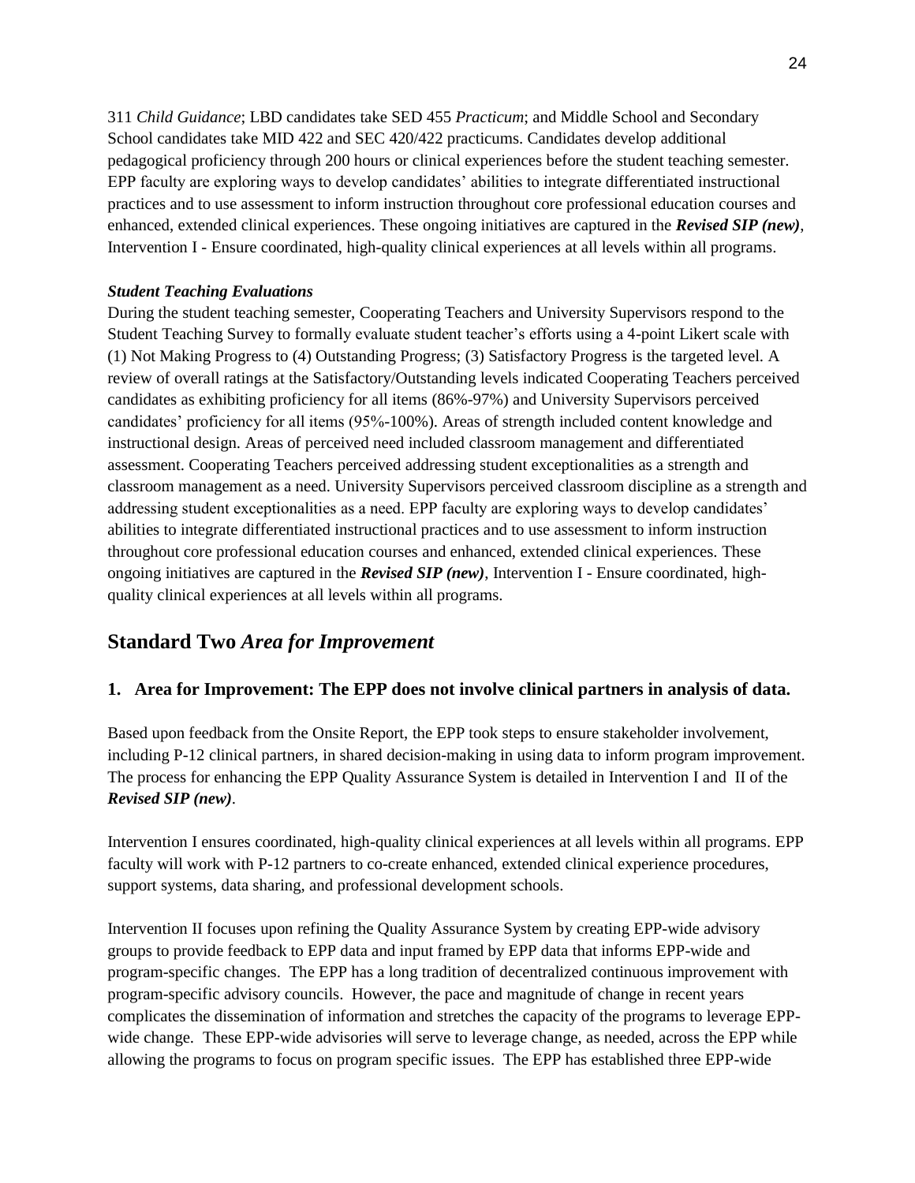311 *Child Guidance*; LBD candidates take SED 455 *Practicum*; and Middle School and Secondary School candidates take MID 422 and SEC 420/422 practicums. Candidates develop additional pedagogical proficiency through 200 hours or clinical experiences before the student teaching semester. EPP faculty are exploring ways to develop candidates' abilities to integrate differentiated instructional practices and to use assessment to inform instruction throughout core professional education courses and enhanced, extended clinical experiences. These ongoing initiatives are captured in the ***Revised SIP (new)***, Intervention I - Ensure coordinated, high-quality clinical experiences at all levels within all programs.

***Student Teaching Evaluations***

During the student teaching semester, Cooperating Teachers and University Supervisors respond to the Student Teaching Survey to formally evaluate student teacher's efforts using a 4-point Likert scale with (1) Not Making Progress to (4) Outstanding Progress; (3) Satisfactory Progress is the targeted level. A review of overall ratings at the Satisfactory/Outstanding levels indicated Cooperating Teachers perceived candidates as exhibiting proficiency for all items (86%-97%) and University Supervisors perceived candidates' proficiency for all items (95%-100%). Areas of strength included content knowledge and instructional design. Areas of perceived need included classroom management and differentiated assessment. Cooperating Teachers perceived addressing student exceptionalities as a strength and classroom management as a need. University Supervisors perceived classroom discipline as a strength and addressing student exceptionalities as a need. EPP faculty are exploring ways to develop candidates' abilities to integrate differentiated instructional practices and to use assessment to inform instruction throughout core professional education courses and enhanced, extended clinical experiences. These ongoing initiatives are captured in the ***Revised SIP (new)***, Intervention I - Ensure coordinated, high-quality clinical experiences at all levels within all programs.

## Standard Two *Area for Improvement*

### 1. Area for Improvement: The EPP does not involve clinical partners in analysis of data.

Based upon feedback from the Onsite Report, the EPP took steps to ensure stakeholder involvement, including P-12 clinical partners, in shared decision-making in using data to inform program improvement. The process for enhancing the EPP Quality Assurance System is detailed in Intervention I and II of the ***Revised SIP (new)***.

Intervention I ensures coordinated, high-quality clinical experiences at all levels within all programs. EPP faculty will work with P-12 partners to co-create enhanced, extended clinical experience procedures, support systems, data sharing, and professional development schools.

Intervention II focuses upon refining the Quality Assurance System by creating EPP-wide advisory groups to provide feedback to EPP data and input framed by EPP data that informs EPP-wide and program-specific changes. The EPP has a long tradition of decentralized continuous improvement with program-specific advisory councils. However, the pace and magnitude of change in recent years complicates the dissemination of information and stretches the capacity of the programs to leverage EPP-wide change. These EPP-wide advisories will serve to leverage change, as needed, across the EPP while allowing the programs to focus on program specific issues. The EPP has established three EPP-wide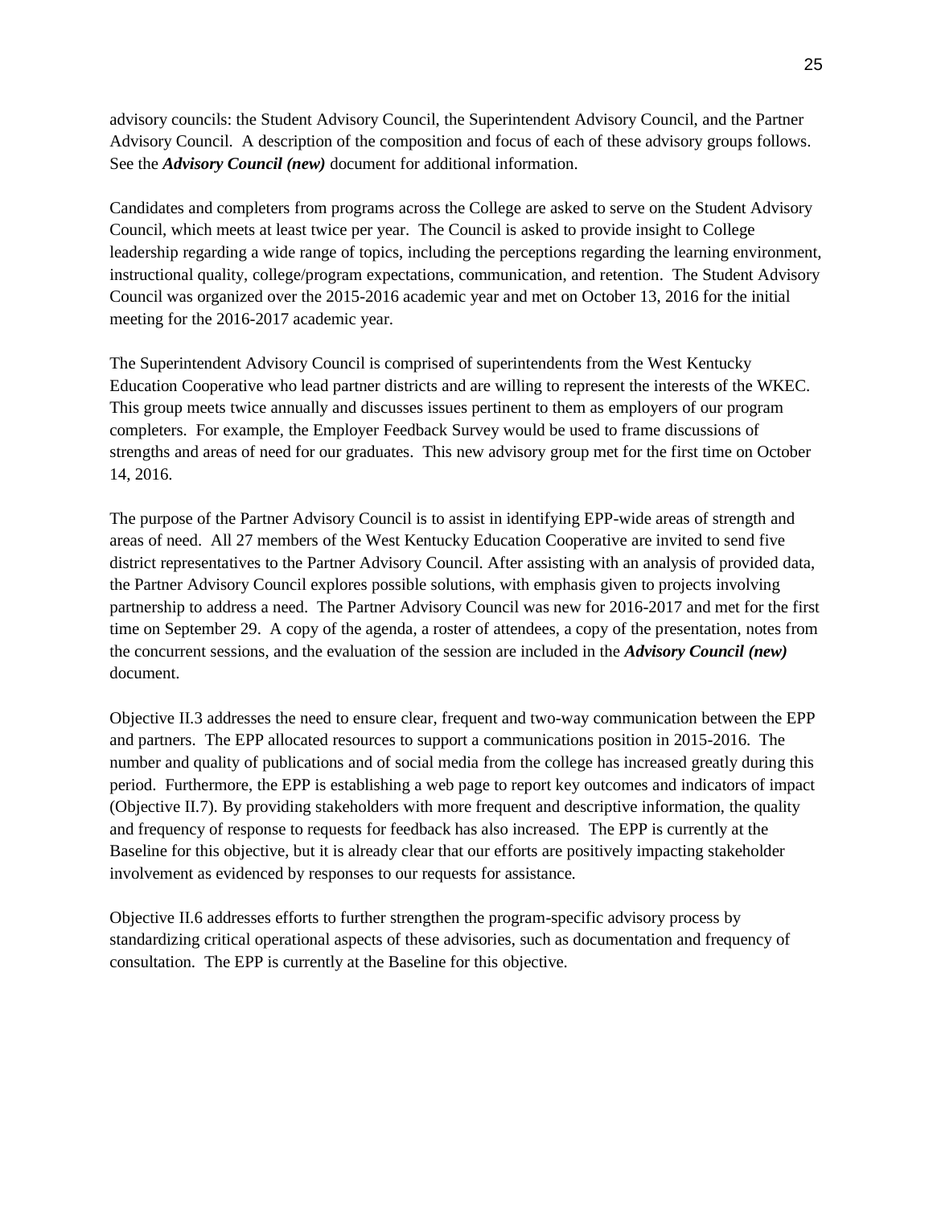advisory councils: the Student Advisory Council, the Superintendent Advisory Council, and the Partner Advisory Council. A description of the composition and focus of each of these advisory groups follows. See the ***Advisory Council (new)*** document for additional information.

Candidates and completers from programs across the College are asked to serve on the Student Advisory Council, which meets at least twice per year. The Council is asked to provide insight to College leadership regarding a wide range of topics, including the perceptions regarding the learning environment, instructional quality, college/program expectations, communication, and retention. The Student Advisory Council was organized over the 2015-2016 academic year and met on October 13, 2016 for the initial meeting for the 2016-2017 academic year.

The Superintendent Advisory Council is comprised of superintendents from the West Kentucky Education Cooperative who lead partner districts and are willing to represent the interests of the WKEC. This group meets twice annually and discusses issues pertinent to them as employers of our program completers. For example, the Employer Feedback Survey would be used to frame discussions of strengths and areas of need for our graduates. This new advisory group met for the first time on October 14, 2016.

The purpose of the Partner Advisory Council is to assist in identifying EPP-wide areas of strength and areas of need. All 27 members of the West Kentucky Education Cooperative are invited to send five district representatives to the Partner Advisory Council. After assisting with an analysis of provided data, the Partner Advisory Council explores possible solutions, with emphasis given to projects involving partnership to address a need. The Partner Advisory Council was new for 2016-2017 and met for the first time on September 29. A copy of the agenda, a roster of attendees, a copy of the presentation, notes from the concurrent sessions, and the evaluation of the session are included in the ***Advisory Council (new)*** document.

Objective II.3 addresses the need to ensure clear, frequent and two-way communication between the EPP and partners. The EPP allocated resources to support a communications position in 2015-2016. The number and quality of publications and of social media from the college has increased greatly during this period. Furthermore, the EPP is establishing a web page to report key outcomes and indicators of impact (Objective II.7). By providing stakeholders with more frequent and descriptive information, the quality and frequency of response to requests for feedback has also increased. The EPP is currently at the Baseline for this objective, but it is already clear that our efforts are positively impacting stakeholder involvement as evidenced by responses to our requests for assistance.

Objective II.6 addresses efforts to further strengthen the program-specific advisory process by standardizing critical operational aspects of these advisories, such as documentation and frequency of consultation. The EPP is currently at the Baseline for this objective.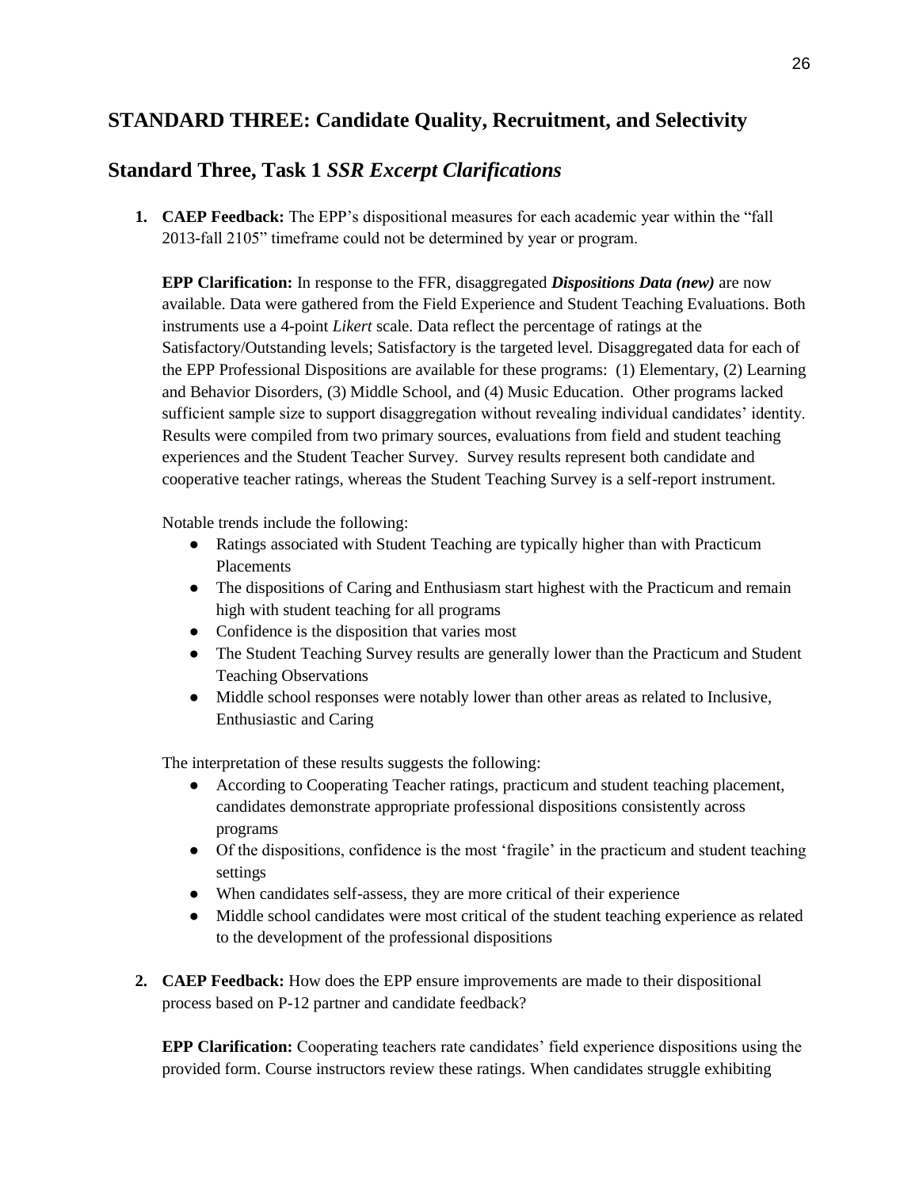## STANDARD THREE: Candidate Quality, Recruitment, and Selectivity

## Standard Three, Task 1 *SSR Excerpt Clarifications*

1. **CAEP Feedback:** The EPP's dispositional measures for each academic year within the "fall 2013-fall 2105" timeframe could not be determined by year or program.

   **EPP Clarification:** In response to the FFR, disaggregated ***Dispositions Data (new)*** are now available. Data were gathered from the Field Experience and Student Teaching Evaluations. Both instruments use a 4-point *Likert* scale. Data reflect the percentage of ratings at the Satisfactory/Outstanding levels; Satisfactory is the targeted level. Disaggregated data for each of the EPP Professional Dispositions are available for these programs: (1) Elementary, (2) Learning and Behavior Disorders, (3) Middle School, and (4) Music Education. Other programs lacked sufficient sample size to support disaggregation without revealing individual candidates' identity. Results were compiled from two primary sources, evaluations from field and student teaching experiences and the Student Teacher Survey. Survey results represent both candidate and cooperative teacher ratings, whereas the Student Teaching Survey is a self-report instrument.

   Notable trends include the following:

   - Ratings associated with Student Teaching are typically higher than with Practicum Placements
   - The dispositions of Caring and Enthusiasm start highest with the Practicum and remain high with student teaching for all programs
   - Confidence is the disposition that varies most
   - The Student Teaching Survey results are generally lower than the Practicum and Student Teaching Observations
   - Middle school responses were notably lower than other areas as related to Inclusive, Enthusiastic and Caring

   The interpretation of these results suggests the following:

   - According to Cooperating Teacher ratings, practicum and student teaching placement, candidates demonstrate appropriate professional dispositions consistently across programs
   - Of the dispositions, confidence is the most 'fragile' in the practicum and student teaching settings
   - When candidates self-assess, they are more critical of their experience
   - Middle school candidates were most critical of the student teaching experience as related to the development of the professional dispositions

2. **CAEP Feedback:** How does the EPP ensure improvements are made to their dispositional process based on P-12 partner and candidate feedback?

   **EPP Clarification:** Cooperating teachers rate candidates' field experience dispositions using the provided form. Course instructors review these ratings. When candidates struggle exhibiting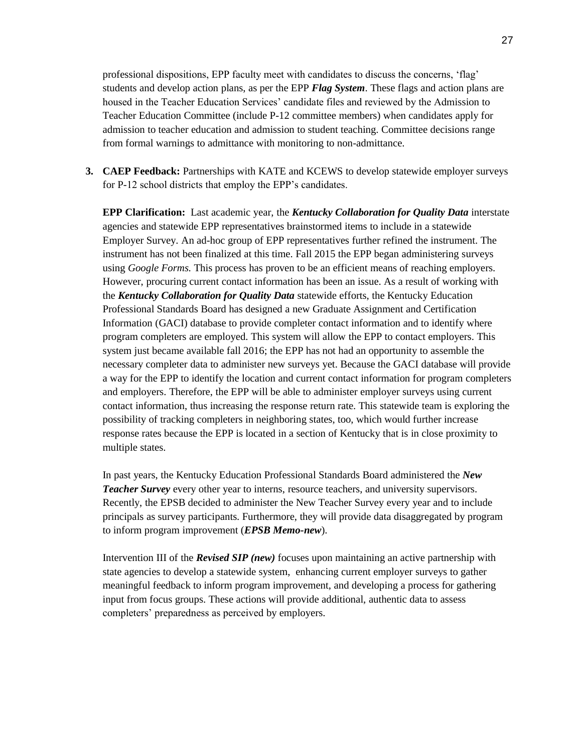professional dispositions, EPP faculty meet with candidates to discuss the concerns, 'flag' students and develop action plans, as per the EPP ***Flag System***. These flags and action plans are housed in the Teacher Education Services' candidate files and reviewed by the Admission to Teacher Education Committee (include P-12 committee members) when candidates apply for admission to teacher education and admission to student teaching. Committee decisions range from formal warnings to admittance with monitoring to non-admittance.

3. **CAEP Feedback:** Partnerships with KATE and KCEWS to develop statewide employer surveys for P-12 school districts that employ the EPP's candidates.

   **EPP Clarification:** Last academic year, the ***Kentucky Collaboration for Quality Data*** interstate agencies and statewide EPP representatives brainstormed items to include in a statewide Employer Survey. An ad-hoc group of EPP representatives further refined the instrument. The instrument has not been finalized at this time. Fall 2015 the EPP began administering surveys using *Google Forms.* This process has proven to be an efficient means of reaching employers. However, procuring current contact information has been an issue. As a result of working with the ***Kentucky Collaboration for Quality Data*** statewide efforts, the Kentucky Education Professional Standards Board has designed a new Graduate Assignment and Certification Information (GACI) database to provide completer contact information and to identify where program completers are employed. This system will allow the EPP to contact employers. This system just became available fall 2016; the EPP has not had an opportunity to assemble the necessary completer data to administer new surveys yet. Because the GACI database will provide a way for the EPP to identify the location and current contact information for program completers and employers. Therefore, the EPP will be able to administer employer surveys using current contact information, thus increasing the response return rate. This statewide team is exploring the possibility of tracking completers in neighboring states, too, which would further increase response rates because the EPP is located in a section of Kentucky that is in close proximity to multiple states.

   In past years, the Kentucky Education Professional Standards Board administered the ***New Teacher Survey*** every other year to interns, resource teachers, and university supervisors. Recently, the EPSB decided to administer the New Teacher Survey every year and to include principals as survey participants. Furthermore, they will provide data disaggregated by program to inform program improvement (***EPSB Memo-new***).

   Intervention III of the ***Revised SIP (new)*** focuses upon maintaining an active partnership with state agencies to develop a statewide system, enhancing current employer surveys to gather meaningful feedback to inform program improvement, and developing a process for gathering input from focus groups. These actions will provide additional, authentic data to assess completers' preparedness as perceived by employers.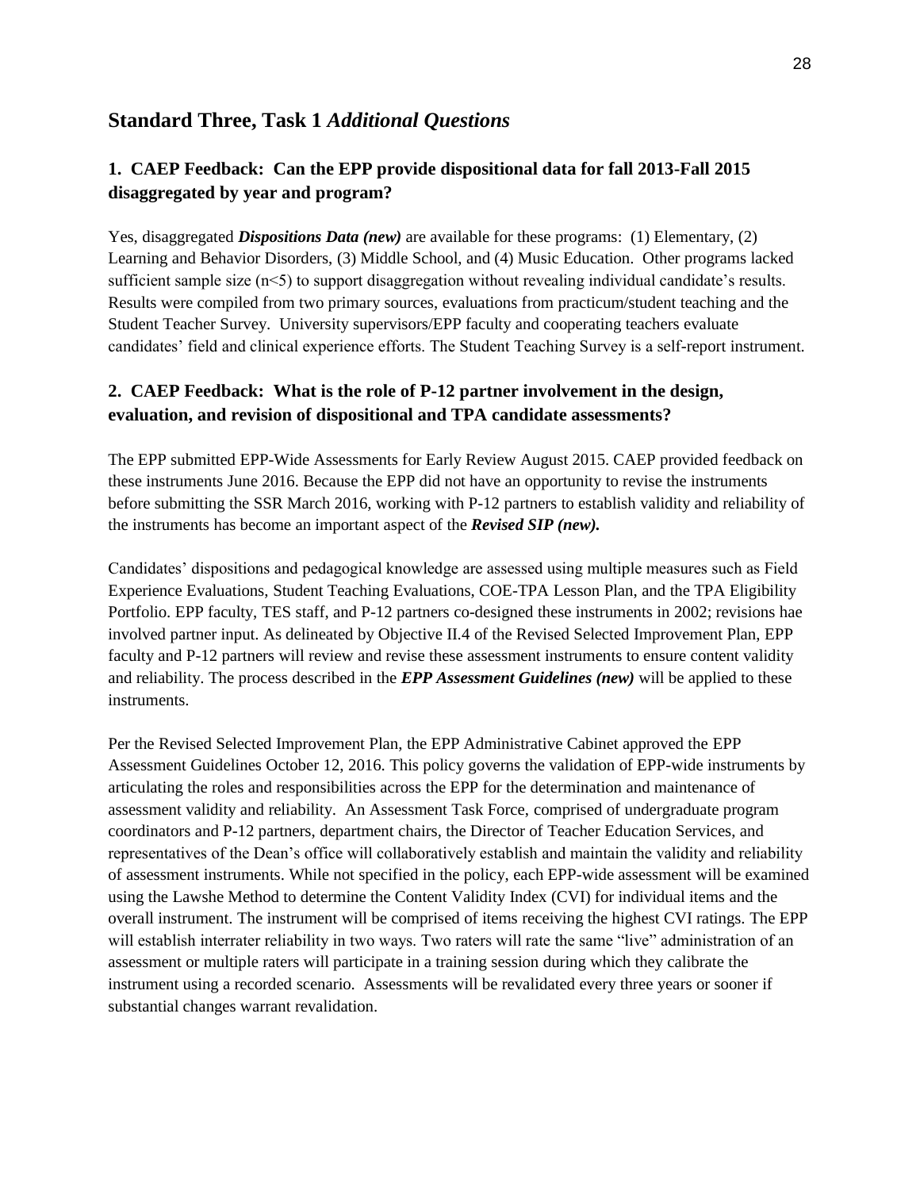## Standard Three, Task 1 *Additional Questions*

### 1. CAEP Feedback: Can the EPP provide dispositional data for fall 2013-Fall 2015 disaggregated by year and program?

Yes, disaggregated ***Dispositions Data (new)*** are available for these programs: (1) Elementary, (2) Learning and Behavior Disorders, (3) Middle School, and (4) Music Education. Other programs lacked sufficient sample size ($n<5$) to support disaggregation without revealing individual candidate's results. Results were compiled from two primary sources, evaluations from practicum/student teaching and the Student Teacher Survey. University supervisors/EPP faculty and cooperating teachers evaluate candidates' field and clinical experience efforts. The Student Teaching Survey is a self-report instrument.

### 2. CAEP Feedback: What is the role of P-12 partner involvement in the design, evaluation, and revision of dispositional and TPA candidate assessments?

The EPP submitted EPP-Wide Assessments for Early Review August 2015. CAEP provided feedback on these instruments June 2016. Because the EPP did not have an opportunity to revise the instruments before submitting the SSR March 2016, working with P-12 partners to establish validity and reliability of the instruments has become an important aspect of the ***Revised SIP (new).***

Candidates' dispositions and pedagogical knowledge are assessed using multiple measures such as Field Experience Evaluations, Student Teaching Evaluations, COE-TPA Lesson Plan, and the TPA Eligibility Portfolio. EPP faculty, TES staff, and P-12 partners co-designed these instruments in 2002; revisions hae involved partner input. As delineated by Objective II.4 of the Revised Selected Improvement Plan, EPP faculty and P-12 partners will review and revise these assessment instruments to ensure content validity and reliability. The process described in the ***EPP Assessment Guidelines (new)*** will be applied to these instruments.

Per the Revised Selected Improvement Plan, the EPP Administrative Cabinet approved the EPP Assessment Guidelines October 12, 2016. This policy governs the validation of EPP-wide instruments by articulating the roles and responsibilities across the EPP for the determination and maintenance of assessment validity and reliability. An Assessment Task Force, comprised of undergraduate program coordinators and P-12 partners, department chairs, the Director of Teacher Education Services, and representatives of the Dean's office will collaboratively establish and maintain the validity and reliability of assessment instruments. While not specified in the policy, each EPP-wide assessment will be examined using the Lawshe Method to determine the Content Validity Index (CVI) for individual items and the overall instrument. The instrument will be comprised of items receiving the highest CVI ratings. The EPP will establish interrater reliability in two ways. Two raters will rate the same "live" administration of an assessment or multiple raters will participate in a training session during which they calibrate the instrument using a recorded scenario. Assessments will be revalidated every three years or sooner if substantial changes warrant revalidation.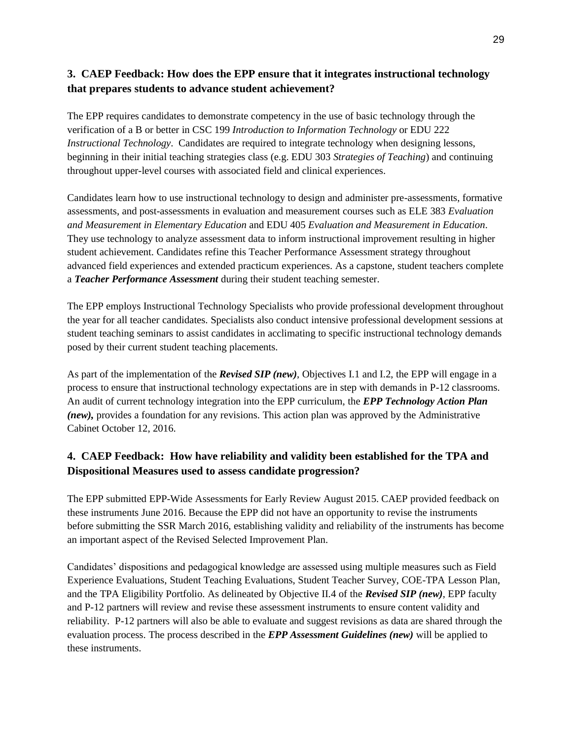### 3. CAEP Feedback: How does the EPP ensure that it integrates instructional technology that prepares students to advance student achievement?

The EPP requires candidates to demonstrate competency in the use of basic technology through the verification of a B or better in CSC 199 *Introduction to Information Technology* or EDU 222 *Instructional Technology*. Candidates are required to integrate technology when designing lessons, beginning in their initial teaching strategies class (e.g. EDU 303 *Strategies of Teaching*) and continuing throughout upper-level courses with associated field and clinical experiences.

Candidates learn how to use instructional technology to design and administer pre-assessments, formative assessments, and post-assessments in evaluation and measurement courses such as ELE 383 *Evaluation and Measurement in Elementary Education* and EDU 405 *Evaluation and Measurement in Education*. They use technology to analyze assessment data to inform instructional improvement resulting in higher student achievement. Candidates refine this Teacher Performance Assessment strategy throughout advanced field experiences and extended practicum experiences. As a capstone, student teachers complete a ***Teacher Performance Assessment*** during their student teaching semester.

The EPP employs Instructional Technology Specialists who provide professional development throughout the year for all teacher candidates. Specialists also conduct intensive professional development sessions at student teaching seminars to assist candidates in acclimating to specific instructional technology demands posed by their current student teaching placements.

As part of the implementation of the ***Revised SIP (new)***, Objectives I.1 and I.2, the EPP will engage in a process to ensure that instructional technology expectations are in step with demands in P-12 classrooms. An audit of current technology integration into the EPP curriculum, the ***EPP Technology Action Plan (new),*** provides a foundation for any revisions. This action plan was approved by the Administrative Cabinet October 12, 2016.

### 4. CAEP Feedback: How have reliability and validity been established for the TPA and Dispositional Measures used to assess candidate progression?

The EPP submitted EPP-Wide Assessments for Early Review August 2015. CAEP provided feedback on these instruments June 2016. Because the EPP did not have an opportunity to revise the instruments before submitting the SSR March 2016, establishing validity and reliability of the instruments has become an important aspect of the Revised Selected Improvement Plan.

Candidates' dispositions and pedagogical knowledge are assessed using multiple measures such as Field Experience Evaluations, Student Teaching Evaluations, Student Teacher Survey, COE-TPA Lesson Plan, and the TPA Eligibility Portfolio. As delineated by Objective II.4 of the ***Revised SIP (new)***, EPP faculty and P-12 partners will review and revise these assessment instruments to ensure content validity and reliability. P-12 partners will also be able to evaluate and suggest revisions as data are shared through the evaluation process. The process described in the ***EPP Assessment Guidelines (new)*** will be applied to these instruments.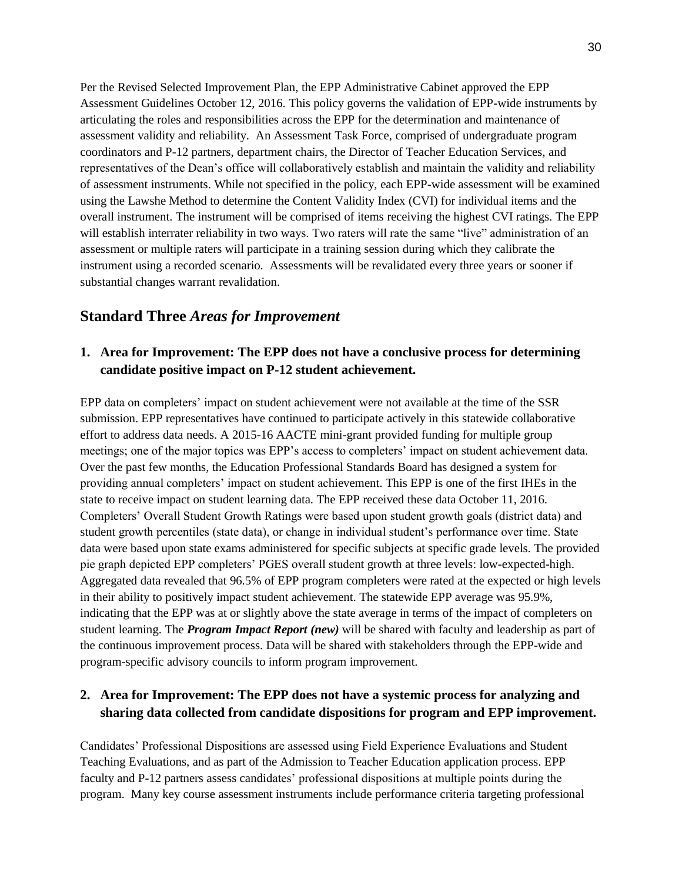Per the Revised Selected Improvement Plan, the EPP Administrative Cabinet approved the EPP Assessment Guidelines October 12, 2016. This policy governs the validation of EPP-wide instruments by articulating the roles and responsibilities across the EPP for the determination and maintenance of assessment validity and reliability. An Assessment Task Force, comprised of undergraduate program coordinators and P-12 partners, department chairs, the Director of Teacher Education Services, and representatives of the Dean's office will collaboratively establish and maintain the validity and reliability of assessment instruments. While not specified in the policy, each EPP-wide assessment will be examined using the Lawshe Method to determine the Content Validity Index (CVI) for individual items and the overall instrument. The instrument will be comprised of items receiving the highest CVI ratings. The EPP will establish interrater reliability in two ways. Two raters will rate the same "live" administration of an assessment or multiple raters will participate in a training session during which they calibrate the instrument using a recorded scenario. Assessments will be revalidated every three years or sooner if substantial changes warrant revalidation.

## Standard Three *Areas for Improvement*

### 1. Area for Improvement: The EPP does not have a conclusive process for determining candidate positive impact on P-12 student achievement.

EPP data on completers' impact on student achievement were not available at the time of the SSR submission. EPP representatives have continued to participate actively in this statewide collaborative effort to address data needs. A 2015-16 AACTE mini-grant provided funding for multiple group meetings; one of the major topics was EPP's access to completers' impact on student achievement data. Over the past few months, the Education Professional Standards Board has designed a system for providing annual completers' impact on student achievement. This EPP is one of the first IHEs in the state to receive impact on student learning data. The EPP received these data October 11, 2016. Completers' Overall Student Growth Ratings were based upon student growth goals (district data) and student growth percentiles (state data), or change in individual student's performance over time. State data were based upon state exams administered for specific subjects at specific grade levels. The provided pie graph depicted EPP completers' PGES overall student growth at three levels: low-expected-high. Aggregated data revealed that 96.5% of EPP program completers were rated at the expected or high levels in their ability to positively impact student achievement. The statewide EPP average was 95.9%, indicating that the EPP was at or slightly above the state average in terms of the impact of completers on student learning. The ***Program Impact Report (new)*** will be shared with faculty and leadership as part of the continuous improvement process. Data will be shared with stakeholders through the EPP-wide and program-specific advisory councils to inform program improvement.

### 2. Area for Improvement: The EPP does not have a systemic process for analyzing and sharing data collected from candidate dispositions for program and EPP improvement.

Candidates' Professional Dispositions are assessed using Field Experience Evaluations and Student Teaching Evaluations, and as part of the Admission to Teacher Education application process. EPP faculty and P-12 partners assess candidates' professional dispositions at multiple points during the program. Many key course assessment instruments include performance criteria targeting professional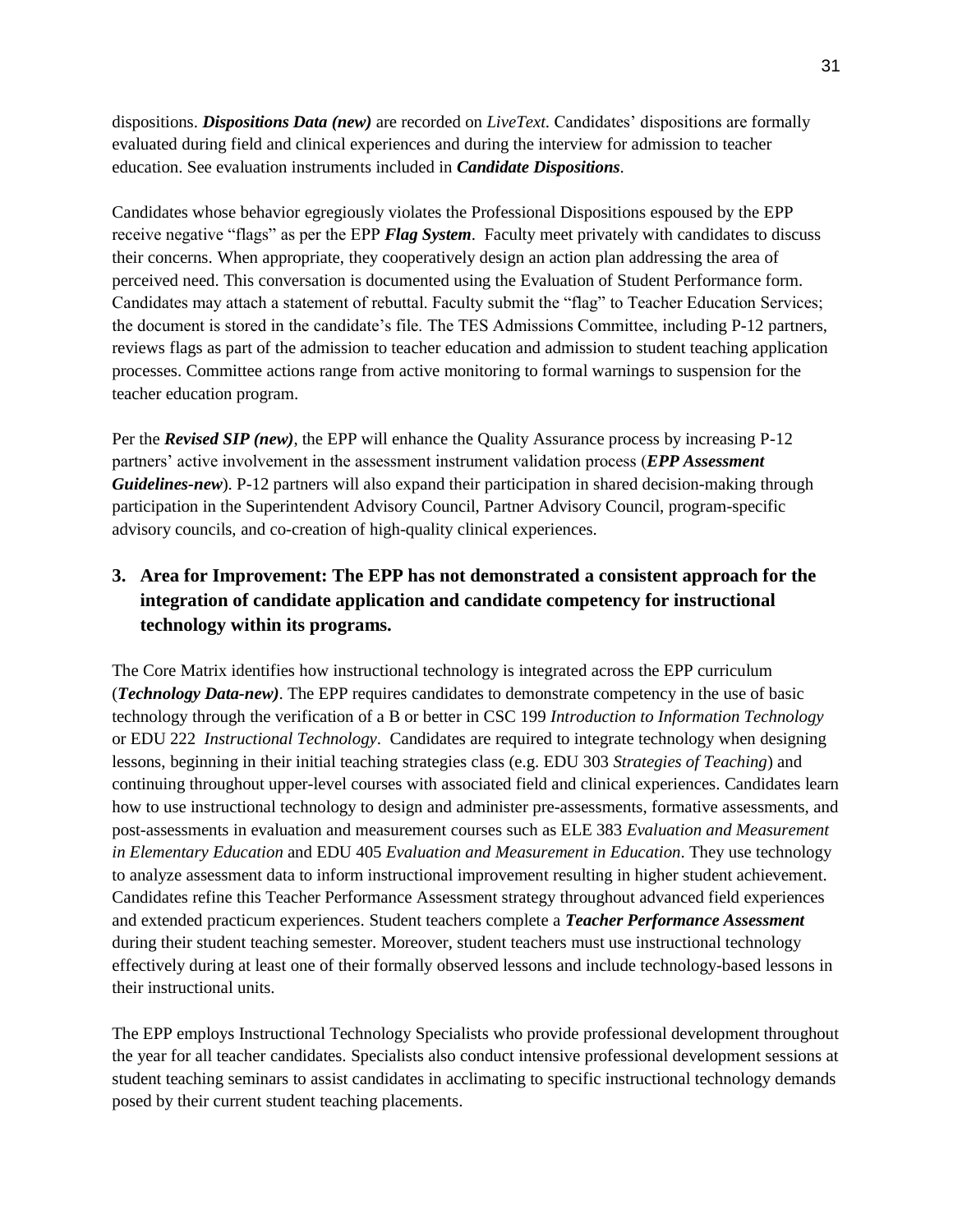dispositions. ***Dispositions Data (new)*** are recorded on *LiveText*. Candidates' dispositions are formally evaluated during field and clinical experiences and during the interview for admission to teacher education. See evaluation instruments included in ***Candidate Dispositions***.

Candidates whose behavior egregiously violates the Professional Dispositions espoused by the EPP receive negative "flags" as per the EPP ***Flag System***. Faculty meet privately with candidates to discuss their concerns. When appropriate, they cooperatively design an action plan addressing the area of perceived need. This conversation is documented using the Evaluation of Student Performance form. Candidates may attach a statement of rebuttal. Faculty submit the "flag" to Teacher Education Services; the document is stored in the candidate's file. The TES Admissions Committee, including P-12 partners, reviews flags as part of the admission to teacher education and admission to student teaching application processes. Committee actions range from active monitoring to formal warnings to suspension for the teacher education program.

Per the ***Revised SIP (new)***, the EPP will enhance the Quality Assurance process by increasing P-12 partners' active involvement in the assessment instrument validation process (***EPP Assessment Guidelines-new***). P-12 partners will also expand their participation in shared decision-making through participation in the Superintendent Advisory Council, Partner Advisory Council, program-specific advisory councils, and co-creation of high-quality clinical experiences.

### 3. Area for Improvement: The EPP has not demonstrated a consistent approach for the integration of candidate application and candidate competency for instructional technology within its programs.

The Core Matrix identifies how instructional technology is integrated across the EPP curriculum (***Technology Data-new)***. The EPP requires candidates to demonstrate competency in the use of basic technology through the verification of a B or better in CSC 199 *Introduction to Information Technology* or EDU 222 *Instructional Technology*. Candidates are required to integrate technology when designing lessons, beginning in their initial teaching strategies class (e.g. EDU 303 *Strategies of Teaching*) and continuing throughout upper-level courses with associated field and clinical experiences. Candidates learn how to use instructional technology to design and administer pre-assessments, formative assessments, and post-assessments in evaluation and measurement courses such as ELE 383 *Evaluation and Measurement in Elementary Education* and EDU 405 *Evaluation and Measurement in Education*. They use technology to analyze assessment data to inform instructional improvement resulting in higher student achievement. Candidates refine this Teacher Performance Assessment strategy throughout advanced field experiences and extended practicum experiences. Student teachers complete a ***Teacher Performance Assessment*** during their student teaching semester. Moreover, student teachers must use instructional technology effectively during at least one of their formally observed lessons and include technology-based lessons in their instructional units.

The EPP employs Instructional Technology Specialists who provide professional development throughout the year for all teacher candidates. Specialists also conduct intensive professional development sessions at student teaching seminars to assist candidates in acclimating to specific instructional technology demands posed by their current student teaching placements.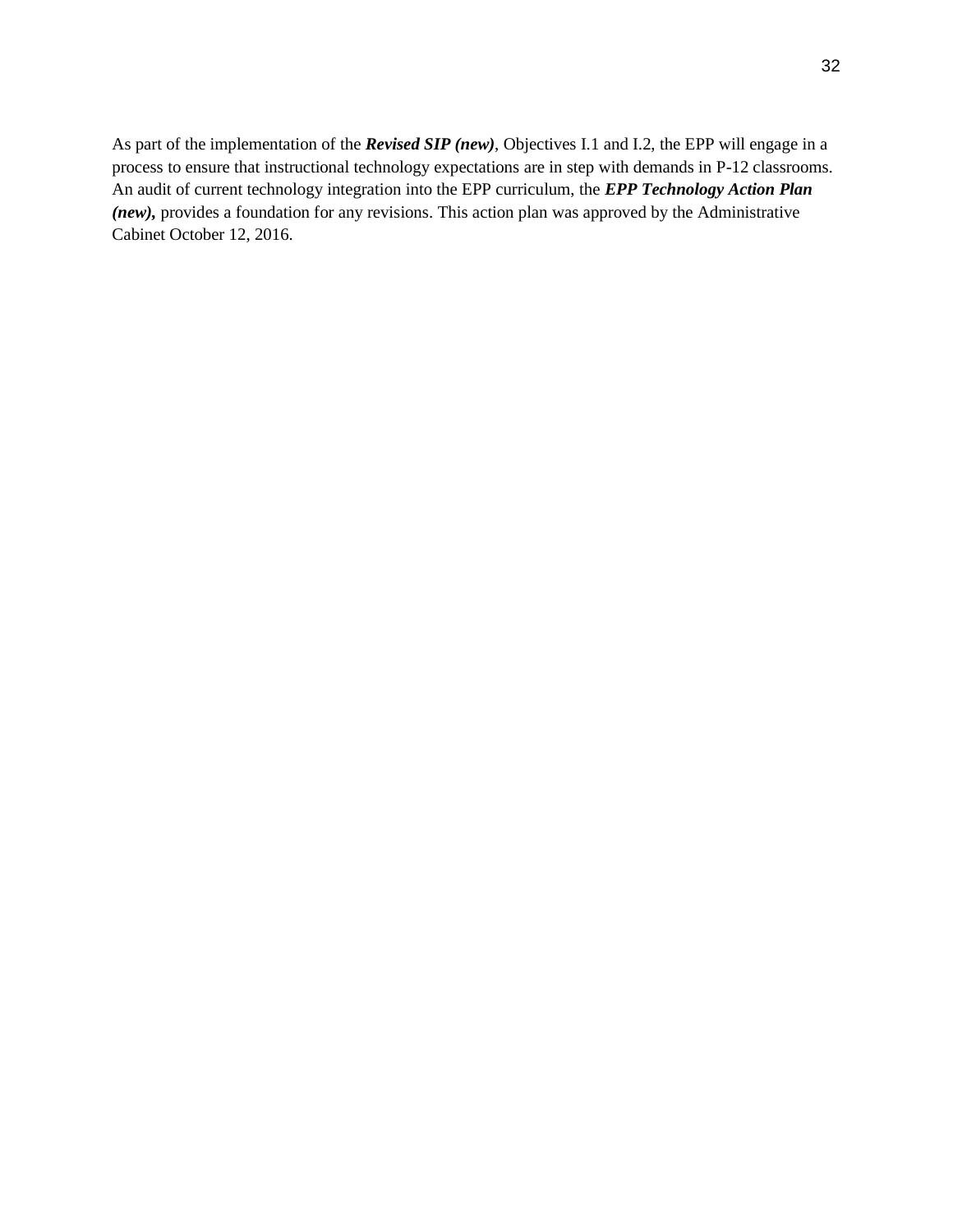As part of the implementation of the ***Revised SIP (new)***, Objectives I.1 and I.2, the EPP will engage in a process to ensure that instructional technology expectations are in step with demands in P-12 classrooms. An audit of current technology integration into the EPP curriculum, the ***EPP Technology Action Plan (new),*** provides a foundation for any revisions. This action plan was approved by the Administrative Cabinet October 12, 2016.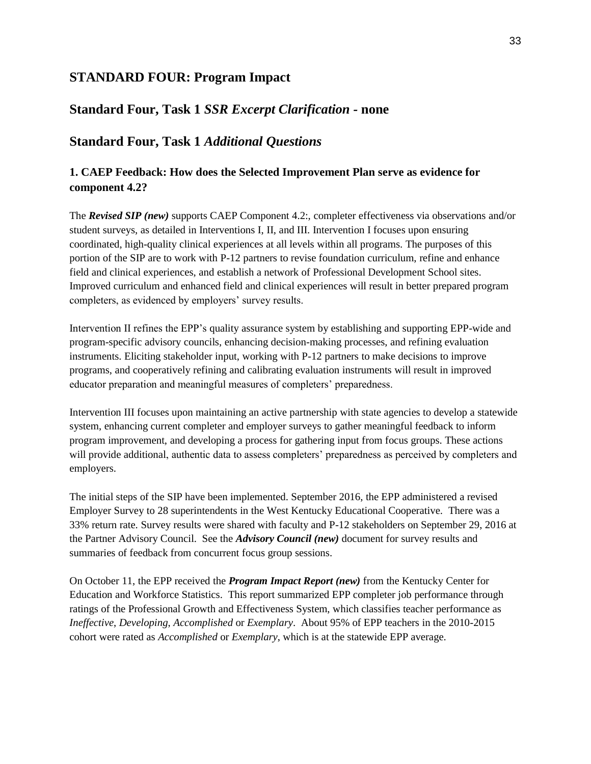## STANDARD FOUR: Program Impact

## Standard Four, Task 1 *SSR Excerpt Clarification* - none

## Standard Four, Task 1 *Additional Questions*

### 1. CAEP Feedback: How does the Selected Improvement Plan serve as evidence for component 4.2?

The ***Revised SIP (new)*** supports CAEP Component 4.2:, completer effectiveness via observations and/or student surveys, as detailed in Interventions I, II, and III. Intervention I focuses upon ensuring coordinated, high-quality clinical experiences at all levels within all programs. The purposes of this portion of the SIP are to work with P-12 partners to revise foundation curriculum, refine and enhance field and clinical experiences, and establish a network of Professional Development School sites. Improved curriculum and enhanced field and clinical experiences will result in better prepared program completers, as evidenced by employers' survey results.

Intervention II refines the EPP's quality assurance system by establishing and supporting EPP-wide and program-specific advisory councils, enhancing decision-making processes, and refining evaluation instruments. Eliciting stakeholder input, working with P-12 partners to make decisions to improve programs, and cooperatively refining and calibrating evaluation instruments will result in improved educator preparation and meaningful measures of completers' preparedness.

Intervention III focuses upon maintaining an active partnership with state agencies to develop a statewide system, enhancing current completer and employer surveys to gather meaningful feedback to inform program improvement, and developing a process for gathering input from focus groups. These actions will provide additional, authentic data to assess completers' preparedness as perceived by completers and employers.

The initial steps of the SIP have been implemented. September 2016, the EPP administered a revised Employer Survey to 28 superintendents in the West Kentucky Educational Cooperative. There was a 33% return rate. Survey results were shared with faculty and P-12 stakeholders on September 29, 2016 at the Partner Advisory Council. See the ***Advisory Council (new)*** document for survey results and summaries of feedback from concurrent focus group sessions.

On October 11, the EPP received the ***Program Impact Report (new)*** from the Kentucky Center for Education and Workforce Statistics. This report summarized EPP completer job performance through ratings of the Professional Growth and Effectiveness System, which classifies teacher performance as *Ineffective*, *Developing*, *Accomplished* or *Exemplary*. About 95% of EPP teachers in the 2010-2015 cohort were rated as *Accomplished* or *Exemplary*, which is at the statewide EPP average.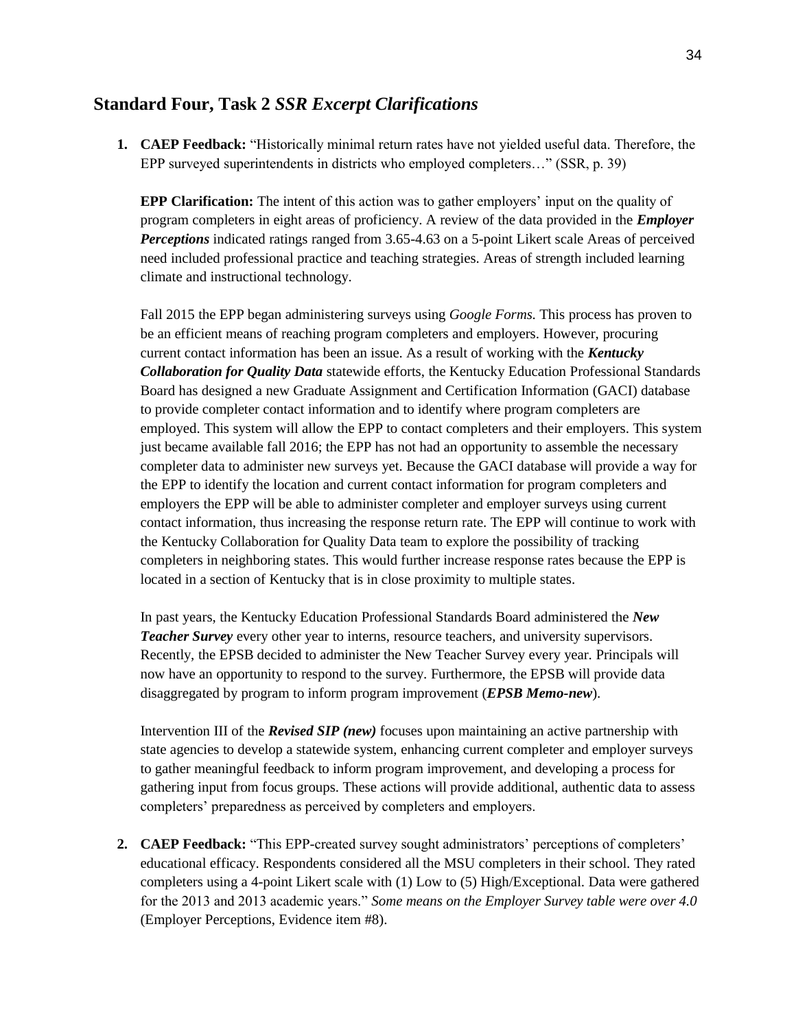## Standard Four, Task 2 *SSR Excerpt Clarifications*

1. **CAEP Feedback:** "Historically minimal return rates have not yielded useful data. Therefore, the EPP surveyed superintendents in districts who employed completers…" (SSR, p. 39)

   **EPP Clarification:** The intent of this action was to gather employers' input on the quality of program completers in eight areas of proficiency. A review of the data provided in the ***Employer Perceptions*** indicated ratings ranged from 3.65-4.63 on a 5-point Likert scale Areas of perceived need included professional practice and teaching strategies. Areas of strength included learning climate and instructional technology.

   Fall 2015 the EPP began administering surveys using *Google Forms.* This process has proven to be an efficient means of reaching program completers and employers. However, procuring current contact information has been an issue. As a result of working with the ***Kentucky Collaboration for Quality Data*** statewide efforts, the Kentucky Education Professional Standards Board has designed a new Graduate Assignment and Certification Information (GACI) database to provide completer contact information and to identify where program completers are employed. This system will allow the EPP to contact completers and their employers. This system just became available fall 2016; the EPP has not had an opportunity to assemble the necessary completer data to administer new surveys yet. Because the GACI database will provide a way for the EPP to identify the location and current contact information for program completers and employers the EPP will be able to administer completer and employer surveys using current contact information, thus increasing the response return rate. The EPP will continue to work with the Kentucky Collaboration for Quality Data team to explore the possibility of tracking completers in neighboring states. This would further increase response rates because the EPP is located in a section of Kentucky that is in close proximity to multiple states.

   In past years, the Kentucky Education Professional Standards Board administered the ***New Teacher Survey*** every other year to interns, resource teachers, and university supervisors. Recently, the EPSB decided to administer the New Teacher Survey every year. Principals will now have an opportunity to respond to the survey. Furthermore, the EPSB will provide data disaggregated by program to inform program improvement (***EPSB Memo-new***).

   Intervention III of the ***Revised SIP (new)*** focuses upon maintaining an active partnership with state agencies to develop a statewide system, enhancing current completer and employer surveys to gather meaningful feedback to inform program improvement, and developing a process for gathering input from focus groups. These actions will provide additional, authentic data to assess completers' preparedness as perceived by completers and employers.

2. **CAEP Feedback:** "This EPP-created survey sought administrators' perceptions of completers' educational efficacy. Respondents considered all the MSU completers in their school. They rated completers using a 4-point Likert scale with (1) Low to (5) High/Exceptional. Data were gathered for the 2013 and 2013 academic years." *Some means on the Employer Survey table were over 4.0* (Employer Perceptions, Evidence item #8).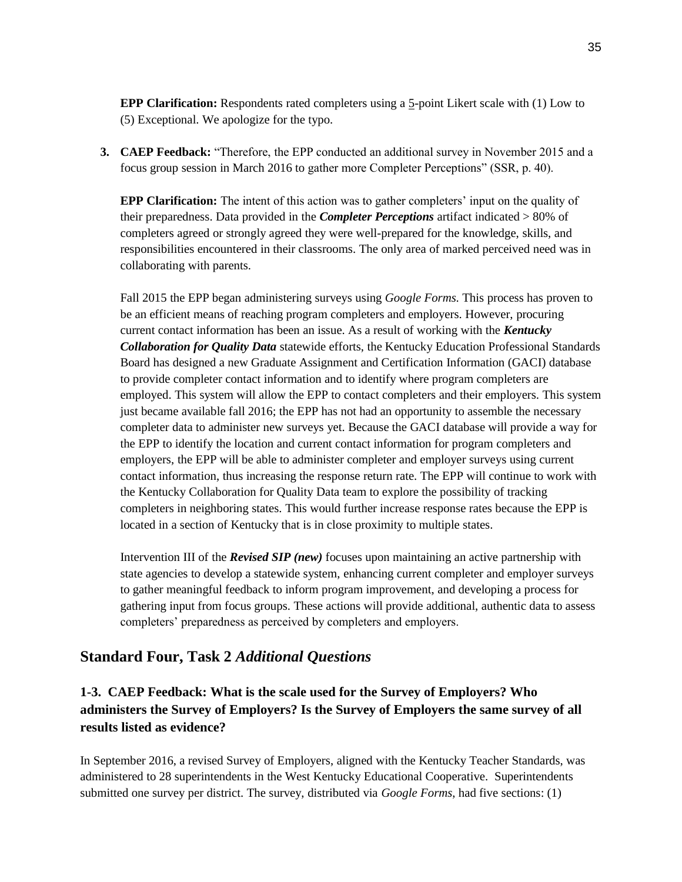**EPP Clarification:** Respondents rated completers using a 5-point Likert scale with (1) Low to (5) Exceptional. We apologize for the typo.

3. **CAEP Feedback:** "Therefore, the EPP conducted an additional survey in November 2015 and a focus group session in March 2016 to gather more Completer Perceptions" (SSR, p. 40).

   **EPP Clarification:** The intent of this action was to gather completers' input on the quality of their preparedness. Data provided in the ***Completer Perceptions*** artifact indicated > 80% of completers agreed or strongly agreed they were well-prepared for the knowledge, skills, and responsibilities encountered in their classrooms. The only area of marked perceived need was in collaborating with parents.

   Fall 2015 the EPP began administering surveys using *Google Forms.* This process has proven to be an efficient means of reaching program completers and employers. However, procuring current contact information has been an issue. As a result of working with the ***Kentucky Collaboration for Quality Data*** statewide efforts, the Kentucky Education Professional Standards Board has designed a new Graduate Assignment and Certification Information (GACI) database to provide completer contact information and to identify where program completers are employed. This system will allow the EPP to contact completers and their employers. This system just became available fall 2016; the EPP has not had an opportunity to assemble the necessary completer data to administer new surveys yet. Because the GACI database will provide a way for the EPP to identify the location and current contact information for program completers and employers, the EPP will be able to administer completer and employer surveys using current contact information, thus increasing the response return rate. The EPP will continue to work with the Kentucky Collaboration for Quality Data team to explore the possibility of tracking completers in neighboring states. This would further increase response rates because the EPP is located in a section of Kentucky that is in close proximity to multiple states.

   Intervention III of the ***Revised SIP (new)*** focuses upon maintaining an active partnership with state agencies to develop a statewide system, enhancing current completer and employer surveys to gather meaningful feedback to inform program improvement, and developing a process for gathering input from focus groups. These actions will provide additional, authentic data to assess completers' preparedness as perceived by completers and employers.

## Standard Four, Task 2 *Additional Questions*

### 1-3. CAEP Feedback: What is the scale used for the Survey of Employers? Who administers the Survey of Employers? Is the Survey of Employers the same survey of all results listed as evidence?

In September 2016, a revised Survey of Employers, aligned with the Kentucky Teacher Standards, was administered to 28 superintendents in the West Kentucky Educational Cooperative. Superintendents submitted one survey per district. The survey, distributed via *Google Forms*, had five sections: (1)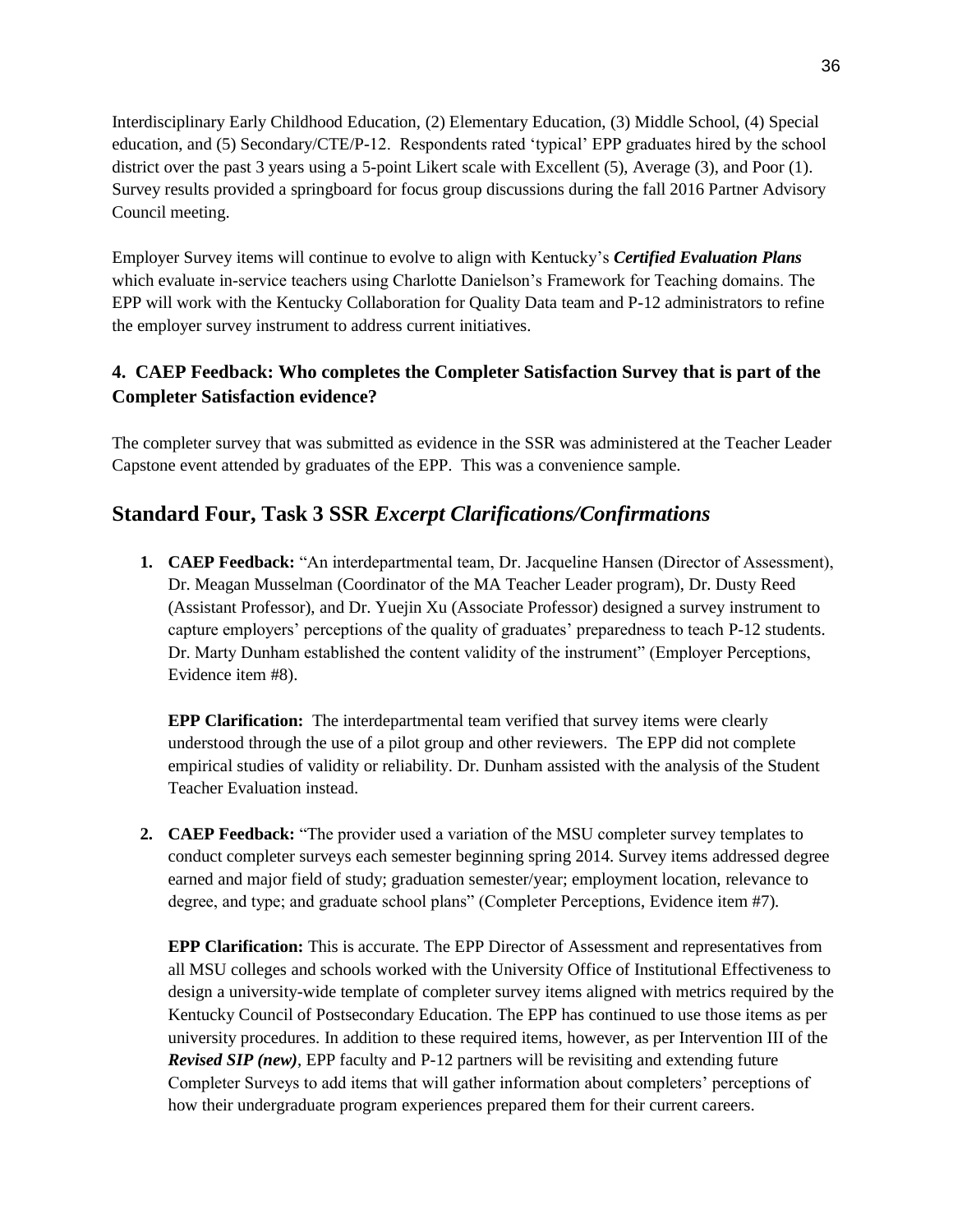Interdisciplinary Early Childhood Education, (2) Elementary Education, (3) Middle School, (4) Special education, and (5) Secondary/CTE/P-12. Respondents rated 'typical' EPP graduates hired by the school district over the past 3 years using a 5-point Likert scale with Excellent (5), Average (3), and Poor (1). Survey results provided a springboard for focus group discussions during the fall 2016 Partner Advisory Council meeting.

Employer Survey items will continue to evolve to align with Kentucky's ***Certified Evaluation Plans*** which evaluate in-service teachers using Charlotte Danielson's Framework for Teaching domains. The EPP will work with the Kentucky Collaboration for Quality Data team and P-12 administrators to refine the employer survey instrument to address current initiatives.

### 4. CAEP Feedback: Who completes the Completer Satisfaction Survey that is part of the Completer Satisfaction evidence?

The completer survey that was submitted as evidence in the SSR was administered at the Teacher Leader Capstone event attended by graduates of the EPP. This was a convenience sample.

## Standard Four, Task 3 SSR *Excerpt Clarifications/Confirmations*

1. **CAEP Feedback:** "An interdepartmental team, Dr. Jacqueline Hansen (Director of Assessment), Dr. Meagan Musselman (Coordinator of the MA Teacher Leader program), Dr. Dusty Reed (Assistant Professor), and Dr. Yuejin Xu (Associate Professor) designed a survey instrument to capture employers' perceptions of the quality of graduates' preparedness to teach P-12 students. Dr. Marty Dunham established the content validity of the instrument" (Employer Perceptions, Evidence item #8).

   **EPP Clarification:** The interdepartmental team verified that survey items were clearly understood through the use of a pilot group and other reviewers. The EPP did not complete empirical studies of validity or reliability. Dr. Dunham assisted with the analysis of the Student Teacher Evaluation instead.

2. **CAEP Feedback:** "The provider used a variation of the MSU completer survey templates to conduct completer surveys each semester beginning spring 2014. Survey items addressed degree earned and major field of study; graduation semester/year; employment location, relevance to degree, and type; and graduate school plans" (Completer Perceptions, Evidence item #7).

   **EPP Clarification:** This is accurate. The EPP Director of Assessment and representatives from all MSU colleges and schools worked with the University Office of Institutional Effectiveness to design a university-wide template of completer survey items aligned with metrics required by the Kentucky Council of Postsecondary Education. The EPP has continued to use those items as per university procedures. In addition to these required items, however, as per Intervention III of the ***Revised SIP (new)***, EPP faculty and P-12 partners will be revisiting and extending future Completer Surveys to add items that will gather information about completers' perceptions of how their undergraduate program experiences prepared them for their current careers.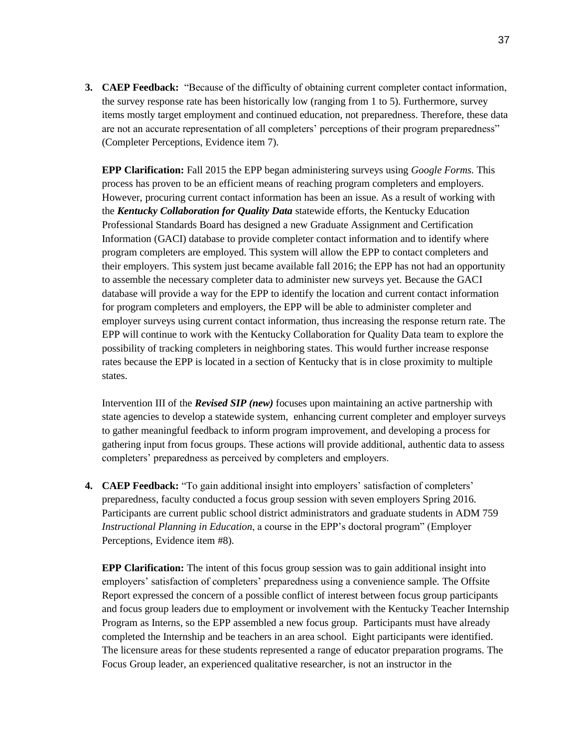3. **CAEP Feedback:** "Because of the difficulty of obtaining current completer contact information, the survey response rate has been historically low (ranging from 1 to 5). Furthermore, survey items mostly target employment and continued education, not preparedness. Therefore, these data are not an accurate representation of all completers' perceptions of their program preparedness" (Completer Perceptions, Evidence item 7).

   **EPP Clarification:** Fall 2015 the EPP began administering surveys using *Google Forms.* This process has proven to be an efficient means of reaching program completers and employers. However, procuring current contact information has been an issue. As a result of working with the ***Kentucky Collaboration for Quality Data*** statewide efforts, the Kentucky Education Professional Standards Board has designed a new Graduate Assignment and Certification Information (GACI) database to provide completer contact information and to identify where program completers are employed. This system will allow the EPP to contact completers and their employers. This system just became available fall 2016; the EPP has not had an opportunity to assemble the necessary completer data to administer new surveys yet. Because the GACI database will provide a way for the EPP to identify the location and current contact information for program completers and employers, the EPP will be able to administer completer and employer surveys using current contact information, thus increasing the response return rate. The EPP will continue to work with the Kentucky Collaboration for Quality Data team to explore the possibility of tracking completers in neighboring states. This would further increase response rates because the EPP is located in a section of Kentucky that is in close proximity to multiple states.

   Intervention III of the ***Revised SIP (new)*** focuses upon maintaining an active partnership with state agencies to develop a statewide system, enhancing current completer and employer surveys to gather meaningful feedback to inform program improvement, and developing a process for gathering input from focus groups. These actions will provide additional, authentic data to assess completers' preparedness as perceived by completers and employers.

4. **CAEP Feedback:** "To gain additional insight into employers' satisfaction of completers' preparedness, faculty conducted a focus group session with seven employers Spring 2016. Participants are current public school district administrators and graduate students in ADM 759 *Instructional Planning in Education*, a course in the EPP's doctoral program" (Employer Perceptions, Evidence item #8).

   **EPP Clarification:** The intent of this focus group session was to gain additional insight into employers' satisfaction of completers' preparedness using a convenience sample. The Offsite Report expressed the concern of a possible conflict of interest between focus group participants and focus group leaders due to employment or involvement with the Kentucky Teacher Internship Program as Interns, so the EPP assembled a new focus group. Participants must have already completed the Internship and be teachers in an area school. Eight participants were identified. The licensure areas for these students represented a range of educator preparation programs. The Focus Group leader, an experienced qualitative researcher, is not an instructor in the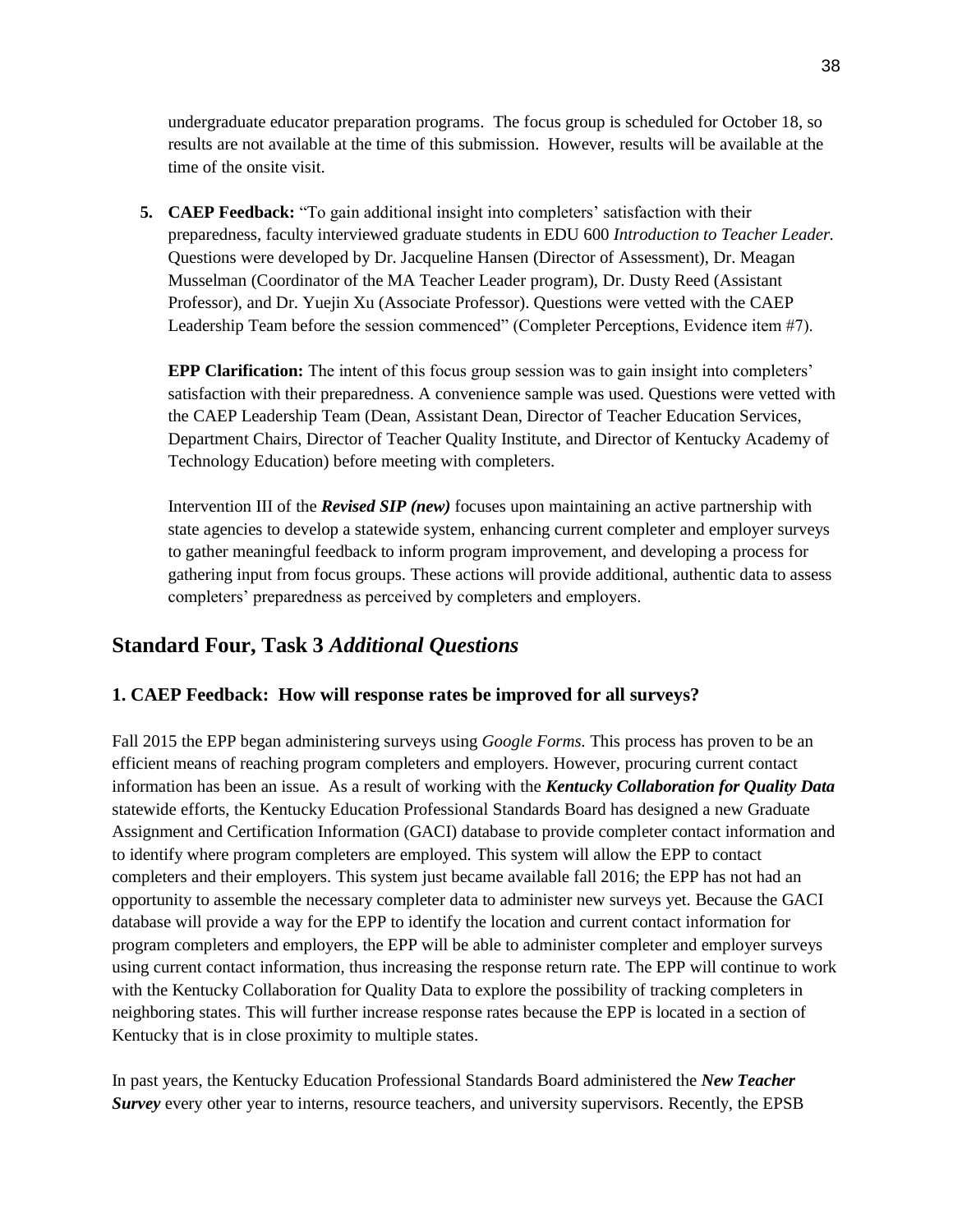undergraduate educator preparation programs. The focus group is scheduled for October 18, so results are not available at the time of this submission. However, results will be available at the time of the onsite visit.

5. **CAEP Feedback:** "To gain additional insight into completers' satisfaction with their preparedness, faculty interviewed graduate students in EDU 600 *Introduction to Teacher Leader.* Questions were developed by Dr. Jacqueline Hansen (Director of Assessment), Dr. Meagan Musselman (Coordinator of the MA Teacher Leader program), Dr. Dusty Reed (Assistant Professor), and Dr. Yuejin Xu (Associate Professor). Questions were vetted with the CAEP Leadership Team before the session commenced" (Completer Perceptions, Evidence item #7).

   **EPP Clarification:** The intent of this focus group session was to gain insight into completers' satisfaction with their preparedness. A convenience sample was used. Questions were vetted with the CAEP Leadership Team (Dean, Assistant Dean, Director of Teacher Education Services, Department Chairs, Director of Teacher Quality Institute, and Director of Kentucky Academy of Technology Education) before meeting with completers.

   Intervention III of the ***Revised SIP (new)*** focuses upon maintaining an active partnership with state agencies to develop a statewide system, enhancing current completer and employer surveys to gather meaningful feedback to inform program improvement, and developing a process for gathering input from focus groups. These actions will provide additional, authentic data to assess completers' preparedness as perceived by completers and employers.

## Standard Four, Task 3 *Additional Questions*

### 1. CAEP Feedback: How will response rates be improved for all surveys?

Fall 2015 the EPP began administering surveys using *Google Forms.* This process has proven to be an efficient means of reaching program completers and employers. However, procuring current contact information has been an issue. As a result of working with the ***Kentucky Collaboration for Quality Data*** statewide efforts, the Kentucky Education Professional Standards Board has designed a new Graduate Assignment and Certification Information (GACI) database to provide completer contact information and to identify where program completers are employed. This system will allow the EPP to contact completers and their employers. This system just became available fall 2016; the EPP has not had an opportunity to assemble the necessary completer data to administer new surveys yet. Because the GACI database will provide a way for the EPP to identify the location and current contact information for program completers and employers, the EPP will be able to administer completer and employer surveys using current contact information, thus increasing the response return rate. The EPP will continue to work with the Kentucky Collaboration for Quality Data to explore the possibility of tracking completers in neighboring states. This will further increase response rates because the EPP is located in a section of Kentucky that is in close proximity to multiple states.

In past years, the Kentucky Education Professional Standards Board administered the ***New Teacher Survey*** every other year to interns, resource teachers, and university supervisors. Recently, the EPSB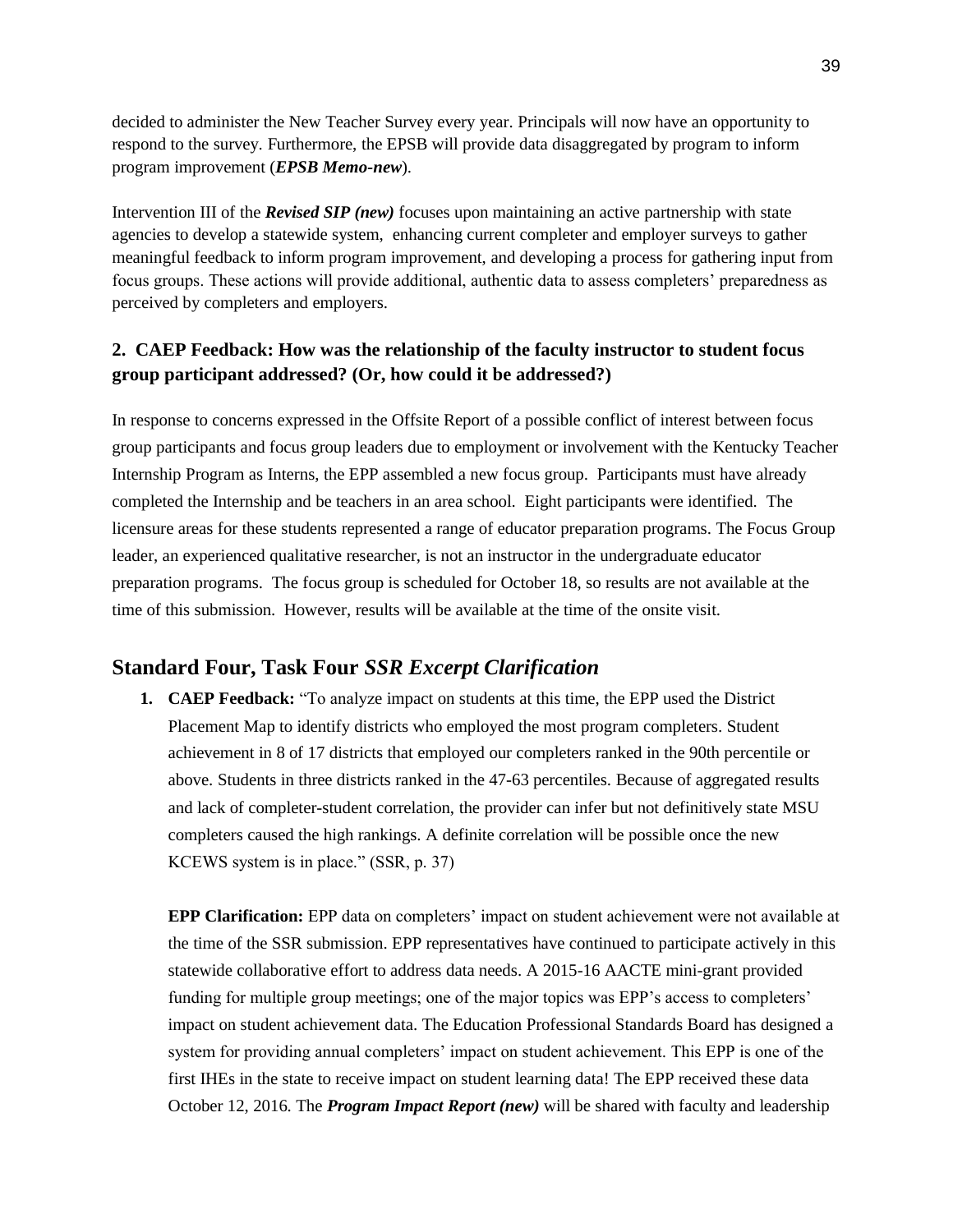decided to administer the New Teacher Survey every year. Principals will now have an opportunity to respond to the survey. Furthermore, the EPSB will provide data disaggregated by program to inform program improvement (***EPSB Memo-new***).

Intervention III of the ***Revised SIP (new)*** focuses upon maintaining an active partnership with state agencies to develop a statewide system, enhancing current completer and employer surveys to gather meaningful feedback to inform program improvement, and developing a process for gathering input from focus groups. These actions will provide additional, authentic data to assess completers' preparedness as perceived by completers and employers.

**2. CAEP Feedback: How was the relationship of the faculty instructor to student focus group participant addressed? (Or, how could it be addressed?)**

In response to concerns expressed in the Offsite Report of a possible conflict of interest between focus group participants and focus group leaders due to employment or involvement with the Kentucky Teacher Internship Program as Interns, the EPP assembled a new focus group. Participants must have already completed the Internship and be teachers in an area school. Eight participants were identified. The licensure areas for these students represented a range of educator preparation programs. The Focus Group leader, an experienced qualitative researcher, is not an instructor in the undergraduate educator preparation programs. The focus group is scheduled for October 18, so results are not available at the time of this submission. However, results will be available at the time of the onsite visit.

## Standard Four, Task Four *SSR Excerpt Clarification*

1. **CAEP Feedback:** "To analyze impact on students at this time, the EPP used the District Placement Map to identify districts who employed the most program completers. Student achievement in 8 of 17 districts that employed our completers ranked in the 90th percentile or above. Students in three districts ranked in the 47-63 percentiles. Because of aggregated results and lack of completer-student correlation, the provider can infer but not definitively state MSU completers caused the high rankings. A definite correlation will be possible once the new KCEWS system is in place." (SSR, p. 37)

   **EPP Clarification:** EPP data on completers' impact on student achievement were not available at the time of the SSR submission. EPP representatives have continued to participate actively in this statewide collaborative effort to address data needs. A 2015-16 AACTE mini-grant provided funding for multiple group meetings; one of the major topics was EPP's access to completers' impact on student achievement data. The Education Professional Standards Board has designed a system for providing annual completers' impact on student achievement. This EPP is one of the first IHEs in the state to receive impact on student learning data! The EPP received these data October 12, 2016. The ***Program Impact Report (new)*** will be shared with faculty and leadership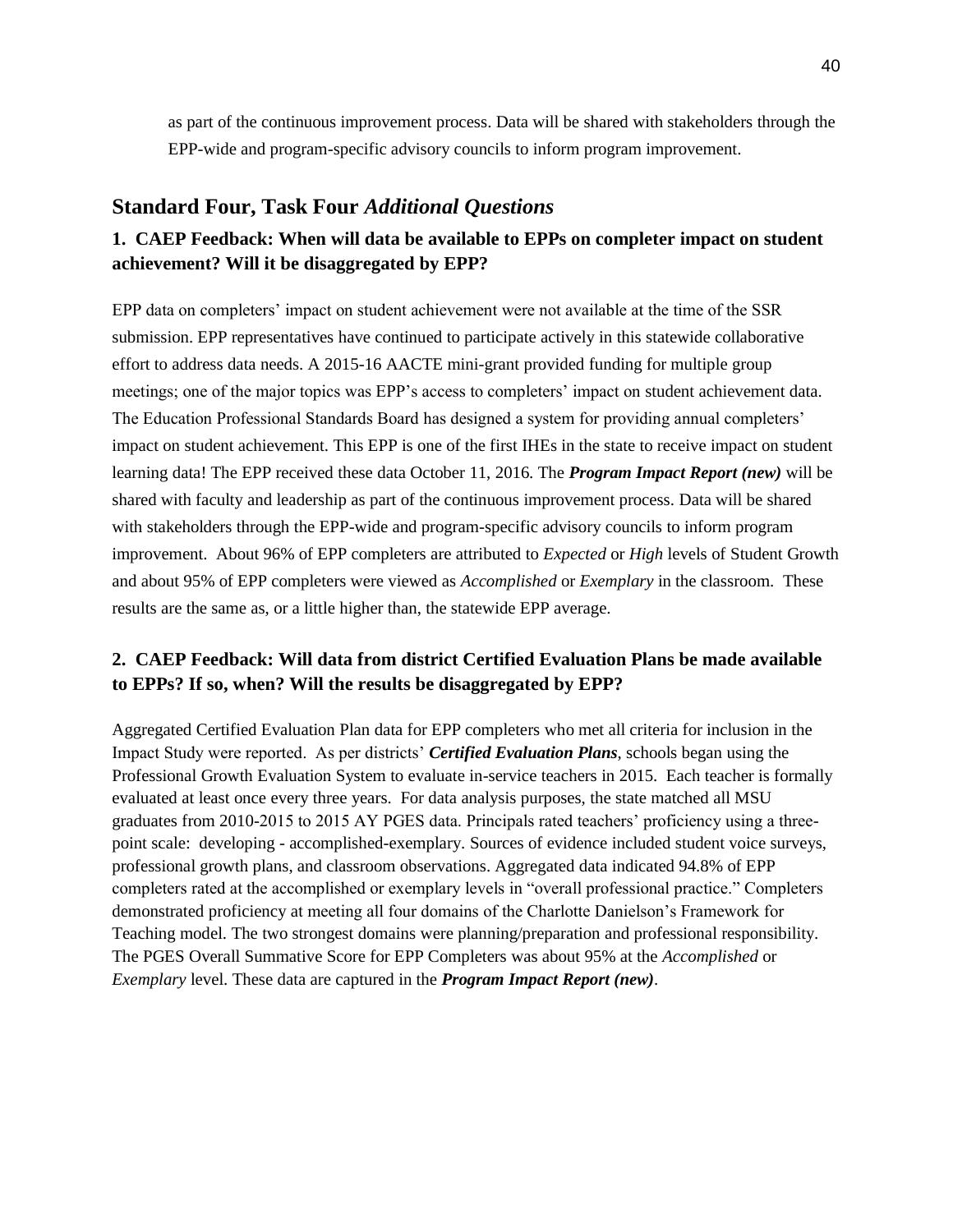as part of the continuous improvement process. Data will be shared with stakeholders through the EPP-wide and program-specific advisory councils to inform program improvement.

## Standard Four, Task Four *Additional Questions*

### 1. CAEP Feedback: When will data be available to EPPs on completer impact on student achievement? Will it be disaggregated by EPP?

EPP data on completers' impact on student achievement were not available at the time of the SSR submission. EPP representatives have continued to participate actively in this statewide collaborative effort to address data needs. A 2015-16 AACTE mini-grant provided funding for multiple group meetings; one of the major topics was EPP's access to completers' impact on student achievement data. The Education Professional Standards Board has designed a system for providing annual completers' impact on student achievement. This EPP is one of the first IHEs in the state to receive impact on student learning data! The EPP received these data October 11, 2016. The ***Program Impact Report (new)*** will be shared with faculty and leadership as part of the continuous improvement process. Data will be shared with stakeholders through the EPP-wide and program-specific advisory councils to inform program improvement. About 96% of EPP completers are attributed to *Expected* or *High* levels of Student Growth and about 95% of EPP completers were viewed as *Accomplished* or *Exemplary* in the classroom. These results are the same as, or a little higher than, the statewide EPP average.

### 2. CAEP Feedback: Will data from district Certified Evaluation Plans be made available to EPPs? If so, when? Will the results be disaggregated by EPP?

Aggregated Certified Evaluation Plan data for EPP completers who met all criteria for inclusion in the Impact Study were reported. As per districts' ***Certified Evaluation Plans***, schools began using the Professional Growth Evaluation System to evaluate in-service teachers in 2015. Each teacher is formally evaluated at least once every three years. For data analysis purposes, the state matched all MSU graduates from 2010-2015 to 2015 AY PGES data. Principals rated teachers' proficiency using a three-point scale: developing - accomplished-exemplary. Sources of evidence included student voice surveys, professional growth plans, and classroom observations. Aggregated data indicated 94.8% of EPP completers rated at the accomplished or exemplary levels in "overall professional practice." Completers demonstrated proficiency at meeting all four domains of the Charlotte Danielson's Framework for Teaching model. The two strongest domains were planning/preparation and professional responsibility. The PGES Overall Summative Score for EPP Completers was about 95% at the *Accomplished* or *Exemplary* level. These data are captured in the ***Program Impact Report (new)***.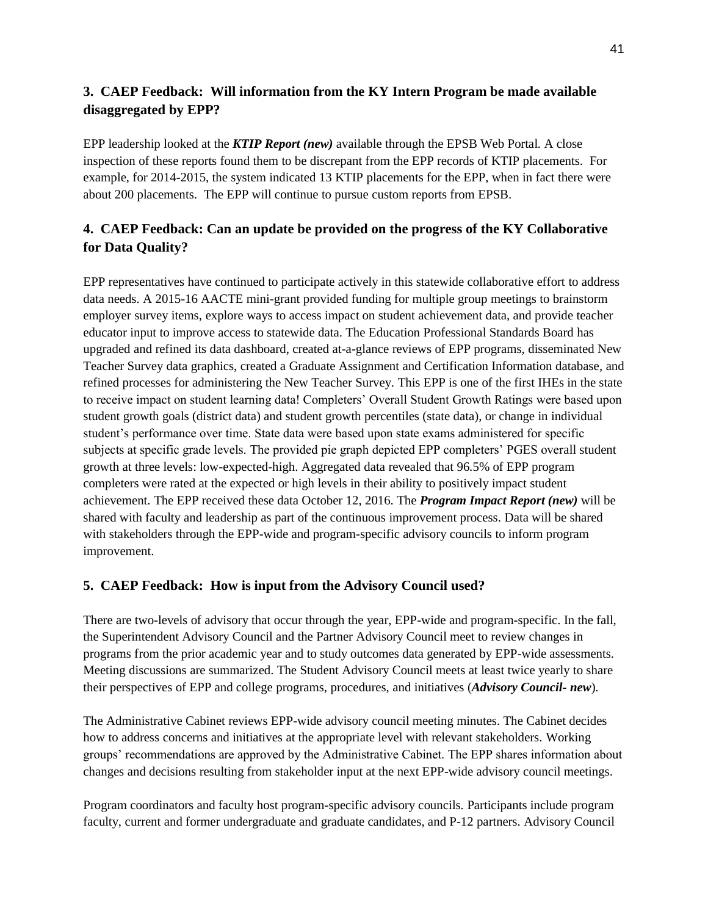### 3. CAEP Feedback: Will information from the KY Intern Program be made available disaggregated by EPP?

EPP leadership looked at the ***KTIP Report (new)*** available through the EPSB Web Portal. A close inspection of these reports found them to be discrepant from the EPP records of KTIP placements. For example, for 2014-2015, the system indicated 13 KTIP placements for the EPP, when in fact there were about 200 placements. The EPP will continue to pursue custom reports from EPSB.

### 4. CAEP Feedback: Can an update be provided on the progress of the KY Collaborative for Data Quality?

EPP representatives have continued to participate actively in this statewide collaborative effort to address data needs. A 2015-16 AACTE mini-grant provided funding for multiple group meetings to brainstorm employer survey items, explore ways to access impact on student achievement data, and provide teacher educator input to improve access to statewide data. The Education Professional Standards Board has upgraded and refined its data dashboard, created at-a-glance reviews of EPP programs, disseminated New Teacher Survey data graphics, created a Graduate Assignment and Certification Information database, and refined processes for administering the New Teacher Survey. This EPP is one of the first IHEs in the state to receive impact on student learning data! Completers' Overall Student Growth Ratings were based upon student growth goals (district data) and student growth percentiles (state data), or change in individual student's performance over time. State data were based upon state exams administered for specific subjects at specific grade levels. The provided pie graph depicted EPP completers' PGES overall student growth at three levels: low-expected-high. Aggregated data revealed that 96.5% of EPP program completers were rated at the expected or high levels in their ability to positively impact student achievement. The EPP received these data October 12, 2016. The ***Program Impact Report (new)*** will be shared with faculty and leadership as part of the continuous improvement process. Data will be shared with stakeholders through the EPP-wide and program-specific advisory councils to inform program improvement.

### 5. CAEP Feedback: How is input from the Advisory Council used?

There are two-levels of advisory that occur through the year, EPP-wide and program-specific. In the fall, the Superintendent Advisory Council and the Partner Advisory Council meet to review changes in programs from the prior academic year and to study outcomes data generated by EPP-wide assessments. Meeting discussions are summarized. The Student Advisory Council meets at least twice yearly to share their perspectives of EPP and college programs, procedures, and initiatives (***Advisory Council- new***).

The Administrative Cabinet reviews EPP-wide advisory council meeting minutes. The Cabinet decides how to address concerns and initiatives at the appropriate level with relevant stakeholders. Working groups' recommendations are approved by the Administrative Cabinet. The EPP shares information about changes and decisions resulting from stakeholder input at the next EPP-wide advisory council meetings.

Program coordinators and faculty host program-specific advisory councils. Participants include program faculty, current and former undergraduate and graduate candidates, and P-12 partners. Advisory Council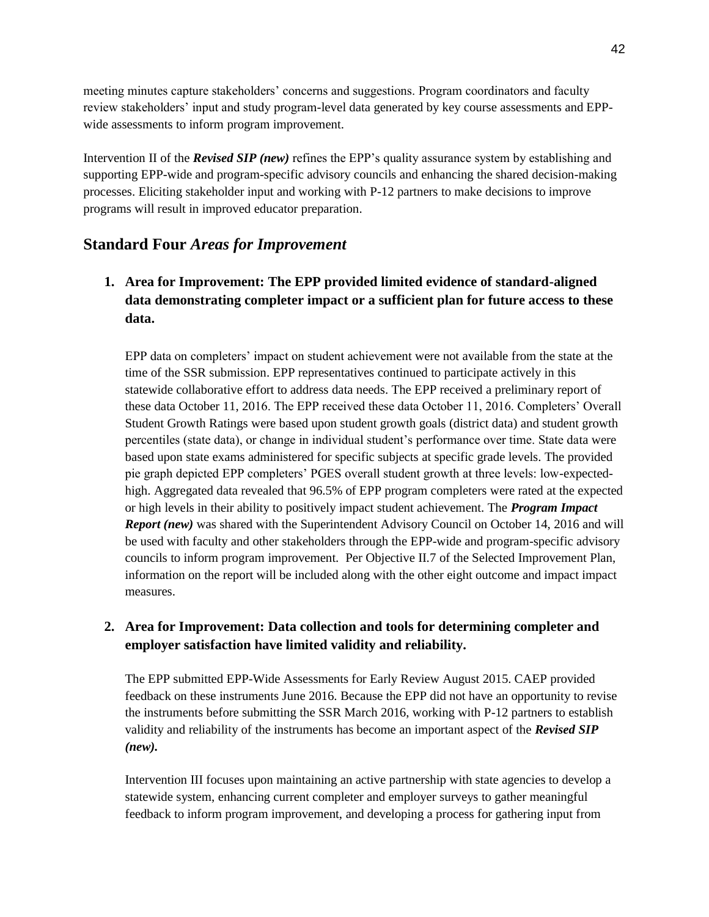meeting minutes capture stakeholders' concerns and suggestions. Program coordinators and faculty review stakeholders' input and study program-level data generated by key course assessments and EPP-wide assessments to inform program improvement.

Intervention II of the ***Revised SIP (new)*** refines the EPP's quality assurance system by establishing and supporting EPP-wide and program-specific advisory councils and enhancing the shared decision-making processes. Eliciting stakeholder input and working with P-12 partners to make decisions to improve programs will result in improved educator preparation.

## Standard Four *Areas for Improvement*

1. **Area for Improvement: The EPP provided limited evidence of standard-aligned data demonstrating completer impact or a sufficient plan for future access to these data.**

   EPP data on completers' impact on student achievement were not available from the state at the time of the SSR submission. EPP representatives continued to participate actively in this statewide collaborative effort to address data needs. The EPP received a preliminary report of these data October 11, 2016. The EPP received these data October 11, 2016. Completers' Overall Student Growth Ratings were based upon student growth goals (district data) and student growth percentiles (state data), or change in individual student's performance over time. State data were based upon state exams administered for specific subjects at specific grade levels. The provided pie graph depicted EPP completers' PGES overall student growth at three levels: low-expected-high. Aggregated data revealed that 96.5% of EPP program completers were rated at the expected or high levels in their ability to positively impact student achievement. The ***Program Impact Report (new)*** was shared with the Superintendent Advisory Council on October 14, 2016 and will be used with faculty and other stakeholders through the EPP-wide and program-specific advisory councils to inform program improvement. Per Objective II.7 of the Selected Improvement Plan, information on the report will be included along with the other eight outcome and impact impact measures.

2. **Area for Improvement: Data collection and tools for determining completer and employer satisfaction have limited validity and reliability.**

   The EPP submitted EPP-Wide Assessments for Early Review August 2015. CAEP provided feedback on these instruments June 2016. Because the EPP did not have an opportunity to revise the instruments before submitting the SSR March 2016, working with P-12 partners to establish validity and reliability of the instruments has become an important aspect of the ***Revised SIP (new).***

   Intervention III focuses upon maintaining an active partnership with state agencies to develop a statewide system, enhancing current completer and employer surveys to gather meaningful feedback to inform program improvement, and developing a process for gathering input from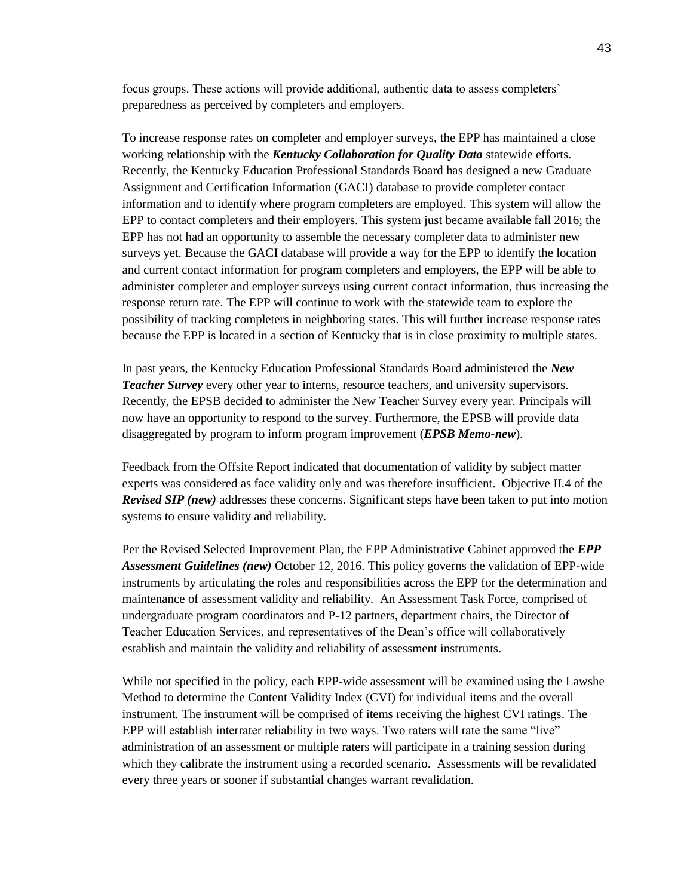focus groups. These actions will provide additional, authentic data to assess completers' preparedness as perceived by completers and employers.

To increase response rates on completer and employer surveys, the EPP has maintained a close working relationship with the ***Kentucky Collaboration for Quality Data*** statewide efforts. Recently, the Kentucky Education Professional Standards Board has designed a new Graduate Assignment and Certification Information (GACI) database to provide completer contact information and to identify where program completers are employed. This system will allow the EPP to contact completers and their employers. This system just became available fall 2016; the EPP has not had an opportunity to assemble the necessary completer data to administer new surveys yet. Because the GACI database will provide a way for the EPP to identify the location and current contact information for program completers and employers, the EPP will be able to administer completer and employer surveys using current contact information, thus increasing the response return rate. The EPP will continue to work with the statewide team to explore the possibility of tracking completers in neighboring states. This will further increase response rates because the EPP is located in a section of Kentucky that is in close proximity to multiple states.

In past years, the Kentucky Education Professional Standards Board administered the ***New Teacher Survey*** every other year to interns, resource teachers, and university supervisors. Recently, the EPSB decided to administer the New Teacher Survey every year. Principals will now have an opportunity to respond to the survey. Furthermore, the EPSB will provide data disaggregated by program to inform program improvement (***EPSB Memo-new***).

Feedback from the Offsite Report indicated that documentation of validity by subject matter experts was considered as face validity only and was therefore insufficient. Objective II.4 of the ***Revised SIP (new)*** addresses these concerns. Significant steps have been taken to put into motion systems to ensure validity and reliability.

Per the Revised Selected Improvement Plan, the EPP Administrative Cabinet approved the ***EPP Assessment Guidelines (new)*** October 12, 2016. This policy governs the validation of EPP-wide instruments by articulating the roles and responsibilities across the EPP for the determination and maintenance of assessment validity and reliability. An Assessment Task Force, comprised of undergraduate program coordinators and P-12 partners, department chairs, the Director of Teacher Education Services, and representatives of the Dean's office will collaboratively establish and maintain the validity and reliability of assessment instruments.

While not specified in the policy, each EPP-wide assessment will be examined using the Lawshe Method to determine the Content Validity Index (CVI) for individual items and the overall instrument. The instrument will be comprised of items receiving the highest CVI ratings. The EPP will establish interrater reliability in two ways. Two raters will rate the same "live" administration of an assessment or multiple raters will participate in a training session during which they calibrate the instrument using a recorded scenario. Assessments will be revalidated every three years or sooner if substantial changes warrant revalidation.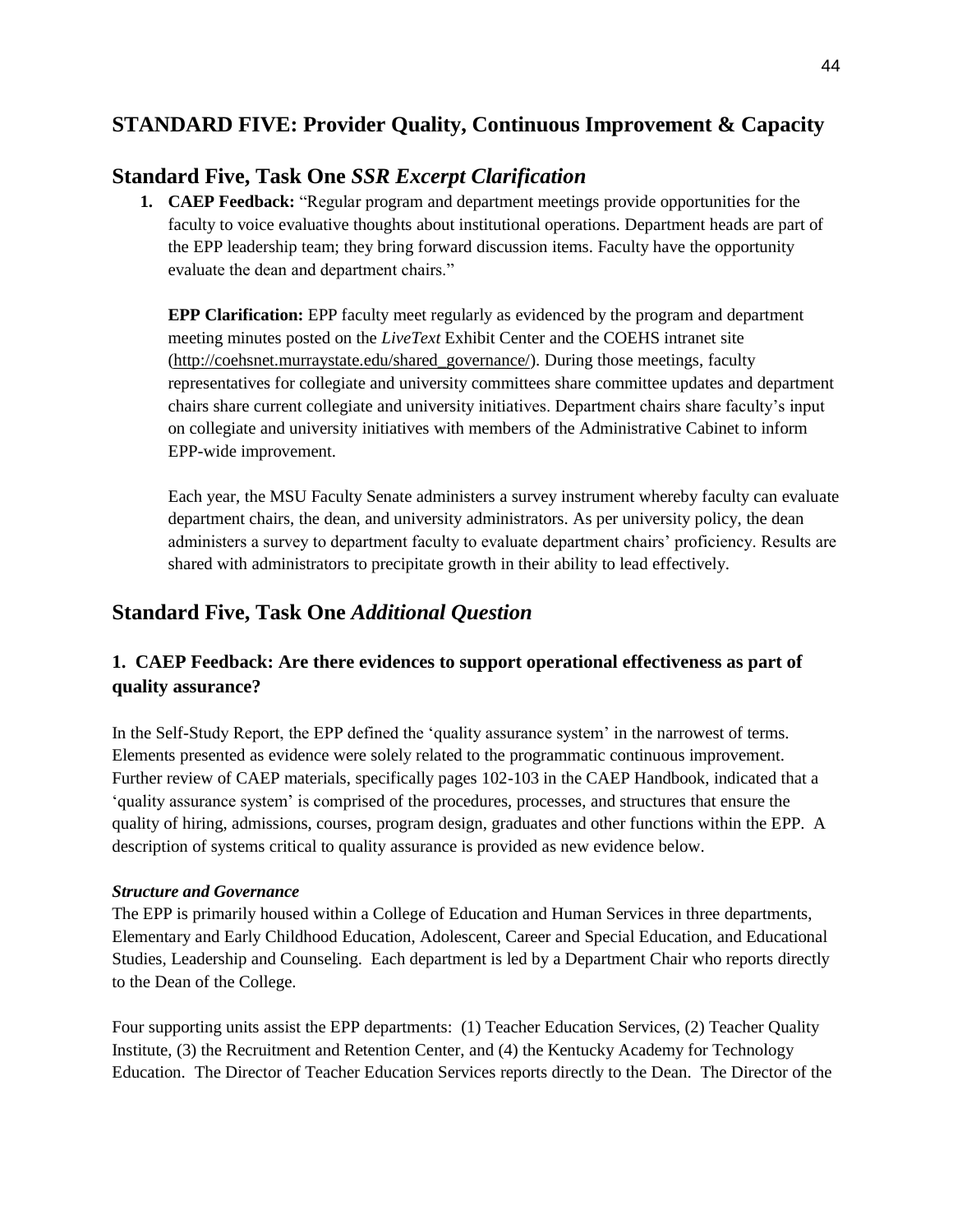## STANDARD FIVE: Provider Quality, Continuous Improvement & Capacity

## Standard Five, Task One *SSR Excerpt Clarification*

1. **CAEP Feedback:** "Regular program and department meetings provide opportunities for the faculty to voice evaluative thoughts about institutional operations. Department heads are part of the EPP leadership team; they bring forward discussion items. Faculty have the opportunity evaluate the dean and department chairs."

   **EPP Clarification:** EPP faculty meet regularly as evidenced by the program and department meeting minutes posted on the *LiveText* Exhibit Center and the COEHS intranet site (http://coehsnet.murraystate.edu/shared_governance/). During those meetings, faculty representatives for collegiate and university committees share committee updates and department chairs share current collegiate and university initiatives. Department chairs share faculty's input on collegiate and university initiatives with members of the Administrative Cabinet to inform EPP-wide improvement.

   Each year, the MSU Faculty Senate administers a survey instrument whereby faculty can evaluate department chairs, the dean, and university administrators. As per university policy, the dean administers a survey to department faculty to evaluate department chairs' proficiency. Results are shared with administrators to precipitate growth in their ability to lead effectively.

## Standard Five, Task One *Additional Question*

### 1. CAEP Feedback: Are there evidences to support operational effectiveness as part of quality assurance?

In the Self-Study Report, the EPP defined the 'quality assurance system' in the narrowest of terms. Elements presented as evidence were solely related to the programmatic continuous improvement. Further review of CAEP materials, specifically pages 102-103 in the CAEP Handbook, indicated that a 'quality assurance system' is comprised of the procedures, processes, and structures that ensure the quality of hiring, admissions, courses, program design, graduates and other functions within the EPP. A description of systems critical to quality assurance is provided as new evidence below.

***Structure and Governance***

The EPP is primarily housed within a College of Education and Human Services in three departments, Elementary and Early Childhood Education, Adolescent, Career and Special Education, and Educational Studies, Leadership and Counseling. Each department is led by a Department Chair who reports directly to the Dean of the College.

Four supporting units assist the EPP departments: (1) Teacher Education Services, (2) Teacher Quality Institute, (3) the Recruitment and Retention Center, and (4) the Kentucky Academy for Technology Education. The Director of Teacher Education Services reports directly to the Dean. The Director of the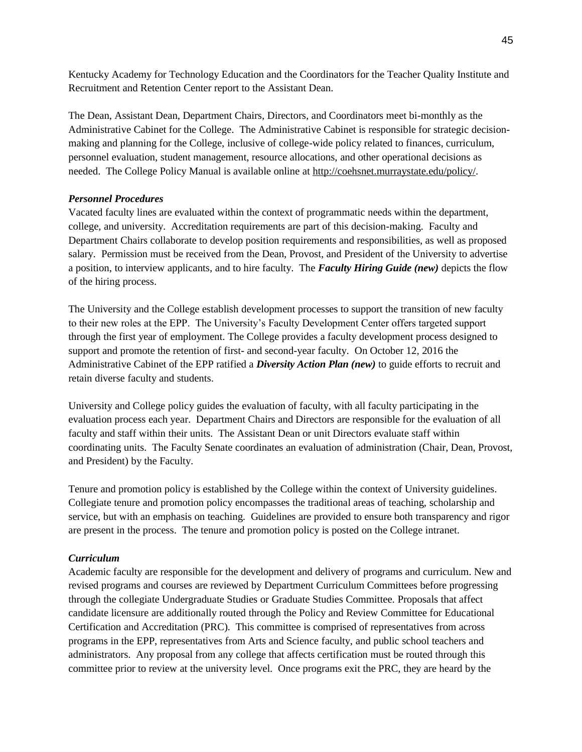Kentucky Academy for Technology Education and the Coordinators for the Teacher Quality Institute and Recruitment and Retention Center report to the Assistant Dean.

The Dean, Assistant Dean, Department Chairs, Directors, and Coordinators meet bi-monthly as the Administrative Cabinet for the College. The Administrative Cabinet is responsible for strategic decision-making and planning for the College, inclusive of college-wide policy related to finances, curriculum, personnel evaluation, student management, resource allocations, and other operational decisions as needed. The College Policy Manual is available online at http://coehsnet.murraystate.edu/policy/.

***Personnel Procedures***

Vacated faculty lines are evaluated within the context of programmatic needs within the department, college, and university. Accreditation requirements are part of this decision-making. Faculty and Department Chairs collaborate to develop position requirements and responsibilities, as well as proposed salary. Permission must be received from the Dean, Provost, and President of the University to advertise a position, to interview applicants, and to hire faculty. The ***Faculty Hiring Guide (new)*** depicts the flow of the hiring process.

The University and the College establish development processes to support the transition of new faculty to their new roles at the EPP. The University's Faculty Development Center offers targeted support through the first year of employment. The College provides a faculty development process designed to support and promote the retention of first- and second-year faculty. On October 12, 2016 the Administrative Cabinet of the EPP ratified a ***Diversity Action Plan (new)*** to guide efforts to recruit and retain diverse faculty and students.

University and College policy guides the evaluation of faculty, with all faculty participating in the evaluation process each year. Department Chairs and Directors are responsible for the evaluation of all faculty and staff within their units. The Assistant Dean or unit Directors evaluate staff within coordinating units. The Faculty Senate coordinates an evaluation of administration (Chair, Dean, Provost, and President) by the Faculty.

Tenure and promotion policy is established by the College within the context of University guidelines. Collegiate tenure and promotion policy encompasses the traditional areas of teaching, scholarship and service, but with an emphasis on teaching. Guidelines are provided to ensure both transparency and rigor are present in the process. The tenure and promotion policy is posted on the College intranet.

***Curriculum***

Academic faculty are responsible for the development and delivery of programs and curriculum. New and revised programs and courses are reviewed by Department Curriculum Committees before progressing through the collegiate Undergraduate Studies or Graduate Studies Committee. Proposals that affect candidate licensure are additionally routed through the Policy and Review Committee for Educational Certification and Accreditation (PRC). This committee is comprised of representatives from across programs in the EPP, representatives from Arts and Science faculty, and public school teachers and administrators. Any proposal from any college that affects certification must be routed through this committee prior to review at the university level. Once programs exit the PRC, they are heard by the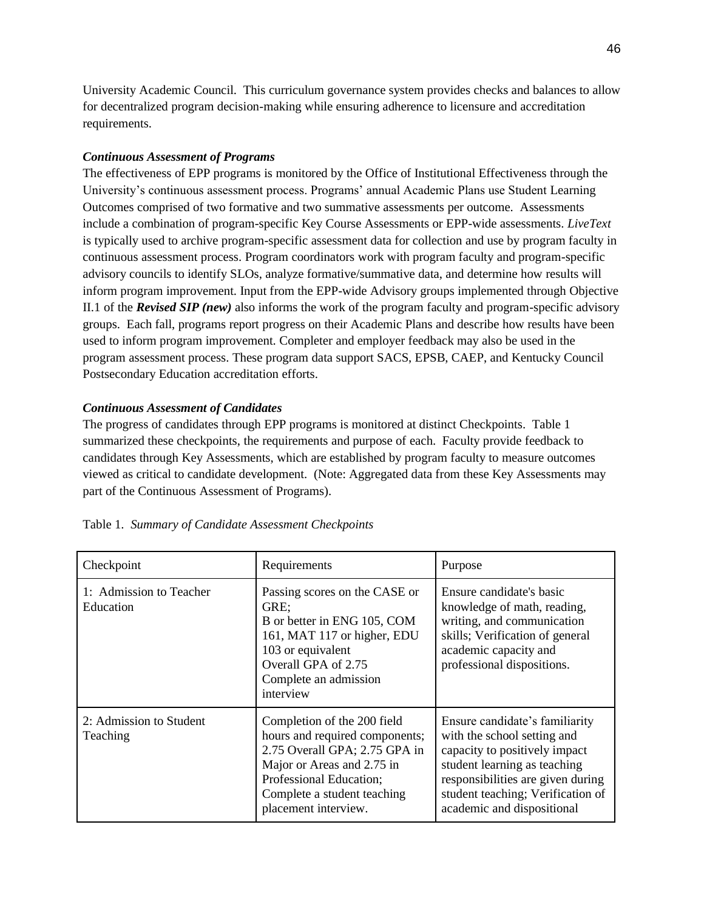University Academic Council. This curriculum governance system provides checks and balances to allow for decentralized program decision-making while ensuring adherence to licensure and accreditation requirements.

***Continuous Assessment of Programs***

The effectiveness of EPP programs is monitored by the Office of Institutional Effectiveness through the University's continuous assessment process. Programs' annual Academic Plans use Student Learning Outcomes comprised of two formative and two summative assessments per outcome. Assessments include a combination of program-specific Key Course Assessments or EPP-wide assessments. *LiveText* is typically used to archive program-specific assessment data for collection and use by program faculty in continuous assessment process. Program coordinators work with program faculty and program-specific advisory councils to identify SLOs, analyze formative/summative data, and determine how results will inform program improvement. Input from the EPP-wide Advisory groups implemented through Objective II.1 of the ***Revised SIP (new)*** also informs the work of the program faculty and program-specific advisory groups. Each fall, programs report progress on their Academic Plans and describe how results have been used to inform program improvement. Completer and employer feedback may also be used in the program assessment process. These program data support SACS, EPSB, CAEP, and Kentucky Council Postsecondary Education accreditation efforts.

***Continuous Assessment of Candidates***

The progress of candidates through EPP programs is monitored at distinct Checkpoints. Table 1 summarized these checkpoints, the requirements and purpose of each. Faculty provide feedback to candidates through Key Assessments, which are established by program faculty to measure outcomes viewed as critical to candidate development. (Note: Aggregated data from these Key Assessments may part of the Continuous Assessment of Programs).

Table 1. *Summary of Candidate Assessment Checkpoints*

| Checkpoint | Requirements | Purpose |
|---|---|---|
| 1: Admission to Teacher Education | Passing scores on the CASE or GRE;<br>B or better in ENG 105, COM 161, MAT 117 or higher, EDU 103 or equivalent<br>Overall GPA of 2.75<br>Complete an admission interview | Ensure candidate's basic knowledge of math, reading, writing, and communication skills; Verification of general academic capacity and professional dispositions. |
| 2: Admission to Student Teaching | Completion of the 200 field hours and required components; 2.75 Overall GPA; 2.75 GPA in Major or Areas and 2.75 in Professional Education; Complete a student teaching placement interview. | Ensure candidate's familiarity with the school setting and capacity to positively impact student learning as teaching responsibilities are given during student teaching; Verification of academic and dispositional |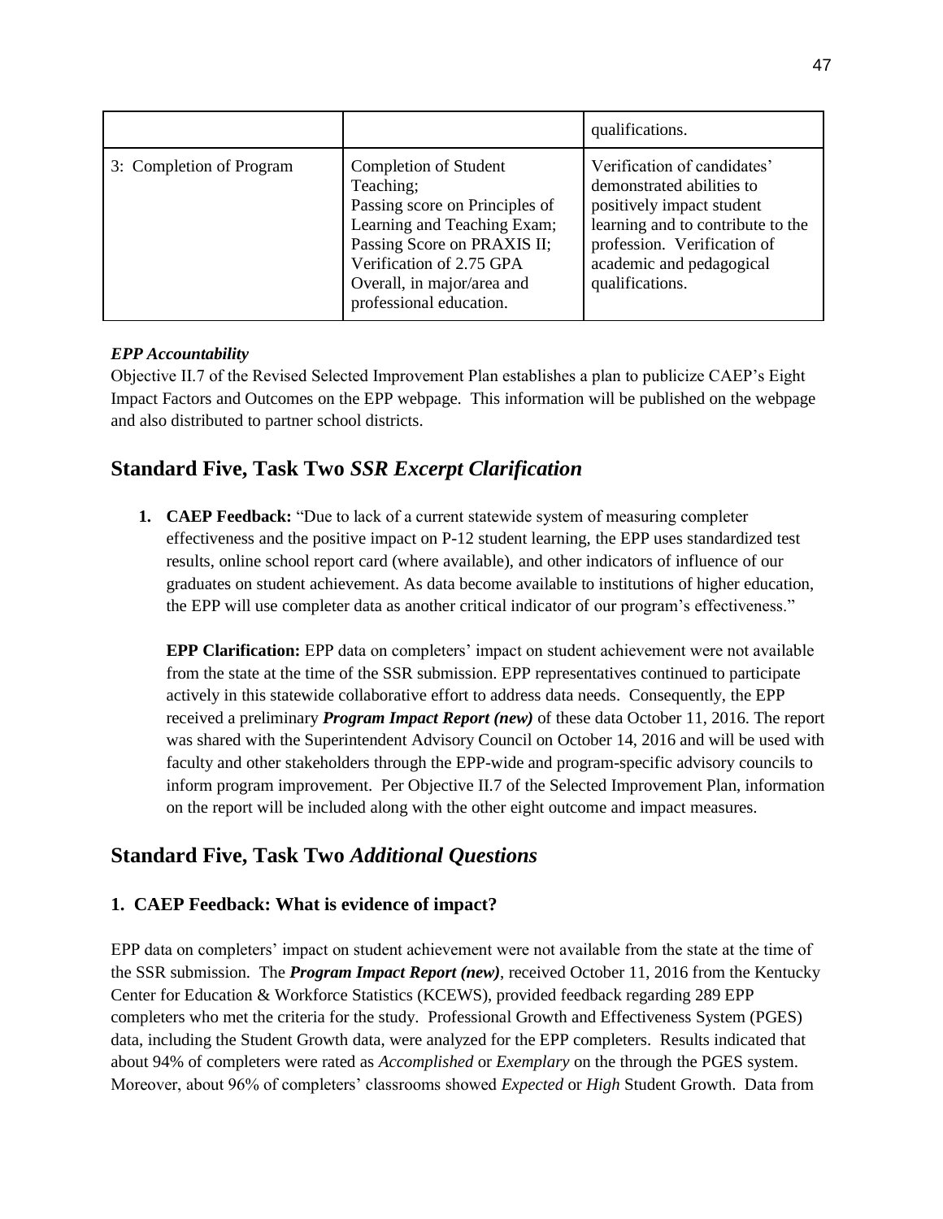| | | qualifications. |
|---|---|---|
| 3: Completion of Program | Completion of Student Teaching;<br>Passing score on Principles of Learning and Teaching Exam;<br>Passing Score on PRAXIS II;<br>Verification of 2.75 GPA Overall, in major/area and professional education. | Verification of candidates' demonstrated abilities to positively impact student learning and to contribute to the profession. Verification of academic and pedagogical qualifications. |

***EPP Accountability***

Objective II.7 of the Revised Selected Improvement Plan establishes a plan to publicize CAEP's Eight Impact Factors and Outcomes on the EPP webpage. This information will be published on the webpage and also distributed to partner school districts.

## Standard Five, Task Two *SSR Excerpt Clarification*

1. **CAEP Feedback:** "Due to lack of a current statewide system of measuring completer effectiveness and the positive impact on P-12 student learning, the EPP uses standardized test results, online school report card (where available), and other indicators of influence of our graduates on student achievement. As data become available to institutions of higher education, the EPP will use completer data as another critical indicator of our program's effectiveness."

   **EPP Clarification:** EPP data on completers' impact on student achievement were not available from the state at the time of the SSR submission. EPP representatives continued to participate actively in this statewide collaborative effort to address data needs. Consequently, the EPP received a preliminary ***Program Impact Report (new)*** of these data October 11, 2016. The report was shared with the Superintendent Advisory Council on October 14, 2016 and will be used with faculty and other stakeholders through the EPP-wide and program-specific advisory councils to inform program improvement. Per Objective II.7 of the Selected Improvement Plan, information on the report will be included along with the other eight outcome and impact measures.

## Standard Five, Task Two *Additional Questions*

### 1. CAEP Feedback: What is evidence of impact?

EPP data on completers' impact on student achievement were not available from the state at the time of the SSR submission. The ***Program Impact Report (new)***, received October 11, 2016 from the Kentucky Center for Education & Workforce Statistics (KCEWS), provided feedback regarding 289 EPP completers who met the criteria for the study. Professional Growth and Effectiveness System (PGES) data, including the Student Growth data, were analyzed for the EPP completers. Results indicated that about 94% of completers were rated as *Accomplished* or *Exemplary* on the through the PGES system. Moreover, about 96% of completers' classrooms showed *Expected* or *High* Student Growth. Data from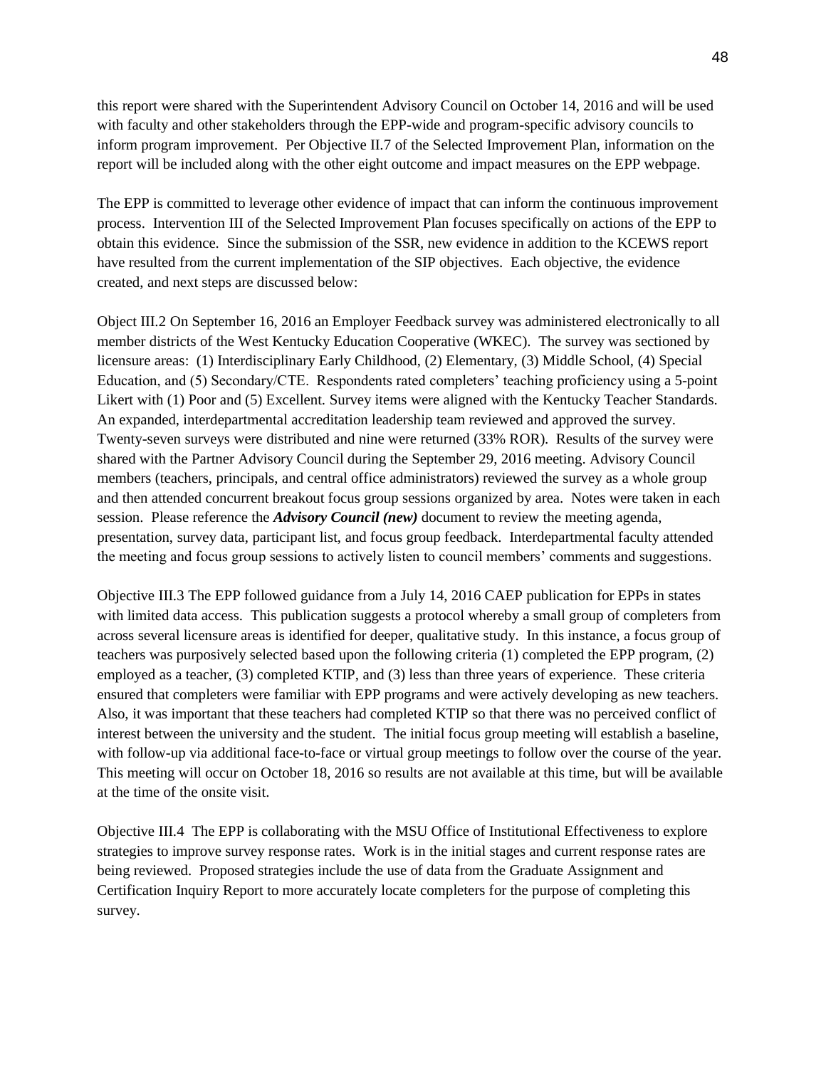this report were shared with the Superintendent Advisory Council on October 14, 2016 and will be used with faculty and other stakeholders through the EPP-wide and program-specific advisory councils to inform program improvement. Per Objective II.7 of the Selected Improvement Plan, information on the report will be included along with the other eight outcome and impact measures on the EPP webpage.

The EPP is committed to leverage other evidence of impact that can inform the continuous improvement process. Intervention III of the Selected Improvement Plan focuses specifically on actions of the EPP to obtain this evidence. Since the submission of the SSR, new evidence in addition to the KCEWS report have resulted from the current implementation of the SIP objectives. Each objective, the evidence created, and next steps are discussed below:

Object III.2 On September 16, 2016 an Employer Feedback survey was administered electronically to all member districts of the West Kentucky Education Cooperative (WKEC). The survey was sectioned by licensure areas: (1) Interdisciplinary Early Childhood, (2) Elementary, (3) Middle School, (4) Special Education, and (5) Secondary/CTE. Respondents rated completers' teaching proficiency using a 5-point Likert with (1) Poor and (5) Excellent. Survey items were aligned with the Kentucky Teacher Standards. An expanded, interdepartmental accreditation leadership team reviewed and approved the survey. Twenty-seven surveys were distributed and nine were returned (33% ROR). Results of the survey were shared with the Partner Advisory Council during the September 29, 2016 meeting. Advisory Council members (teachers, principals, and central office administrators) reviewed the survey as a whole group and then attended concurrent breakout focus group sessions organized by area. Notes were taken in each session. Please reference the ***Advisory Council (new)*** document to review the meeting agenda, presentation, survey data, participant list, and focus group feedback. Interdepartmental faculty attended the meeting and focus group sessions to actively listen to council members' comments and suggestions.

Objective III.3 The EPP followed guidance from a July 14, 2016 CAEP publication for EPPs in states with limited data access. This publication suggests a protocol whereby a small group of completers from across several licensure areas is identified for deeper, qualitative study. In this instance, a focus group of teachers was purposively selected based upon the following criteria (1) completed the EPP program, (2) employed as a teacher, (3) completed KTIP, and (3) less than three years of experience. These criteria ensured that completers were familiar with EPP programs and were actively developing as new teachers. Also, it was important that these teachers had completed KTIP so that there was no perceived conflict of interest between the university and the student. The initial focus group meeting will establish a baseline, with follow-up via additional face-to-face or virtual group meetings to follow over the course of the year. This meeting will occur on October 18, 2016 so results are not available at this time, but will be available at the time of the onsite visit.

Objective III.4 The EPP is collaborating with the MSU Office of Institutional Effectiveness to explore strategies to improve survey response rates. Work is in the initial stages and current response rates are being reviewed. Proposed strategies include the use of data from the Graduate Assignment and Certification Inquiry Report to more accurately locate completers for the purpose of completing this survey.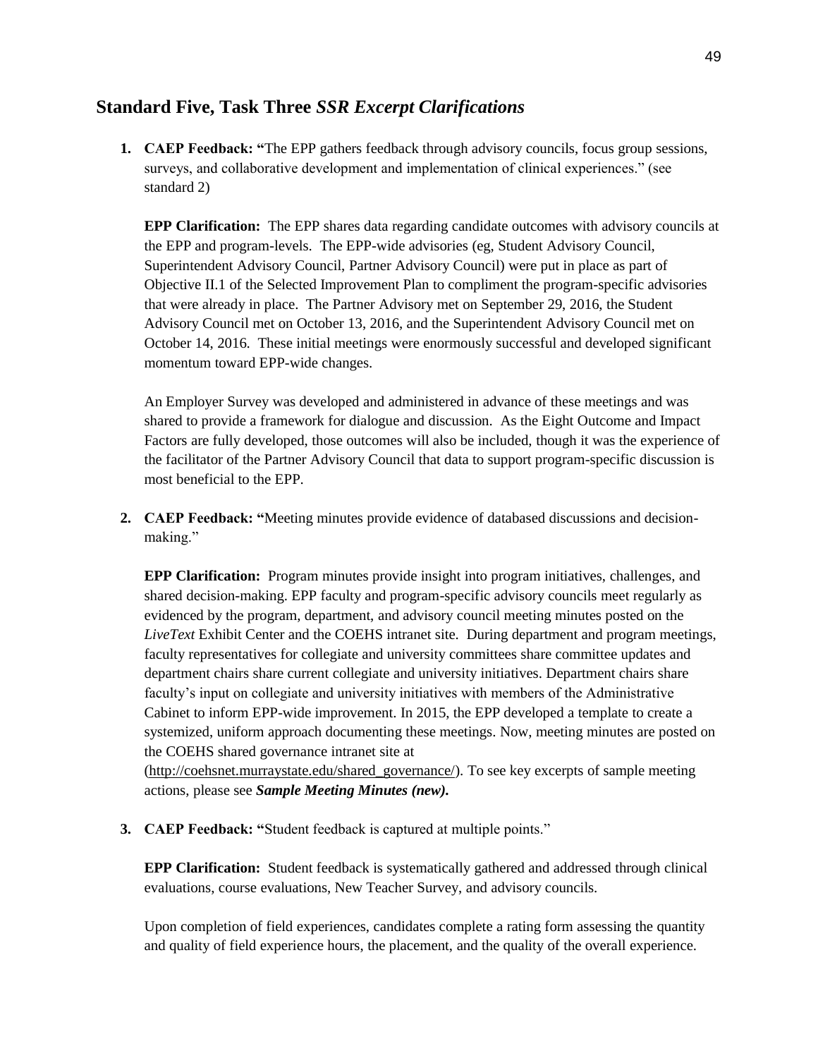## Standard Five, Task Three *SSR Excerpt Clarifications*

1. **CAEP Feedback: "**The EPP gathers feedback through advisory councils, focus group sessions, surveys, and collaborative development and implementation of clinical experiences." (see standard 2)

   **EPP Clarification:** The EPP shares data regarding candidate outcomes with advisory councils at the EPP and program-levels. The EPP-wide advisories (eg, Student Advisory Council, Superintendent Advisory Council, Partner Advisory Council) were put in place as part of Objective II.1 of the Selected Improvement Plan to compliment the program-specific advisories that were already in place. The Partner Advisory met on September 29, 2016, the Student Advisory Council met on October 13, 2016, and the Superintendent Advisory Council met on October 14, 2016. These initial meetings were enormously successful and developed significant momentum toward EPP-wide changes.

   An Employer Survey was developed and administered in advance of these meetings and was shared to provide a framework for dialogue and discussion. As the Eight Outcome and Impact Factors are fully developed, those outcomes will also be included, though it was the experience of the facilitator of the Partner Advisory Council that data to support program-specific discussion is most beneficial to the EPP.

2. **CAEP Feedback: "**Meeting minutes provide evidence of databased discussions and decision-making."

   **EPP Clarification:** Program minutes provide insight into program initiatives, challenges, and shared decision-making. EPP faculty and program-specific advisory councils meet regularly as evidenced by the program, department, and advisory council meeting minutes posted on the *LiveText* Exhibit Center and the COEHS intranet site. During department and program meetings, faculty representatives for collegiate and university committees share committee updates and department chairs share current collegiate and university initiatives. Department chairs share faculty's input on collegiate and university initiatives with members of the Administrative Cabinet to inform EPP-wide improvement. In 2015, the EPP developed a template to create a systemized, uniform approach documenting these meetings. Now, meeting minutes are posted on the COEHS shared governance intranet site at (http://coehsnet.murraystate.edu/shared_governance/). To see key excerpts of sample meeting actions, please see ***Sample Meeting Minutes (new).***

3. **CAEP Feedback: "**Student feedback is captured at multiple points."

   **EPP Clarification:** Student feedback is systematically gathered and addressed through clinical evaluations, course evaluations, New Teacher Survey, and advisory councils.

   Upon completion of field experiences, candidates complete a rating form assessing the quantity and quality of field experience hours, the placement, and the quality of the overall experience.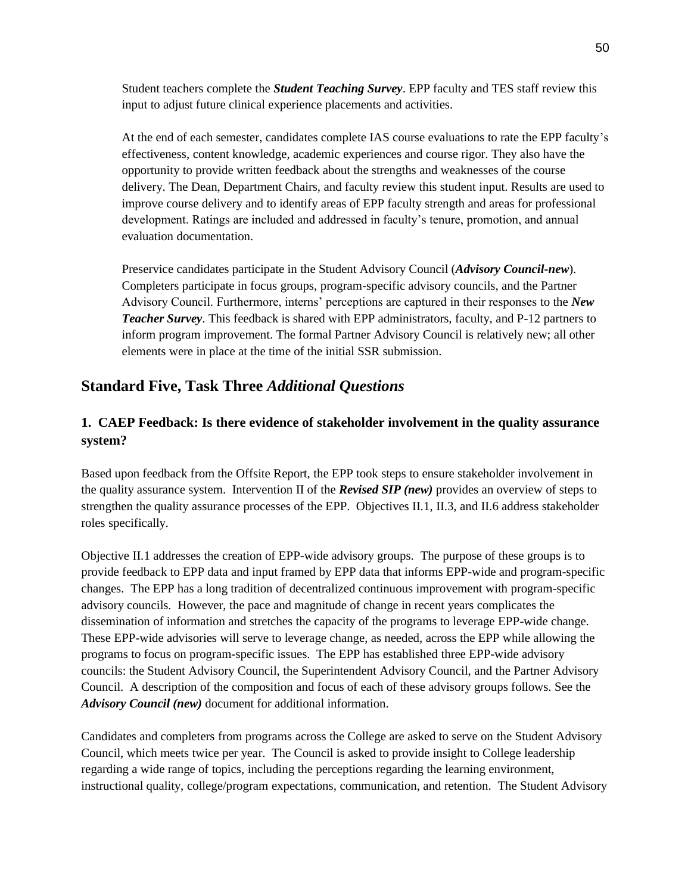Student teachers complete the ***Student Teaching Survey***. EPP faculty and TES staff review this input to adjust future clinical experience placements and activities.

At the end of each semester, candidates complete IAS course evaluations to rate the EPP faculty's effectiveness, content knowledge, academic experiences and course rigor. They also have the opportunity to provide written feedback about the strengths and weaknesses of the course delivery. The Dean, Department Chairs, and faculty review this student input. Results are used to improve course delivery and to identify areas of EPP faculty strength and areas for professional development. Ratings are included and addressed in faculty's tenure, promotion, and annual evaluation documentation.

Preservice candidates participate in the Student Advisory Council (***Advisory Council-new***). Completers participate in focus groups, program-specific advisory councils, and the Partner Advisory Council. Furthermore, interns' perceptions are captured in their responses to the ***New Teacher Survey***. This feedback is shared with EPP administrators, faculty, and P-12 partners to inform program improvement. The formal Partner Advisory Council is relatively new; all other elements were in place at the time of the initial SSR submission.

## Standard Five, Task Three *Additional Questions*

### 1. CAEP Feedback: Is there evidence of stakeholder involvement in the quality assurance system?

Based upon feedback from the Offsite Report, the EPP took steps to ensure stakeholder involvement in the quality assurance system. Intervention II of the ***Revised SIP (new)*** provides an overview of steps to strengthen the quality assurance processes of the EPP. Objectives II.1, II.3, and II.6 address stakeholder roles specifically.

Objective II.1 addresses the creation of EPP-wide advisory groups. The purpose of these groups is to provide feedback to EPP data and input framed by EPP data that informs EPP-wide and program-specific changes. The EPP has a long tradition of decentralized continuous improvement with program-specific advisory councils. However, the pace and magnitude of change in recent years complicates the dissemination of information and stretches the capacity of the programs to leverage EPP-wide change. These EPP-wide advisories will serve to leverage change, as needed, across the EPP while allowing the programs to focus on program-specific issues. The EPP has established three EPP-wide advisory councils: the Student Advisory Council, the Superintendent Advisory Council, and the Partner Advisory Council. A description of the composition and focus of each of these advisory groups follows. See the ***Advisory Council (new)*** document for additional information.

Candidates and completers from programs across the College are asked to serve on the Student Advisory Council, which meets twice per year. The Council is asked to provide insight to College leadership regarding a wide range of topics, including the perceptions regarding the learning environment, instructional quality, college/program expectations, communication, and retention. The Student Advisory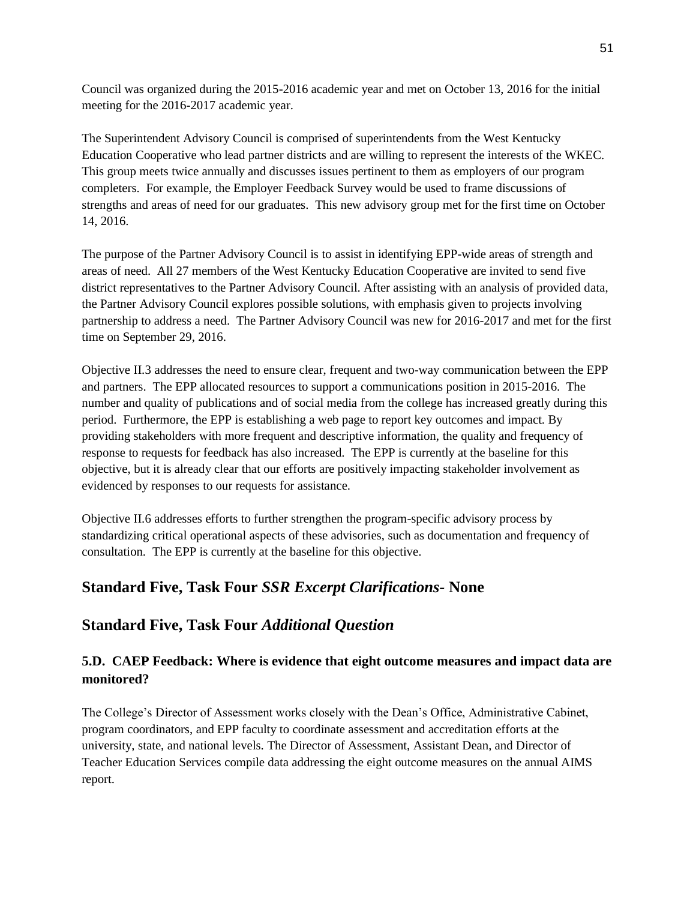Council was organized during the 2015-2016 academic year and met on October 13, 2016 for the initial meeting for the 2016-2017 academic year.

The Superintendent Advisory Council is comprised of superintendents from the West Kentucky Education Cooperative who lead partner districts and are willing to represent the interests of the WKEC. This group meets twice annually and discusses issues pertinent to them as employers of our program completers. For example, the Employer Feedback Survey would be used to frame discussions of strengths and areas of need for our graduates. This new advisory group met for the first time on October 14, 2016.

The purpose of the Partner Advisory Council is to assist in identifying EPP-wide areas of strength and areas of need. All 27 members of the West Kentucky Education Cooperative are invited to send five district representatives to the Partner Advisory Council. After assisting with an analysis of provided data, the Partner Advisory Council explores possible solutions, with emphasis given to projects involving partnership to address a need. The Partner Advisory Council was new for 2016-2017 and met for the first time on September 29, 2016.

Objective II.3 addresses the need to ensure clear, frequent and two-way communication between the EPP and partners. The EPP allocated resources to support a communications position in 2015-2016. The number and quality of publications and of social media from the college has increased greatly during this period. Furthermore, the EPP is establishing a web page to report key outcomes and impact. By providing stakeholders with more frequent and descriptive information, the quality and frequency of response to requests for feedback has also increased. The EPP is currently at the baseline for this objective, but it is already clear that our efforts are positively impacting stakeholder involvement as evidenced by responses to our requests for assistance.

Objective II.6 addresses efforts to further strengthen the program-specific advisory process by standardizing critical operational aspects of these advisories, such as documentation and frequency of consultation. The EPP is currently at the baseline for this objective.

## Standard Five, Task Four *SSR Excerpt Clarifications*- None

## Standard Five, Task Four *Additional Question*

### 5.D. CAEP Feedback: Where is evidence that eight outcome measures and impact data are monitored?

The College's Director of Assessment works closely with the Dean's Office, Administrative Cabinet, program coordinators, and EPP faculty to coordinate assessment and accreditation efforts at the university, state, and national levels. The Director of Assessment, Assistant Dean, and Director of Teacher Education Services compile data addressing the eight outcome measures on the annual AIMS report.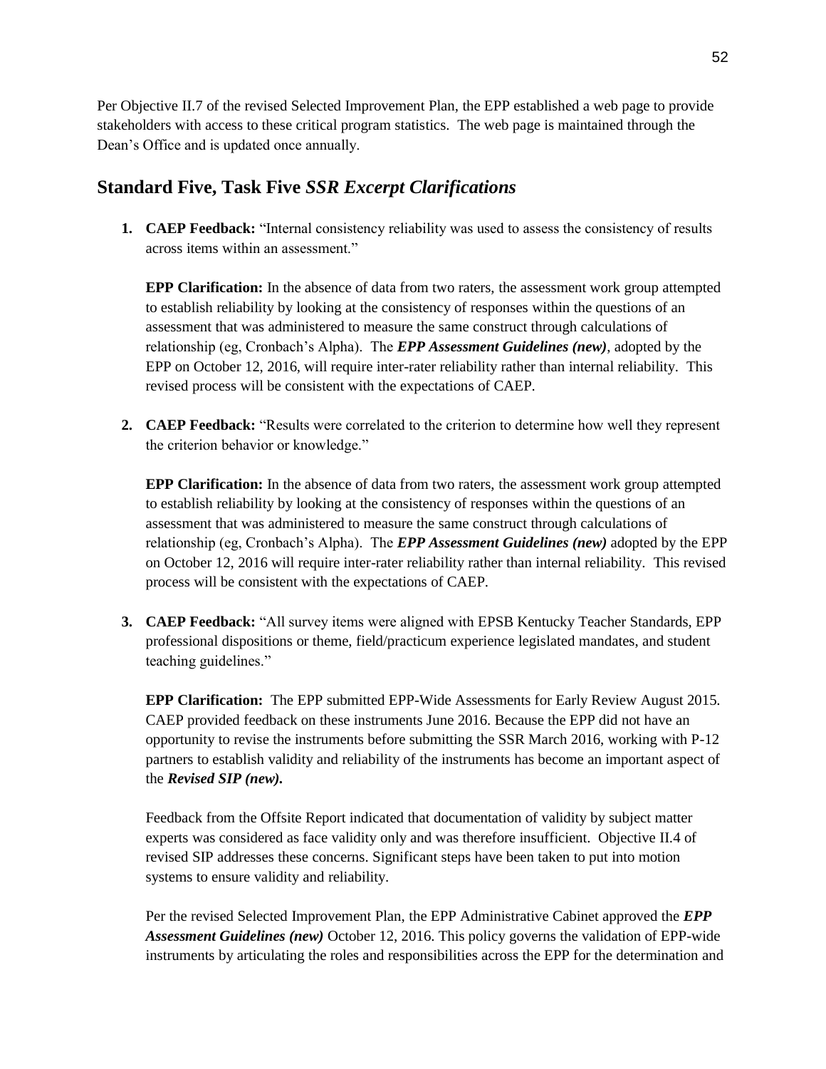Per Objective II.7 of the revised Selected Improvement Plan, the EPP established a web page to provide stakeholders with access to these critical program statistics. The web page is maintained through the Dean's Office and is updated once annually.

## Standard Five, Task Five *SSR Excerpt Clarifications*

1. **CAEP Feedback:** "Internal consistency reliability was used to assess the consistency of results across items within an assessment."

   **EPP Clarification:** In the absence of data from two raters, the assessment work group attempted to establish reliability by looking at the consistency of responses within the questions of an assessment that was administered to measure the same construct through calculations of relationship (eg, Cronbach's Alpha). The ***EPP Assessment Guidelines (new)***, adopted by the EPP on October 12, 2016, will require inter-rater reliability rather than internal reliability. This revised process will be consistent with the expectations of CAEP.

2. **CAEP Feedback:** "Results were correlated to the criterion to determine how well they represent the criterion behavior or knowledge."

   **EPP Clarification:** In the absence of data from two raters, the assessment work group attempted to establish reliability by looking at the consistency of responses within the questions of an assessment that was administered to measure the same construct through calculations of relationship (eg, Cronbach's Alpha). The ***EPP Assessment Guidelines (new)*** adopted by the EPP on October 12, 2016 will require inter-rater reliability rather than internal reliability. This revised process will be consistent with the expectations of CAEP.

3. **CAEP Feedback:** "All survey items were aligned with EPSB Kentucky Teacher Standards, EPP professional dispositions or theme, field/practicum experience legislated mandates, and student teaching guidelines."

   **EPP Clarification:** The EPP submitted EPP-Wide Assessments for Early Review August 2015. CAEP provided feedback on these instruments June 2016. Because the EPP did not have an opportunity to revise the instruments before submitting the SSR March 2016, working with P-12 partners to establish validity and reliability of the instruments has become an important aspect of the ***Revised SIP (new).***

   Feedback from the Offsite Report indicated that documentation of validity by subject matter experts was considered as face validity only and was therefore insufficient. Objective II.4 of revised SIP addresses these concerns. Significant steps have been taken to put into motion systems to ensure validity and reliability.

   Per the revised Selected Improvement Plan, the EPP Administrative Cabinet approved the ***EPP Assessment Guidelines (new)*** October 12, 2016. This policy governs the validation of EPP-wide instruments by articulating the roles and responsibilities across the EPP for the determination and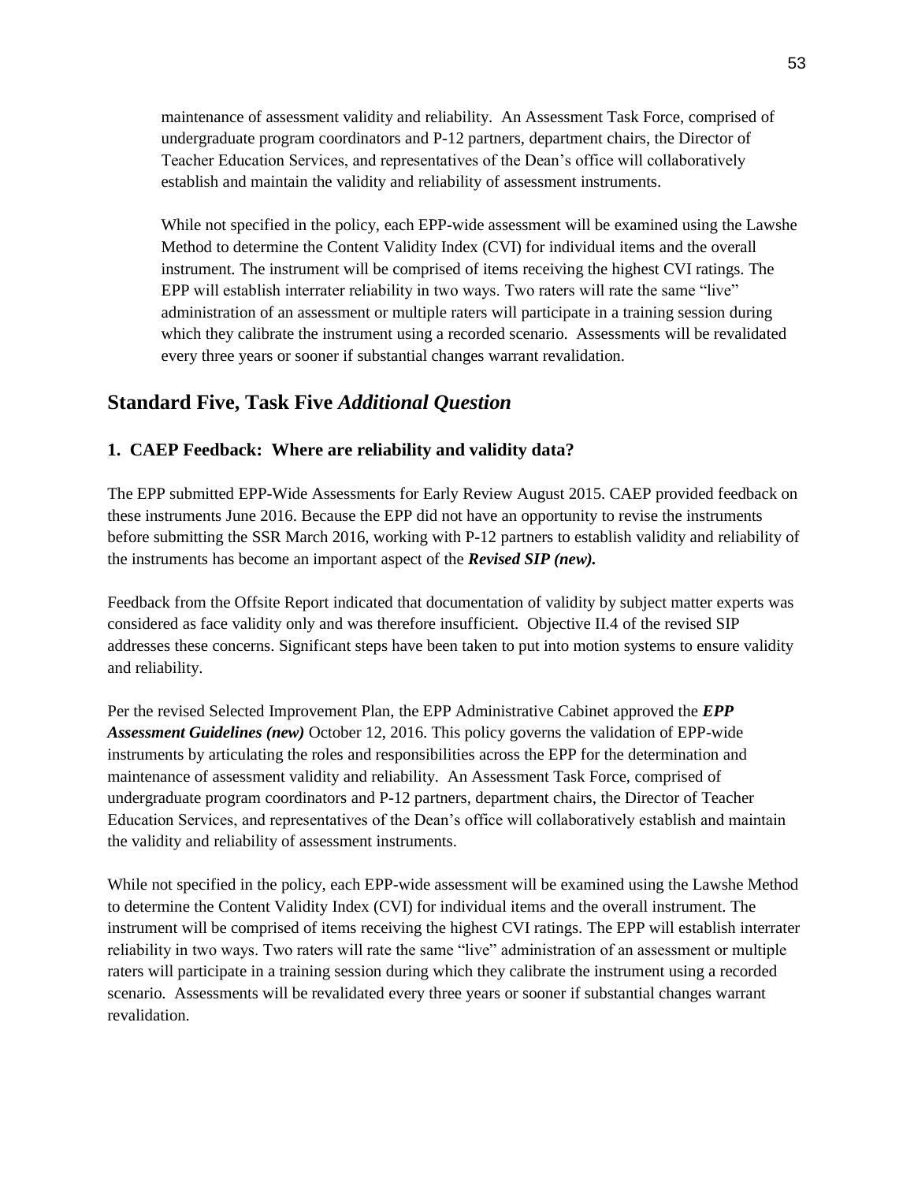maintenance of assessment validity and reliability. An Assessment Task Force, comprised of undergraduate program coordinators and P-12 partners, department chairs, the Director of Teacher Education Services, and representatives of the Dean's office will collaboratively establish and maintain the validity and reliability of assessment instruments.

While not specified in the policy, each EPP-wide assessment will be examined using the Lawshe Method to determine the Content Validity Index (CVI) for individual items and the overall instrument. The instrument will be comprised of items receiving the highest CVI ratings. The EPP will establish interrater reliability in two ways. Two raters will rate the same "live" administration of an assessment or multiple raters will participate in a training session during which they calibrate the instrument using a recorded scenario. Assessments will be revalidated every three years or sooner if substantial changes warrant revalidation.

## Standard Five, Task Five *Additional Question*

### 1. CAEP Feedback: Where are reliability and validity data?

The EPP submitted EPP-Wide Assessments for Early Review August 2015. CAEP provided feedback on these instruments June 2016. Because the EPP did not have an opportunity to revise the instruments before submitting the SSR March 2016, working with P-12 partners to establish validity and reliability of the instruments has become an important aspect of the ***Revised SIP (new).***

Feedback from the Offsite Report indicated that documentation of validity by subject matter experts was considered as face validity only and was therefore insufficient. Objective II.4 of the revised SIP addresses these concerns. Significant steps have been taken to put into motion systems to ensure validity and reliability.

Per the revised Selected Improvement Plan, the EPP Administrative Cabinet approved the ***EPP Assessment Guidelines (new)*** October 12, 2016. This policy governs the validation of EPP-wide instruments by articulating the roles and responsibilities across the EPP for the determination and maintenance of assessment validity and reliability. An Assessment Task Force, comprised of undergraduate program coordinators and P-12 partners, department chairs, the Director of Teacher Education Services, and representatives of the Dean's office will collaboratively establish and maintain the validity and reliability of assessment instruments.

While not specified in the policy, each EPP-wide assessment will be examined using the Lawshe Method to determine the Content Validity Index (CVI) for individual items and the overall instrument. The instrument will be comprised of items receiving the highest CVI ratings. The EPP will establish interrater reliability in two ways. Two raters will rate the same "live" administration of an assessment or multiple raters will participate in a training session during which they calibrate the instrument using a recorded scenario. Assessments will be revalidated every three years or sooner if substantial changes warrant revalidation.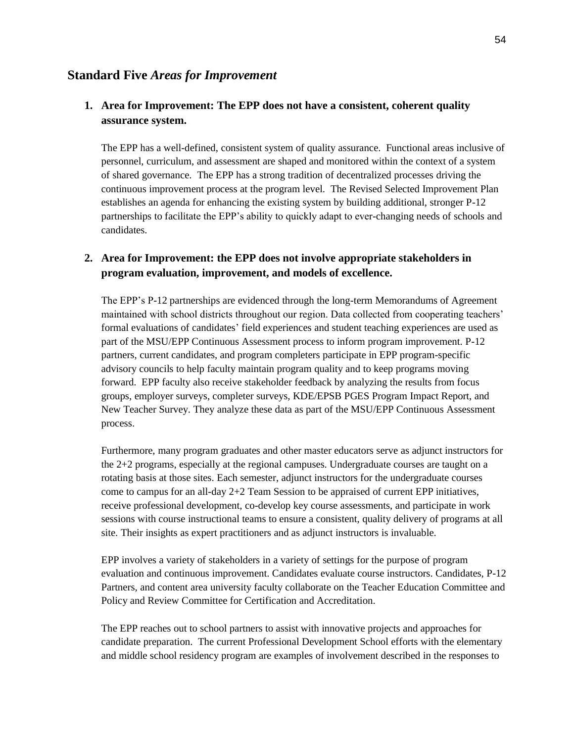## Standard Five *Areas for Improvement*

### 1. Area for Improvement: The EPP does not have a consistent, coherent quality assurance system.

The EPP has a well-defined, consistent system of quality assurance. Functional areas inclusive of personnel, curriculum, and assessment are shaped and monitored within the context of a system of shared governance. The EPP has a strong tradition of decentralized processes driving the continuous improvement process at the program level. The Revised Selected Improvement Plan establishes an agenda for enhancing the existing system by building additional, stronger P-12 partnerships to facilitate the EPP's ability to quickly adapt to ever-changing needs of schools and candidates.

### 2. Area for Improvement: the EPP does not involve appropriate stakeholders in program evaluation, improvement, and models of excellence.

The EPP's P-12 partnerships are evidenced through the long-term Memorandums of Agreement maintained with school districts throughout our region. Data collected from cooperating teachers' formal evaluations of candidates' field experiences and student teaching experiences are used as part of the MSU/EPP Continuous Assessment process to inform program improvement. P-12 partners, current candidates, and program completers participate in EPP program-specific advisory councils to help faculty maintain program quality and to keep programs moving forward. EPP faculty also receive stakeholder feedback by analyzing the results from focus groups, employer surveys, completer surveys, KDE/EPSB PGES Program Impact Report, and New Teacher Survey. They analyze these data as part of the MSU/EPP Continuous Assessment process.

Furthermore, many program graduates and other master educators serve as adjunct instructors for the 2+2 programs, especially at the regional campuses. Undergraduate courses are taught on a rotating basis at those sites. Each semester, adjunct instructors for the undergraduate courses come to campus for an all-day 2+2 Team Session to be appraised of current EPP initiatives, receive professional development, co-develop key course assessments, and participate in work sessions with course instructional teams to ensure a consistent, quality delivery of programs at all site. Their insights as expert practitioners and as adjunct instructors is invaluable.

EPP involves a variety of stakeholders in a variety of settings for the purpose of program evaluation and continuous improvement. Candidates evaluate course instructors. Candidates, P-12 Partners, and content area university faculty collaborate on the Teacher Education Committee and Policy and Review Committee for Certification and Accreditation.

The EPP reaches out to school partners to assist with innovative projects and approaches for candidate preparation. The current Professional Development School efforts with the elementary and middle school residency program are examples of involvement described in the responses to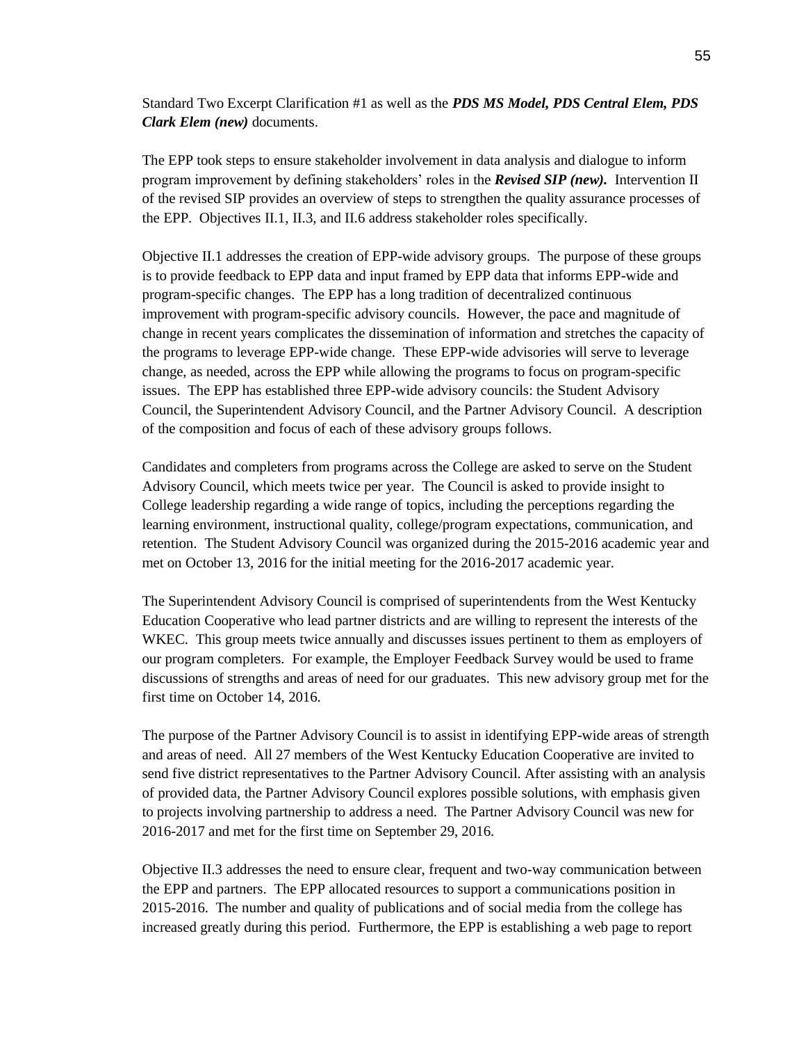Standard Two Excerpt Clarification #1 as well as the ***PDS MS Model, PDS Central Elem, PDS Clark Elem (new)*** documents.

The EPP took steps to ensure stakeholder involvement in data analysis and dialogue to inform program improvement by defining stakeholders' roles in the ***Revised SIP (new).*** Intervention II of the revised SIP provides an overview of steps to strengthen the quality assurance processes of the EPP. Objectives II.1, II.3, and II.6 address stakeholder roles specifically.

Objective II.1 addresses the creation of EPP-wide advisory groups. The purpose of these groups is to provide feedback to EPP data and input framed by EPP data that informs EPP-wide and program-specific changes. The EPP has a long tradition of decentralized continuous improvement with program-specific advisory councils. However, the pace and magnitude of change in recent years complicates the dissemination of information and stretches the capacity of the programs to leverage EPP-wide change. These EPP-wide advisories will serve to leverage change, as needed, across the EPP while allowing the programs to focus on program-specific issues. The EPP has established three EPP-wide advisory councils: the Student Advisory Council, the Superintendent Advisory Council, and the Partner Advisory Council. A description of the composition and focus of each of these advisory groups follows.

Candidates and completers from programs across the College are asked to serve on the Student Advisory Council, which meets twice per year. The Council is asked to provide insight to College leadership regarding a wide range of topics, including the perceptions regarding the learning environment, instructional quality, college/program expectations, communication, and retention. The Student Advisory Council was organized during the 2015-2016 academic year and met on October 13, 2016 for the initial meeting for the 2016-2017 academic year.

The Superintendent Advisory Council is comprised of superintendents from the West Kentucky Education Cooperative who lead partner districts and are willing to represent the interests of the WKEC. This group meets twice annually and discusses issues pertinent to them as employers of our program completers. For example, the Employer Feedback Survey would be used to frame discussions of strengths and areas of need for our graduates. This new advisory group met for the first time on October 14, 2016.

The purpose of the Partner Advisory Council is to assist in identifying EPP-wide areas of strength and areas of need. All 27 members of the West Kentucky Education Cooperative are invited to send five district representatives to the Partner Advisory Council. After assisting with an analysis of provided data, the Partner Advisory Council explores possible solutions, with emphasis given to projects involving partnership to address a need. The Partner Advisory Council was new for 2016-2017 and met for the first time on September 29, 2016.

Objective II.3 addresses the need to ensure clear, frequent and two-way communication between the EPP and partners. The EPP allocated resources to support a communications position in 2015-2016. The number and quality of publications and of social media from the college has increased greatly during this period. Furthermore, the EPP is establishing a web page to report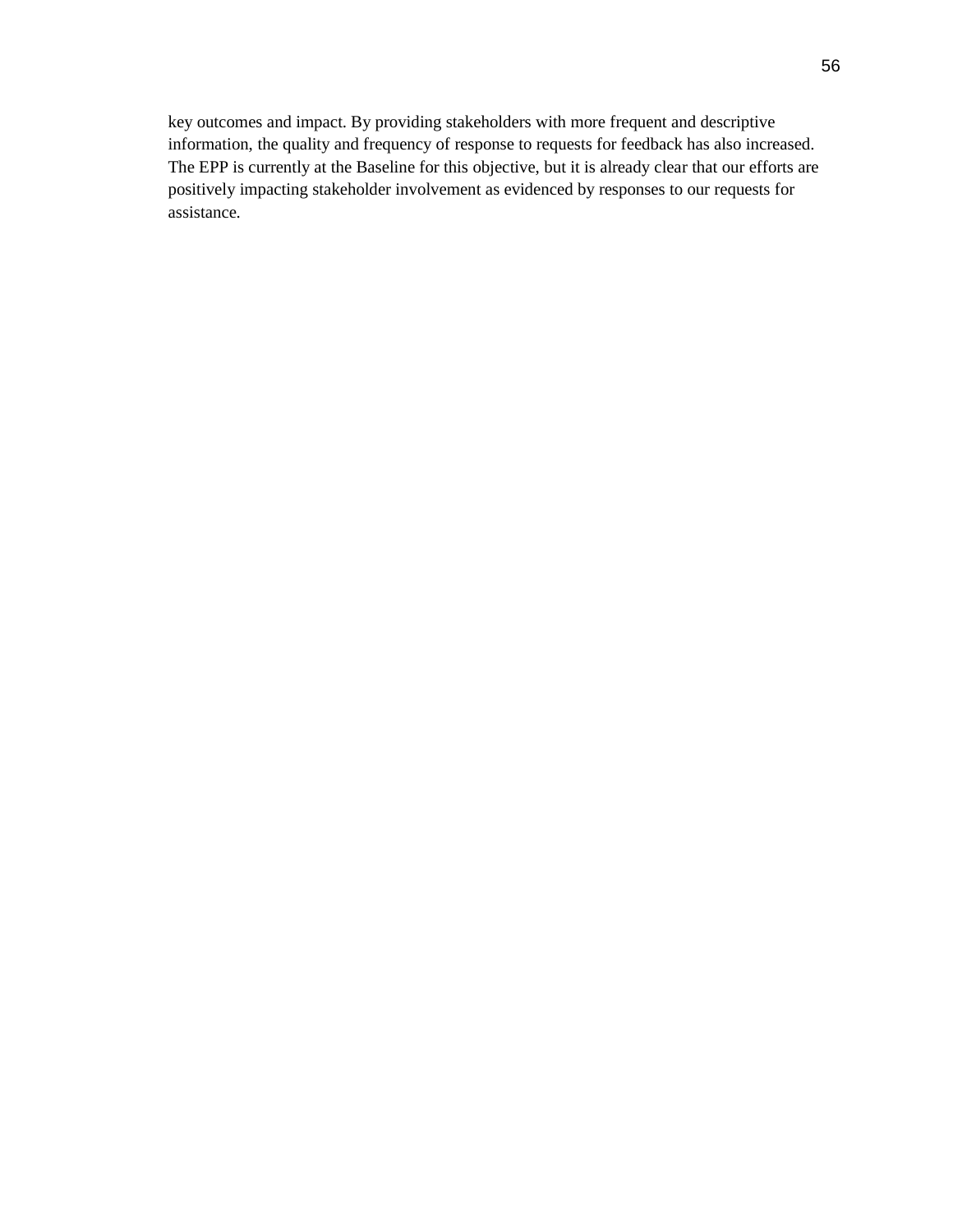key outcomes and impact. By providing stakeholders with more frequent and descriptive information, the quality and frequency of response to requests for feedback has also increased. The EPP is currently at the Baseline for this objective, but it is already clear that our efforts are positively impacting stakeholder involvement as evidenced by responses to our requests for assistance.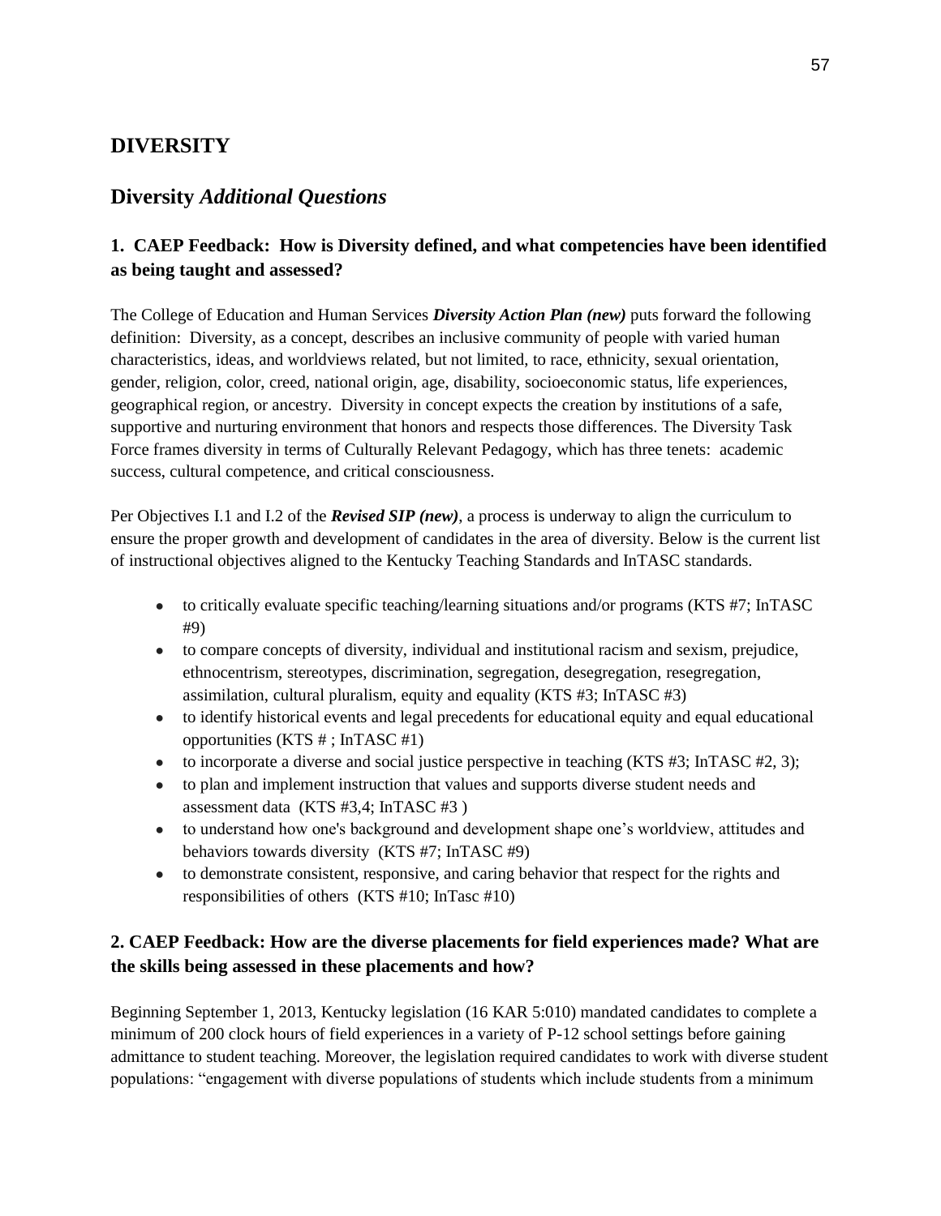## DIVERSITY

## Diversity *Additional Questions*

### 1. CAEP Feedback: How is Diversity defined, and what competencies have been identified as being taught and assessed?

The College of Education and Human Services ***Diversity Action Plan (new)*** puts forward the following definition: Diversity, as a concept, describes an inclusive community of people with varied human characteristics, ideas, and worldviews related, but not limited, to race, ethnicity, sexual orientation, gender, religion, color, creed, national origin, age, disability, socioeconomic status, life experiences, geographical region, or ancestry. Diversity in concept expects the creation by institutions of a safe, supportive and nurturing environment that honors and respects those differences. The Diversity Task Force frames diversity in terms of Culturally Relevant Pedagogy, which has three tenets: academic success, cultural competence, and critical consciousness.

Per Objectives I.1 and I.2 of the ***Revised SIP (new)***, a process is underway to align the curriculum to ensure the proper growth and development of candidates in the area of diversity. Below is the current list of instructional objectives aligned to the Kentucky Teaching Standards and InTASC standards.

- to critically evaluate specific teaching/learning situations and/or programs (KTS #7; InTASC #9)
- to compare concepts of diversity, individual and institutional racism and sexism, prejudice, ethnocentrism, stereotypes, discrimination, segregation, desegregation, resegregation, assimilation, cultural pluralism, equity and equality (KTS #3; InTASC #3)
- to identify historical events and legal precedents for educational equity and equal educational opportunities (KTS # ; InTASC #1)
- to incorporate a diverse and social justice perspective in teaching (KTS #3; InTASC #2, 3);
- to plan and implement instruction that values and supports diverse student needs and assessment data (KTS #3,4; InTASC #3 )
- to understand how one's background and development shape one's worldview, attitudes and behaviors towards diversity (KTS #7; InTASC #9)
- to demonstrate consistent, responsive, and caring behavior that respect for the rights and responsibilities of others (KTS #10; InTasc #10)

### 2. CAEP Feedback: How are the diverse placements for field experiences made? What are the skills being assessed in these placements and how?

Beginning September 1, 2013, Kentucky legislation (16 KAR 5:010) mandated candidates to complete a minimum of 200 clock hours of field experiences in a variety of P-12 school settings before gaining admittance to student teaching. Moreover, the legislation required candidates to work with diverse student populations: "engagement with diverse populations of students which include students from a minimum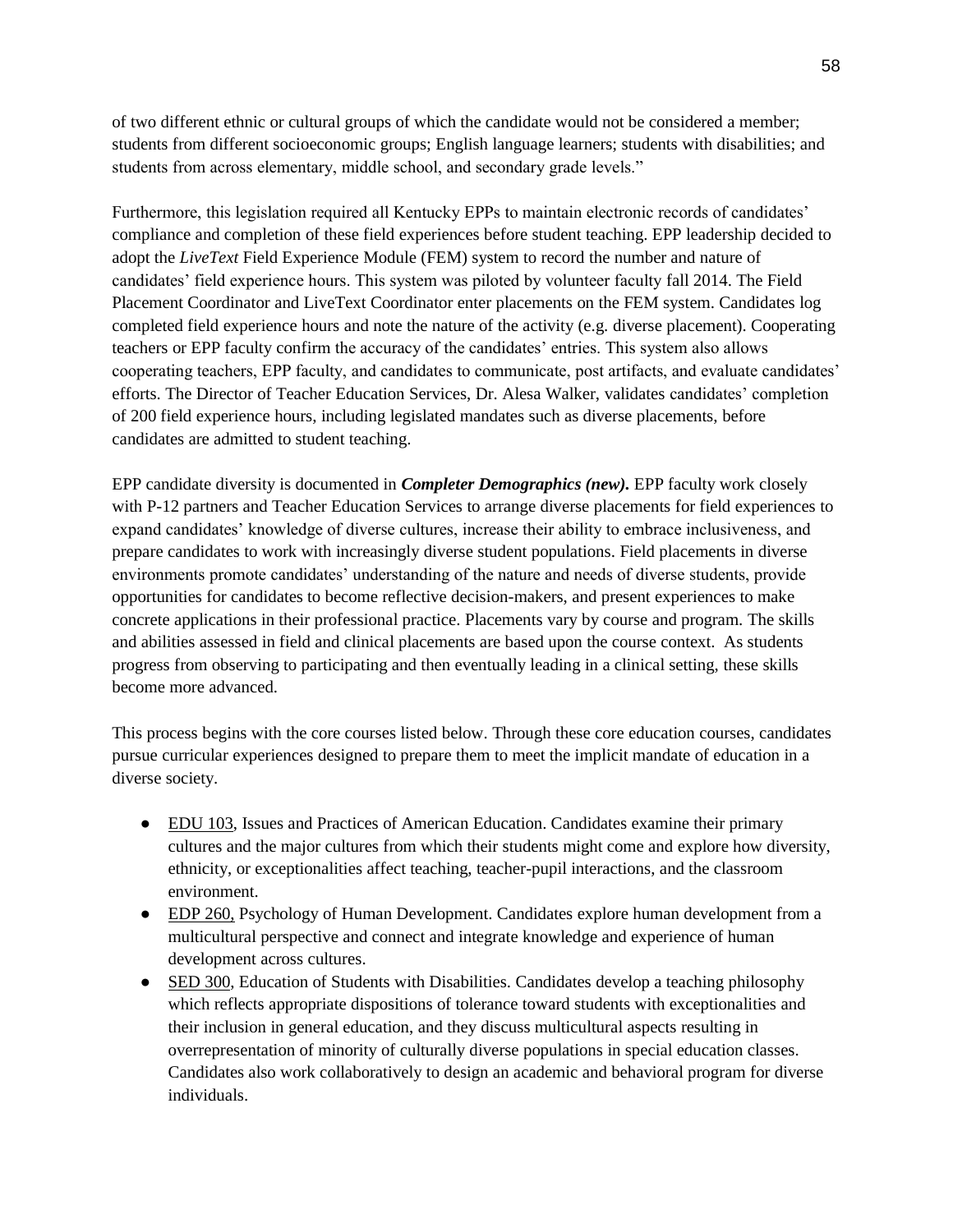of two different ethnic or cultural groups of which the candidate would not be considered a member; students from different socioeconomic groups; English language learners; students with disabilities; and students from across elementary, middle school, and secondary grade levels."

Furthermore, this legislation required all Kentucky EPPs to maintain electronic records of candidates' compliance and completion of these field experiences before student teaching. EPP leadership decided to adopt the *LiveText* Field Experience Module (FEM) system to record the number and nature of candidates' field experience hours. This system was piloted by volunteer faculty fall 2014. The Field Placement Coordinator and LiveText Coordinator enter placements on the FEM system. Candidates log completed field experience hours and note the nature of the activity (e.g. diverse placement). Cooperating teachers or EPP faculty confirm the accuracy of the candidates' entries. This system also allows cooperating teachers, EPP faculty, and candidates to communicate, post artifacts, and evaluate candidates' efforts. The Director of Teacher Education Services, Dr. Alesa Walker, validates candidates' completion of 200 field experience hours, including legislated mandates such as diverse placements, before candidates are admitted to student teaching.

EPP candidate diversity is documented in ***Completer Demographics (new).*** EPP faculty work closely with P-12 partners and Teacher Education Services to arrange diverse placements for field experiences to expand candidates' knowledge of diverse cultures, increase their ability to embrace inclusiveness, and prepare candidates to work with increasingly diverse student populations. Field placements in diverse environments promote candidates' understanding of the nature and needs of diverse students, provide opportunities for candidates to become reflective decision-makers, and present experiences to make concrete applications in their professional practice. Placements vary by course and program. The skills and abilities assessed in field and clinical placements are based upon the course context. As students progress from observing to participating and then eventually leading in a clinical setting, these skills become more advanced.

This process begins with the core courses listed below. Through these core education courses, candidates pursue curricular experiences designed to prepare them to meet the implicit mandate of education in a diverse society.

- EDU 103, Issues and Practices of American Education. Candidates examine their primary cultures and the major cultures from which their students might come and explore how diversity, ethnicity, or exceptionalities affect teaching, teacher-pupil interactions, and the classroom environment.
- EDP 260, Psychology of Human Development. Candidates explore human development from a multicultural perspective and connect and integrate knowledge and experience of human development across cultures.
- SED 300, Education of Students with Disabilities. Candidates develop a teaching philosophy which reflects appropriate dispositions of tolerance toward students with exceptionalities and their inclusion in general education, and they discuss multicultural aspects resulting in overrepresentation of minority of culturally diverse populations in special education classes. Candidates also work collaboratively to design an academic and behavioral program for diverse individuals.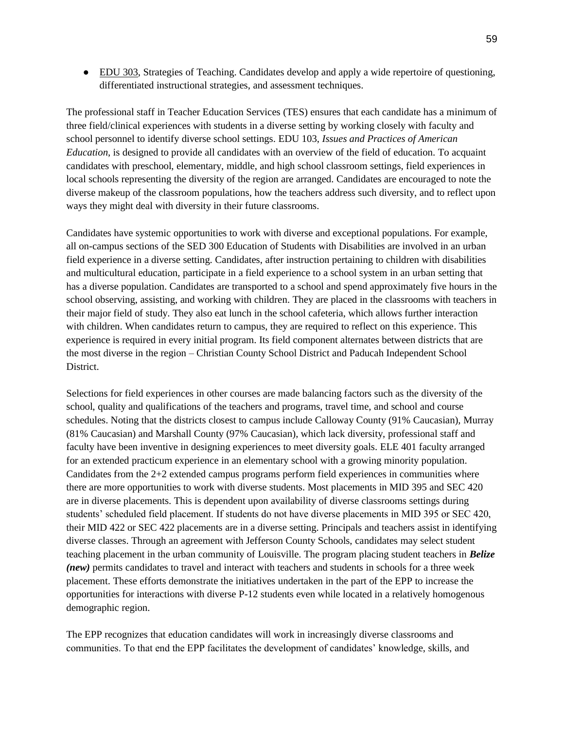- EDU 303, Strategies of Teaching. Candidates develop and apply a wide repertoire of questioning, differentiated instructional strategies, and assessment techniques.

The professional staff in Teacher Education Services (TES) ensures that each candidate has a minimum of three field/clinical experiences with students in a diverse setting by working closely with faculty and school personnel to identify diverse school settings. EDU 103, *Issues and Practices of American Education*, is designed to provide all candidates with an overview of the field of education. To acquaint candidates with preschool, elementary, middle, and high school classroom settings, field experiences in local schools representing the diversity of the region are arranged. Candidates are encouraged to note the diverse makeup of the classroom populations, how the teachers address such diversity, and to reflect upon ways they might deal with diversity in their future classrooms.

Candidates have systemic opportunities to work with diverse and exceptional populations. For example, all on-campus sections of the SED 300 Education of Students with Disabilities are involved in an urban field experience in a diverse setting. Candidates, after instruction pertaining to children with disabilities and multicultural education, participate in a field experience to a school system in an urban setting that has a diverse population. Candidates are transported to a school and spend approximately five hours in the school observing, assisting, and working with children. They are placed in the classrooms with teachers in their major field of study. They also eat lunch in the school cafeteria, which allows further interaction with children. When candidates return to campus, they are required to reflect on this experience. This experience is required in every initial program. Its field component alternates between districts that are the most diverse in the region – Christian County School District and Paducah Independent School District.

Selections for field experiences in other courses are made balancing factors such as the diversity of the school, quality and qualifications of the teachers and programs, travel time, and school and course schedules. Noting that the districts closest to campus include Calloway County (91% Caucasian), Murray (81% Caucasian) and Marshall County (97% Caucasian), which lack diversity, professional staff and faculty have been inventive in designing experiences to meet diversity goals. ELE 401 faculty arranged for an extended practicum experience in an elementary school with a growing minority population. Candidates from the 2+2 extended campus programs perform field experiences in communities where there are more opportunities to work with diverse students. Most placements in MID 395 and SEC 420 are in diverse placements. This is dependent upon availability of diverse classrooms settings during students' scheduled field placement. If students do not have diverse placements in MID 395 or SEC 420, their MID 422 or SEC 422 placements are in a diverse setting. Principals and teachers assist in identifying diverse classes. Through an agreement with Jefferson County Schools, candidates may select student teaching placement in the urban community of Louisville. The program placing student teachers in ***Belize (new)*** permits candidates to travel and interact with teachers and students in schools for a three week placement. These efforts demonstrate the initiatives undertaken in the part of the EPP to increase the opportunities for interactions with diverse P-12 students even while located in a relatively homogenous demographic region.

The EPP recognizes that education candidates will work in increasingly diverse classrooms and communities. To that end the EPP facilitates the development of candidates' knowledge, skills, and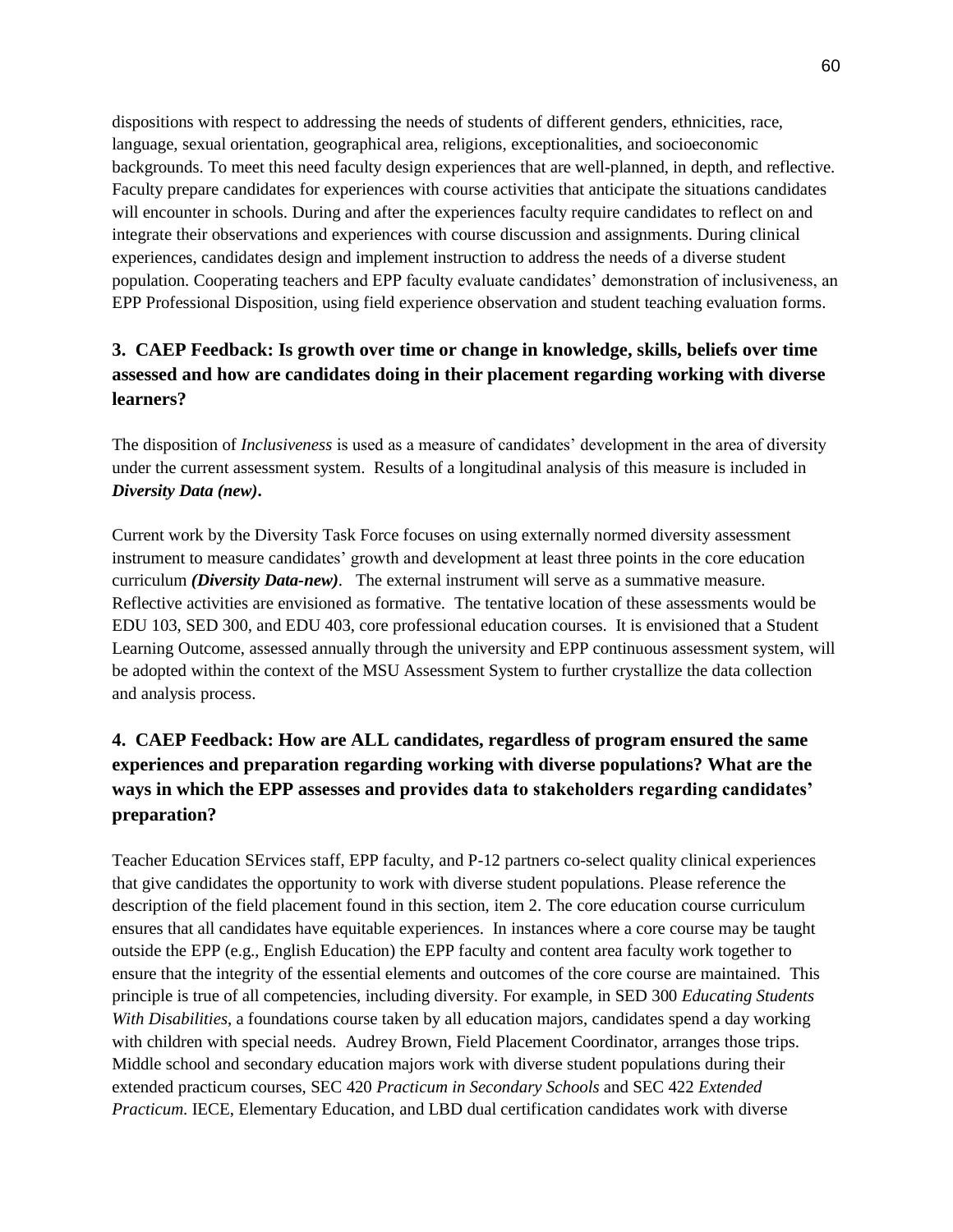dispositions with respect to addressing the needs of students of different genders, ethnicities, race, language, sexual orientation, geographical area, religions, exceptionalities, and socioeconomic backgrounds. To meet this need faculty design experiences that are well-planned, in depth, and reflective. Faculty prepare candidates for experiences with course activities that anticipate the situations candidates will encounter in schools. During and after the experiences faculty require candidates to reflect on and integrate their observations and experiences with course discussion and assignments. During clinical experiences, candidates design and implement instruction to address the needs of a diverse student population. Cooperating teachers and EPP faculty evaluate candidates' demonstration of inclusiveness, an EPP Professional Disposition, using field experience observation and student teaching evaluation forms.

### 3. CAEP Feedback: Is growth over time or change in knowledge, skills, beliefs over time assessed and how are candidates doing in their placement regarding working with diverse learners?

The disposition of *Inclusiveness* is used as a measure of candidates' development in the area of diversity under the current assessment system. Results of a longitudinal analysis of this measure is included in ***Diversity Data (new)***.

Current work by the Diversity Task Force focuses on using externally normed diversity assessment instrument to measure candidates' growth and development at least three points in the core education curriculum ***(Diversity Data-new)***. The external instrument will serve as a summative measure. Reflective activities are envisioned as formative. The tentative location of these assessments would be EDU 103, SED 300, and EDU 403, core professional education courses. It is envisioned that a Student Learning Outcome, assessed annually through the university and EPP continuous assessment system, will be adopted within the context of the MSU Assessment System to further crystallize the data collection and analysis process.

### 4. CAEP Feedback: How are ALL candidates, regardless of program ensured the same experiences and preparation regarding working with diverse populations? What are the ways in which the EPP assesses and provides data to stakeholders regarding candidates' preparation?

Teacher Education SErvices staff, EPP faculty, and P-12 partners co-select quality clinical experiences that give candidates the opportunity to work with diverse student populations. Please reference the description of the field placement found in this section, item 2. The core education course curriculum ensures that all candidates have equitable experiences. In instances where a core course may be taught outside the EPP (e.g., English Education) the EPP faculty and content area faculty work together to ensure that the integrity of the essential elements and outcomes of the core course are maintained. This principle is true of all competencies, including diversity. For example, in SED 300 *Educating Students With Disabilities*, a foundations course taken by all education majors, candidates spend a day working with children with special needs. Audrey Brown, Field Placement Coordinator, arranges those trips. Middle school and secondary education majors work with diverse student populations during their extended practicum courses, SEC 420 *Practicum in Secondary Schools* and SEC 422 *Extended Practicum*. IECE, Elementary Education, and LBD dual certification candidates work with diverse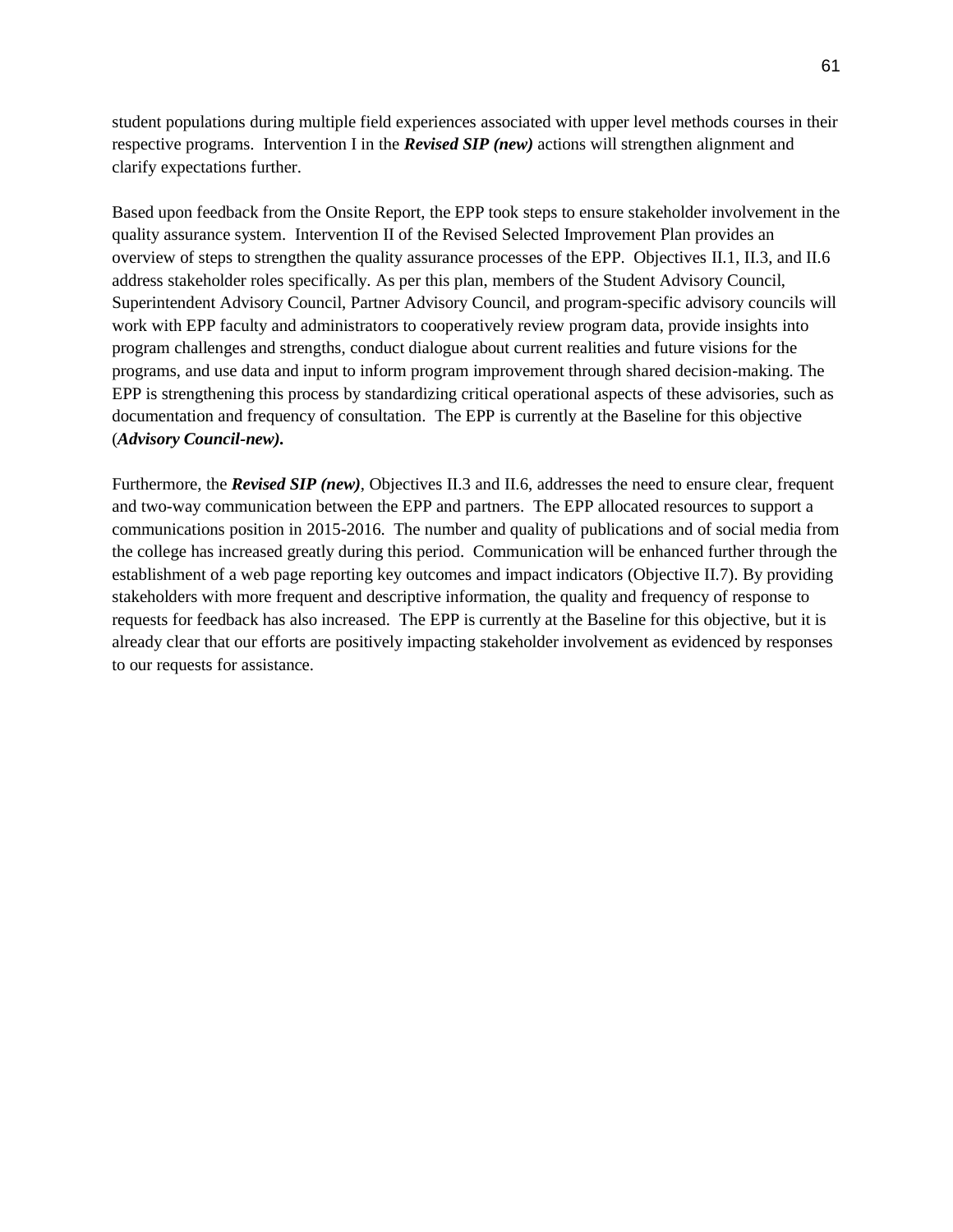student populations during multiple field experiences associated with upper level methods courses in their respective programs. Intervention I in the ***Revised SIP (new)*** actions will strengthen alignment and clarify expectations further.

Based upon feedback from the Onsite Report, the EPP took steps to ensure stakeholder involvement in the quality assurance system. Intervention II of the Revised Selected Improvement Plan provides an overview of steps to strengthen the quality assurance processes of the EPP. Objectives II.1, II.3, and II.6 address stakeholder roles specifically. As per this plan, members of the Student Advisory Council, Superintendent Advisory Council, Partner Advisory Council, and program-specific advisory councils will work with EPP faculty and administrators to cooperatively review program data, provide insights into program challenges and strengths, conduct dialogue about current realities and future visions for the programs, and use data and input to inform program improvement through shared decision-making. The EPP is strengthening this process by standardizing critical operational aspects of these advisories, such as documentation and frequency of consultation. The EPP is currently at the Baseline for this objective (***Advisory Council-new).***

Furthermore, the ***Revised SIP (new)***, Objectives II.3 and II.6, addresses the need to ensure clear, frequent and two-way communication between the EPP and partners. The EPP allocated resources to support a communications position in 2015-2016. The number and quality of publications and of social media from the college has increased greatly during this period. Communication will be enhanced further through the establishment of a web page reporting key outcomes and impact indicators (Objective II.7). By providing stakeholders with more frequent and descriptive information, the quality and frequency of response to requests for feedback has also increased. The EPP is currently at the Baseline for this objective, but it is already clear that our efforts are positively impacting stakeholder involvement as evidenced by responses to our requests for assistance.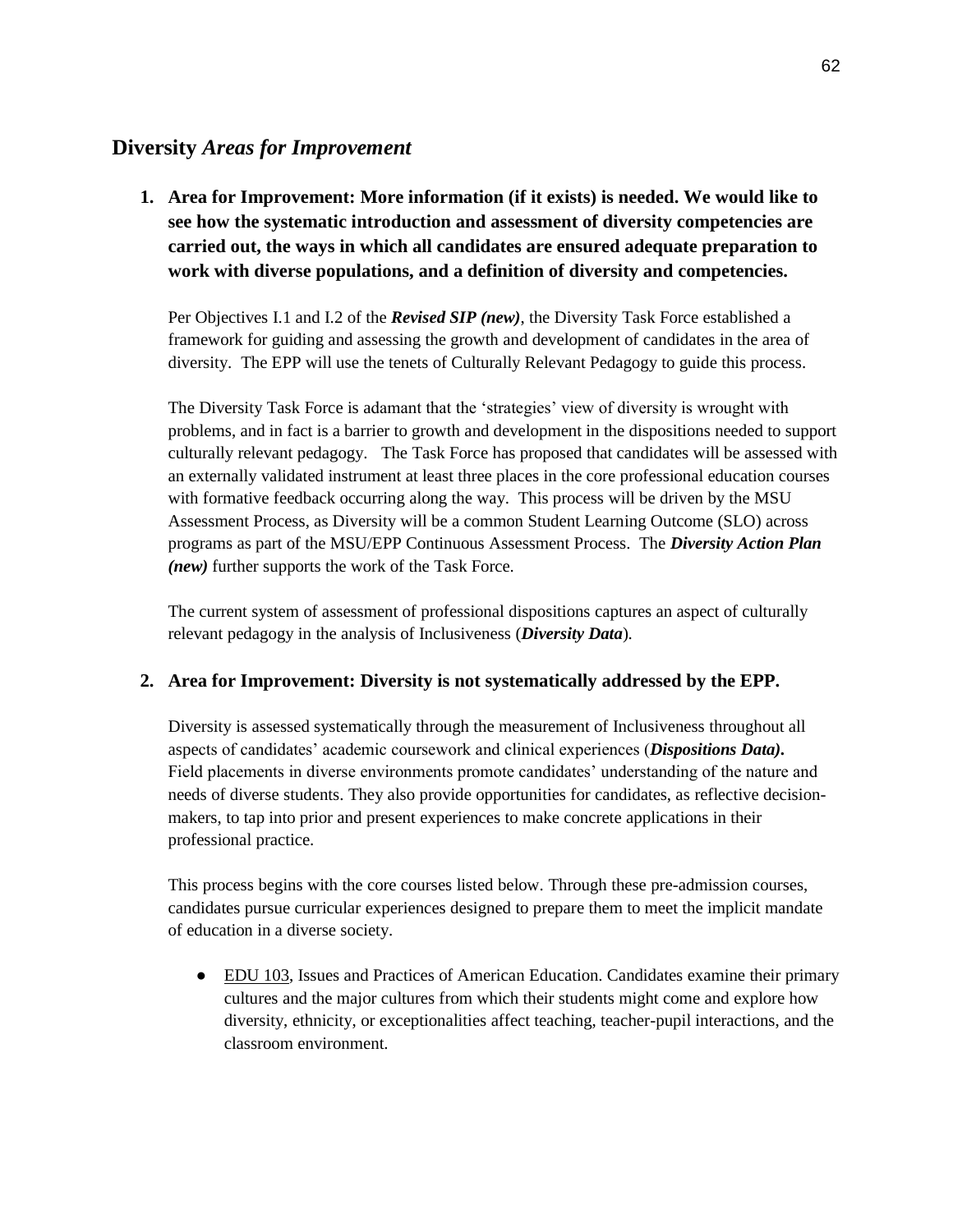## Diversity *Areas for Improvement*

1. **Area for Improvement: More information (if it exists) is needed. We would like to see how the systematic introduction and assessment of diversity competencies are carried out, the ways in which all candidates are ensured adequate preparation to work with diverse populations, and a definition of diversity and competencies.**

   Per Objectives I.1 and I.2 of the ***Revised SIP (new)***, the Diversity Task Force established a framework for guiding and assessing the growth and development of candidates in the area of diversity. The EPP will use the tenets of Culturally Relevant Pedagogy to guide this process.

   The Diversity Task Force is adamant that the 'strategies' view of diversity is wrought with problems, and in fact is a barrier to growth and development in the dispositions needed to support culturally relevant pedagogy. The Task Force has proposed that candidates will be assessed with an externally validated instrument at least three places in the core professional education courses with formative feedback occurring along the way. This process will be driven by the MSU Assessment Process, as Diversity will be a common Student Learning Outcome (SLO) across programs as part of the MSU/EPP Continuous Assessment Process. The ***Diversity Action Plan (new)*** further supports the work of the Task Force.

   The current system of assessment of professional dispositions captures an aspect of culturally relevant pedagogy in the analysis of Inclusiveness (***Diversity Data***).

2. **Area for Improvement: Diversity is not systematically addressed by the EPP.**

   Diversity is assessed systematically through the measurement of Inclusiveness throughout all aspects of candidates' academic coursework and clinical experiences (***Dispositions Data)***. Field placements in diverse environments promote candidates' understanding of the nature and needs of diverse students. They also provide opportunities for candidates, as reflective decision-makers, to tap into prior and present experiences to make concrete applications in their professional practice.

   This process begins with the core courses listed below. Through these pre-admission courses, candidates pursue curricular experiences designed to prepare them to meet the implicit mandate of education in a diverse society.

   - EDU 103, Issues and Practices of American Education. Candidates examine their primary cultures and the major cultures from which their students might come and explore how diversity, ethnicity, or exceptionalities affect teaching, teacher-pupil interactions, and the classroom environment.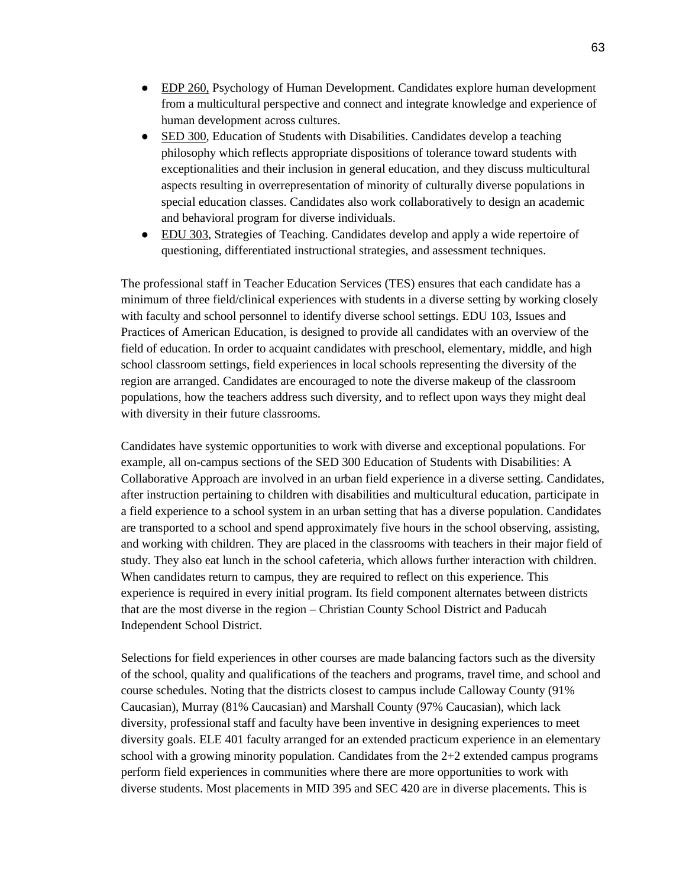- EDP 260, Psychology of Human Development. Candidates explore human development from a multicultural perspective and connect and integrate knowledge and experience of human development across cultures.
- SED 300, Education of Students with Disabilities. Candidates develop a teaching philosophy which reflects appropriate dispositions of tolerance toward students with exceptionalities and their inclusion in general education, and they discuss multicultural aspects resulting in overrepresentation of minority of culturally diverse populations in special education classes. Candidates also work collaboratively to design an academic and behavioral program for diverse individuals.
- EDU 303, Strategies of Teaching. Candidates develop and apply a wide repertoire of questioning, differentiated instructional strategies, and assessment techniques.

The professional staff in Teacher Education Services (TES) ensures that each candidate has a minimum of three field/clinical experiences with students in a diverse setting by working closely with faculty and school personnel to identify diverse school settings. EDU 103, Issues and Practices of American Education, is designed to provide all candidates with an overview of the field of education. In order to acquaint candidates with preschool, elementary, middle, and high school classroom settings, field experiences in local schools representing the diversity of the region are arranged. Candidates are encouraged to note the diverse makeup of the classroom populations, how the teachers address such diversity, and to reflect upon ways they might deal with diversity in their future classrooms.

Candidates have systemic opportunities to work with diverse and exceptional populations. For example, all on-campus sections of the SED 300 Education of Students with Disabilities: A Collaborative Approach are involved in an urban field experience in a diverse setting. Candidates, after instruction pertaining to children with disabilities and multicultural education, participate in a field experience to a school system in an urban setting that has a diverse population. Candidates are transported to a school and spend approximately five hours in the school observing, assisting, and working with children. They are placed in the classrooms with teachers in their major field of study. They also eat lunch in the school cafeteria, which allows further interaction with children. When candidates return to campus, they are required to reflect on this experience. This experience is required in every initial program. Its field component alternates between districts that are the most diverse in the region – Christian County School District and Paducah Independent School District.

Selections for field experiences in other courses are made balancing factors such as the diversity of the school, quality and qualifications of the teachers and programs, travel time, and school and course schedules. Noting that the districts closest to campus include Calloway County (91% Caucasian), Murray (81% Caucasian) and Marshall County (97% Caucasian), which lack diversity, professional staff and faculty have been inventive in designing experiences to meet diversity goals. ELE 401 faculty arranged for an extended practicum experience in an elementary school with a growing minority population. Candidates from the 2+2 extended campus programs perform field experiences in communities where there are more opportunities to work with diverse students. Most placements in MID 395 and SEC 420 are in diverse placements. This is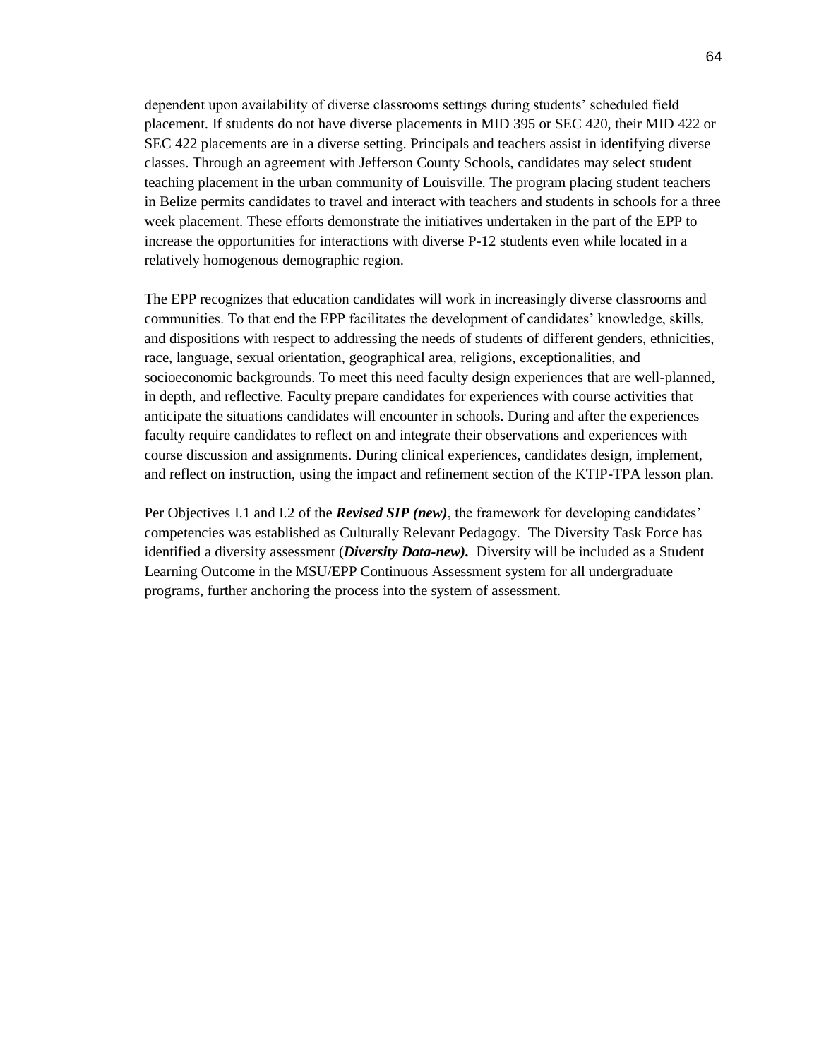dependent upon availability of diverse classrooms settings during students' scheduled field placement. If students do not have diverse placements in MID 395 or SEC 420, their MID 422 or SEC 422 placements are in a diverse setting. Principals and teachers assist in identifying diverse classes. Through an agreement with Jefferson County Schools, candidates may select student teaching placement in the urban community of Louisville. The program placing student teachers in Belize permits candidates to travel and interact with teachers and students in schools for a three week placement. These efforts demonstrate the initiatives undertaken in the part of the EPP to increase the opportunities for interactions with diverse P-12 students even while located in a relatively homogenous demographic region.

The EPP recognizes that education candidates will work in increasingly diverse classrooms and communities. To that end the EPP facilitates the development of candidates' knowledge, skills, and dispositions with respect to addressing the needs of students of different genders, ethnicities, race, language, sexual orientation, geographical area, religions, exceptionalities, and socioeconomic backgrounds. To meet this need faculty design experiences that are well-planned, in depth, and reflective. Faculty prepare candidates for experiences with course activities that anticipate the situations candidates will encounter in schools. During and after the experiences faculty require candidates to reflect on and integrate their observations and experiences with course discussion and assignments. During clinical experiences, candidates design, implement, and reflect on instruction, using the impact and refinement section of the KTIP-TPA lesson plan.

Per Objectives I.1 and I.2 of the ***Revised SIP (new)***, the framework for developing candidates' competencies was established as Culturally Relevant Pedagogy. The Diversity Task Force has identified a diversity assessment (***Diversity Data-new).*** Diversity will be included as a Student Learning Outcome in the MSU/EPP Continuous Assessment system for all undergraduate programs, further anchoring the process into the system of assessment.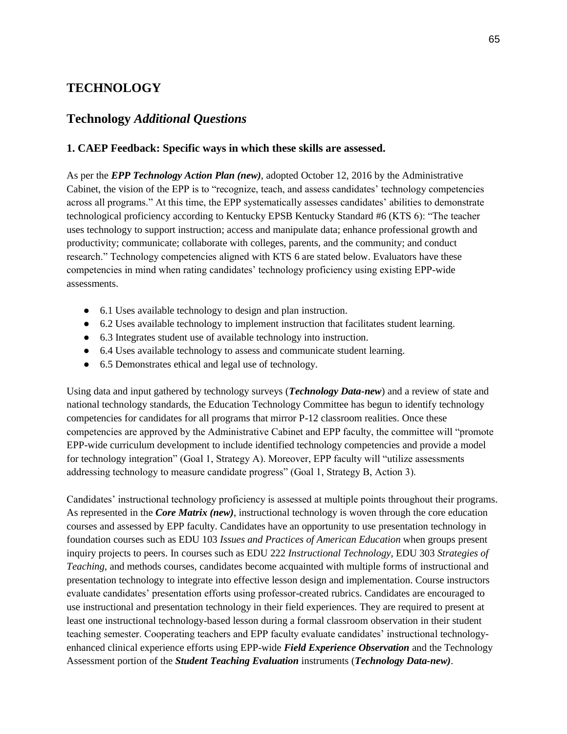# TECHNOLOGY

## Technology *Additional Questions*

### 1. CAEP Feedback: Specific ways in which these skills are assessed.

As per the ***EPP Technology Action Plan (new)***, adopted October 12, 2016 by the Administrative Cabinet, the vision of the EPP is to "recognize, teach, and assess candidates' technology competencies across all programs." At this time, the EPP systematically assesses candidates' abilities to demonstrate technological proficiency according to Kentucky EPSB Kentucky Standard #6 (KTS 6): "The teacher uses technology to support instruction; access and manipulate data; enhance professional growth and productivity; communicate; collaborate with colleges, parents, and the community; and conduct research." Technology competencies aligned with KTS 6 are stated below. Evaluators have these competencies in mind when rating candidates' technology proficiency using existing EPP-wide assessments.

- 6.1 Uses available technology to design and plan instruction.
- 6.2 Uses available technology to implement instruction that facilitates student learning.
- 6.3 Integrates student use of available technology into instruction.
- 6.4 Uses available technology to assess and communicate student learning.
- 6.5 Demonstrates ethical and legal use of technology.

Using data and input gathered by technology surveys (***Technology Data-new***) and a review of state and national technology standards, the Education Technology Committee has begun to identify technology competencies for candidates for all programs that mirror P-12 classroom realities. Once these competencies are approved by the Administrative Cabinet and EPP faculty, the committee will "promote EPP-wide curriculum development to include identified technology competencies and provide a model for technology integration" (Goal 1, Strategy A). Moreover, EPP faculty will "utilize assessments addressing technology to measure candidate progress" (Goal 1, Strategy B, Action 3).

Candidates' instructional technology proficiency is assessed at multiple points throughout their programs. As represented in the ***Core Matrix (new)***, instructional technology is woven through the core education courses and assessed by EPP faculty. Candidates have an opportunity to use presentation technology in foundation courses such as EDU 103 *Issues and Practices of American Education* when groups present inquiry projects to peers. In courses such as EDU 222 *Instructional Technology*, EDU 303 *Strategies of Teaching*, and methods courses, candidates become acquainted with multiple forms of instructional and presentation technology to integrate into effective lesson design and implementation. Course instructors evaluate candidates' presentation efforts using professor-created rubrics. Candidates are encouraged to use instructional and presentation technology in their field experiences. They are required to present at least one instructional technology-based lesson during a formal classroom observation in their student teaching semester. Cooperating teachers and EPP faculty evaluate candidates' instructional technology-enhanced clinical experience efforts using EPP-wide ***Field Experience Observation*** and the Technology Assessment portion of the ***Student Teaching Evaluation*** instruments (***Technology Data-new)***.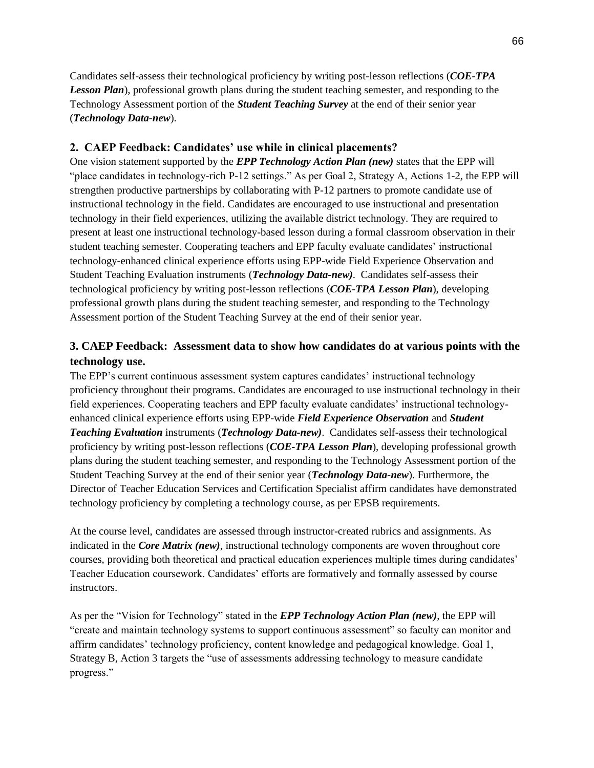Candidates self-assess their technological proficiency by writing post-lesson reflections (***COE-TPA Lesson Plan***), professional growth plans during the student teaching semester, and responding to the Technology Assessment portion of the ***Student Teaching Survey*** at the end of their senior year (***Technology Data-new***).

### 2. CAEP Feedback: Candidates' use while in clinical placements?

One vision statement supported by the ***EPP Technology Action Plan (new)*** states that the EPP will "place candidates in technology-rich P-12 settings." As per Goal 2, Strategy A, Actions 1-2, the EPP will strengthen productive partnerships by collaborating with P-12 partners to promote candidate use of instructional technology in the field. Candidates are encouraged to use instructional and presentation technology in their field experiences, utilizing the available district technology. They are required to present at least one instructional technology-based lesson during a formal classroom observation in their student teaching semester. Cooperating teachers and EPP faculty evaluate candidates' instructional technology-enhanced clinical experience efforts using EPP-wide Field Experience Observation and Student Teaching Evaluation instruments (***Technology Data-new)***. Candidates self-assess their technological proficiency by writing post-lesson reflections (***COE-TPA Lesson Plan***), developing professional growth plans during the student teaching semester, and responding to the Technology Assessment portion of the Student Teaching Survey at the end of their senior year.

### 3. CAEP Feedback: Assessment data to show how candidates do at various points with the technology use.

The EPP's current continuous assessment system captures candidates' instructional technology proficiency throughout their programs. Candidates are encouraged to use instructional technology in their field experiences. Cooperating teachers and EPP faculty evaluate candidates' instructional technology-enhanced clinical experience efforts using EPP-wide ***Field Experience Observation*** and ***Student Teaching Evaluation*** instruments (***Technology Data-new)***. Candidates self-assess their technological proficiency by writing post-lesson reflections (***COE-TPA Lesson Plan***), developing professional growth plans during the student teaching semester, and responding to the Technology Assessment portion of the Student Teaching Survey at the end of their senior year (***Technology Data-new***). Furthermore, the Director of Teacher Education Services and Certification Specialist affirm candidates have demonstrated technology proficiency by completing a technology course, as per EPSB requirements.

At the course level, candidates are assessed through instructor-created rubrics and assignments. As indicated in the ***Core Matrix (new)***, instructional technology components are woven throughout core courses, providing both theoretical and practical education experiences multiple times during candidates' Teacher Education coursework. Candidates' efforts are formatively and formally assessed by course instructors.

As per the "Vision for Technology" stated in the ***EPP Technology Action Plan (new)***, the EPP will "create and maintain technology systems to support continuous assessment" so faculty can monitor and affirm candidates' technology proficiency, content knowledge and pedagogical knowledge. Goal 1, Strategy B, Action 3 targets the "use of assessments addressing technology to measure candidate progress."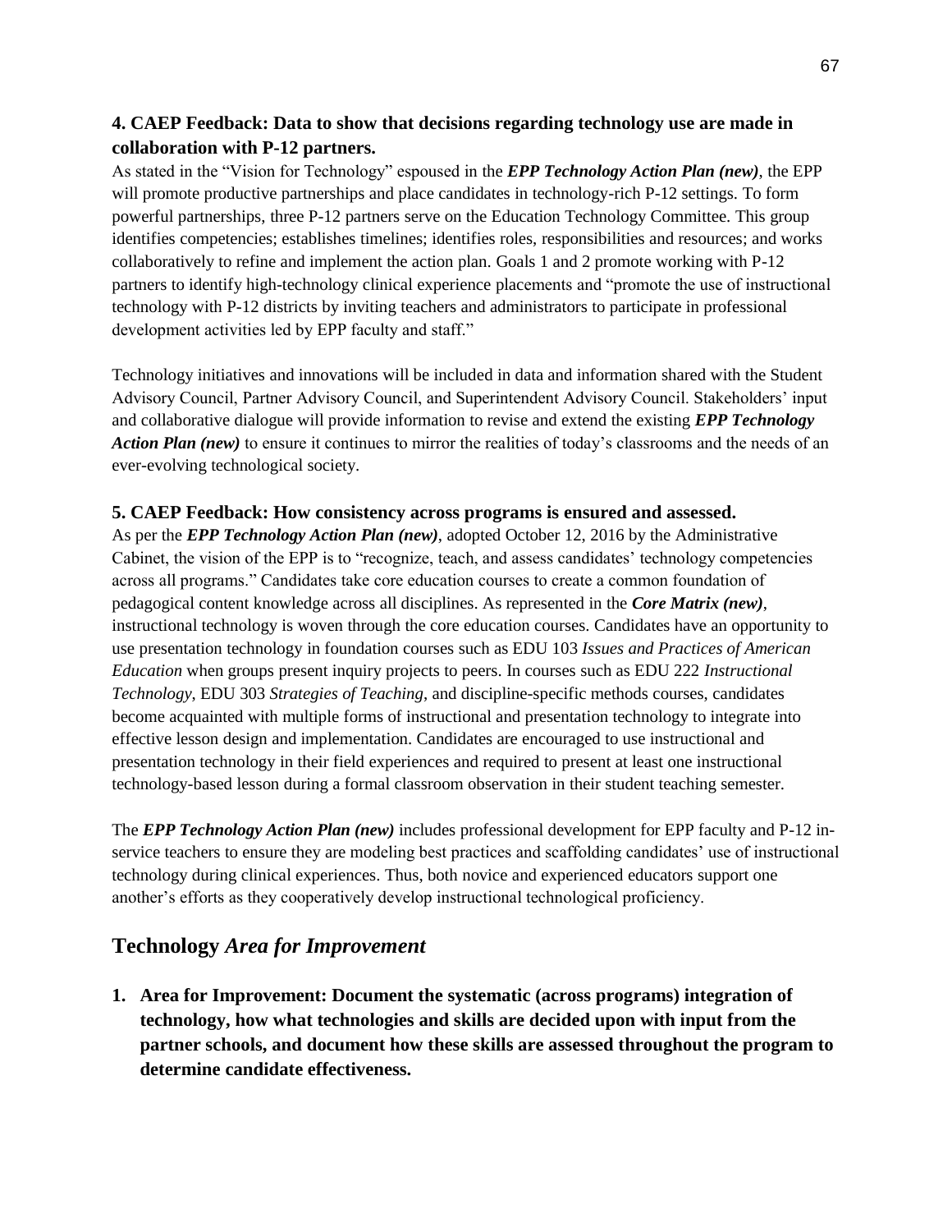### 4. CAEP Feedback: Data to show that decisions regarding technology use are made in collaboration with P-12 partners.

As stated in the "Vision for Technology" espoused in the ***EPP Technology Action Plan (new)***, the EPP will promote productive partnerships and place candidates in technology-rich P-12 settings. To form powerful partnerships, three P-12 partners serve on the Education Technology Committee. This group identifies competencies; establishes timelines; identifies roles, responsibilities and resources; and works collaboratively to refine and implement the action plan. Goals 1 and 2 promote working with P-12 partners to identify high-technology clinical experience placements and "promote the use of instructional technology with P-12 districts by inviting teachers and administrators to participate in professional development activities led by EPP faculty and staff."

Technology initiatives and innovations will be included in data and information shared with the Student Advisory Council, Partner Advisory Council, and Superintendent Advisory Council. Stakeholders' input and collaborative dialogue will provide information to revise and extend the existing ***EPP Technology Action Plan (new)*** to ensure it continues to mirror the realities of today's classrooms and the needs of an ever-evolving technological society.

### 5. CAEP Feedback: How consistency across programs is ensured and assessed.

As per the ***EPP Technology Action Plan (new)***, adopted October 12, 2016 by the Administrative Cabinet, the vision of the EPP is to "recognize, teach, and assess candidates' technology competencies across all programs." Candidates take core education courses to create a common foundation of pedagogical content knowledge across all disciplines. As represented in the ***Core Matrix (new)***, instructional technology is woven through the core education courses. Candidates have an opportunity to use presentation technology in foundation courses such as EDU 103 *Issues and Practices of American Education* when groups present inquiry projects to peers. In courses such as EDU 222 *Instructional Technology*, EDU 303 *Strategies of Teaching*, and discipline-specific methods courses, candidates become acquainted with multiple forms of instructional and presentation technology to integrate into effective lesson design and implementation. Candidates are encouraged to use instructional and presentation technology in their field experiences and required to present at least one instructional technology-based lesson during a formal classroom observation in their student teaching semester.

The ***EPP Technology Action Plan (new)*** includes professional development for EPP faculty and P-12 in-service teachers to ensure they are modeling best practices and scaffolding candidates' use of instructional technology during clinical experiences. Thus, both novice and experienced educators support one another's efforts as they cooperatively develop instructional technological proficiency.

## Technology *Area for Improvement*

1. **Area for Improvement: Document the systematic (across programs) integration of technology, how what technologies and skills are decided upon with input from the partner schools, and document how these skills are assessed throughout the program to determine candidate effectiveness.**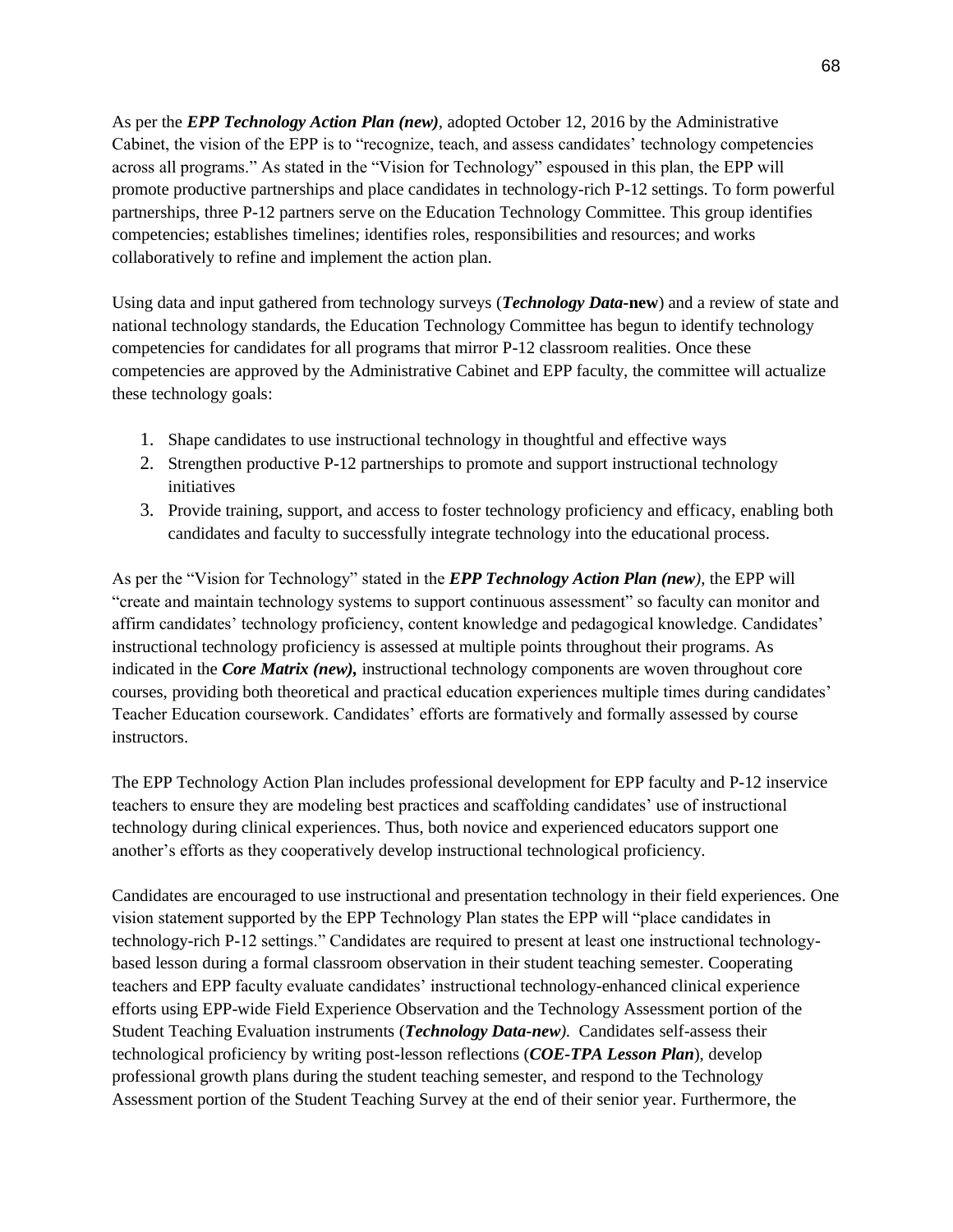As per the ***EPP Technology Action Plan (new)***, adopted October 12, 2016 by the Administrative Cabinet, the vision of the EPP is to "recognize, teach, and assess candidates' technology competencies across all programs." As stated in the "Vision for Technology" espoused in this plan, the EPP will promote productive partnerships and place candidates in technology-rich P-12 settings. To form powerful partnerships, three P-12 partners serve on the Education Technology Committee. This group identifies competencies; establishes timelines; identifies roles, responsibilities and resources; and works collaboratively to refine and implement the action plan.

Using data and input gathered from technology surveys (***Technology Data*-new**) and a review of state and national technology standards, the Education Technology Committee has begun to identify technology competencies for candidates for all programs that mirror P-12 classroom realities. Once these competencies are approved by the Administrative Cabinet and EPP faculty, the committee will actualize these technology goals:

1. Shape candidates to use instructional technology in thoughtful and effective ways
2. Strengthen productive P-12 partnerships to promote and support instructional technology initiatives
3. Provide training, support, and access to foster technology proficiency and efficacy, enabling both candidates and faculty to successfully integrate technology into the educational process.

As per the "Vision for Technology" stated in the ***EPP Technology Action Plan (new)***, the EPP will "create and maintain technology systems to support continuous assessment" so faculty can monitor and affirm candidates' technology proficiency, content knowledge and pedagogical knowledge. Candidates' instructional technology proficiency is assessed at multiple points throughout their programs. As indicated in the ***Core Matrix (new),*** instructional technology components are woven throughout core courses, providing both theoretical and practical education experiences multiple times during candidates' Teacher Education coursework. Candidates' efforts are formatively and formally assessed by course instructors.

The EPP Technology Action Plan includes professional development for EPP faculty and P-12 inservice teachers to ensure they are modeling best practices and scaffolding candidates' use of instructional technology during clinical experiences. Thus, both novice and experienced educators support one another's efforts as they cooperatively develop instructional technological proficiency.

Candidates are encouraged to use instructional and presentation technology in their field experiences. One vision statement supported by the EPP Technology Plan states the EPP will "place candidates in technology-rich P-12 settings." Candidates are required to present at least one instructional technology-based lesson during a formal classroom observation in their student teaching semester. Cooperating teachers and EPP faculty evaluate candidates' instructional technology-enhanced clinical experience efforts using EPP-wide Field Experience Observation and the Technology Assessment portion of the Student Teaching Evaluation instruments (***Technology Data-new).*** Candidates self-assess their technological proficiency by writing post-lesson reflections (***COE-TPA Lesson Plan***), develop professional growth plans during the student teaching semester, and respond to the Technology Assessment portion of the Student Teaching Survey at the end of their senior year. Furthermore, the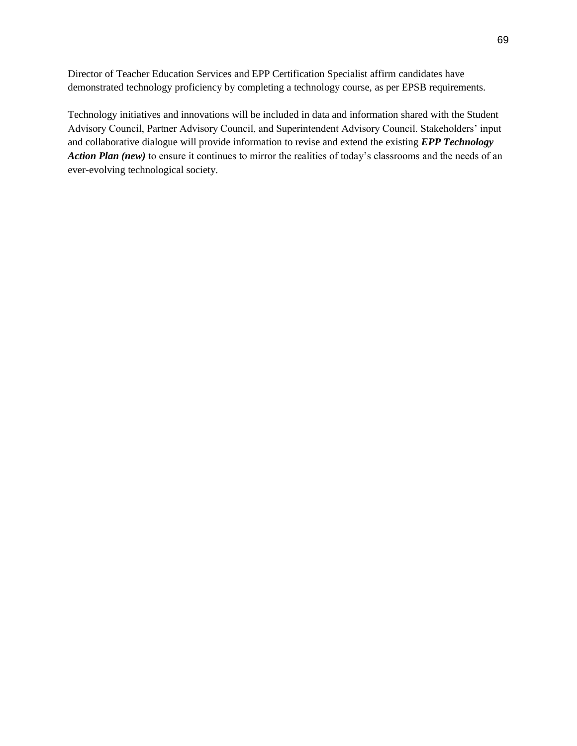Director of Teacher Education Services and EPP Certification Specialist affirm candidates have demonstrated technology proficiency by completing a technology course, as per EPSB requirements.

Technology initiatives and innovations will be included in data and information shared with the Student Advisory Council, Partner Advisory Council, and Superintendent Advisory Council. Stakeholders' input and collaborative dialogue will provide information to revise and extend the existing ***EPP Technology Action Plan (new)*** to ensure it continues to mirror the realities of today's classrooms and the needs of an ever-evolving technological society.